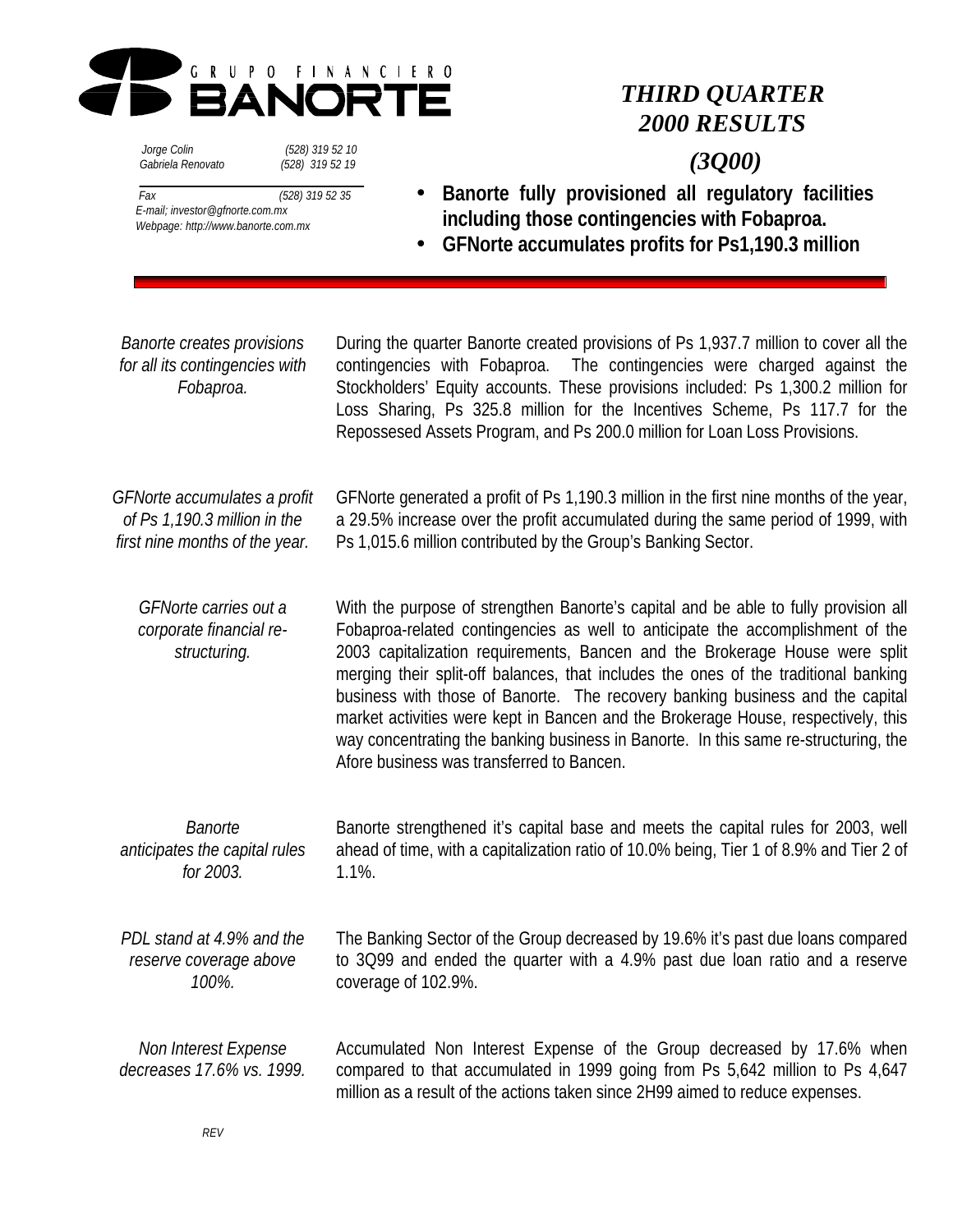GRUPO FINANCIERO **BANORTE**

Jorge Colin (528) 319 52 10
Gabriela Renovato (528) 319 52 19

Fax (528) 319 52 35
E-mail; investor@gfnorte.com.mx
Webpage: http://www.banorte.com.mx

# *THIRD QUARTER 2000 RESULTS*

## *(3Q00)*

- **Banorte fully provisioned all regulatory facilities including those contingencies with Fobaproa.**
- **GFNorte accumulates profits for Ps1,190.3 million**

*Banorte creates provisions for all its contingencies with Fobaproa.*

During the quarter Banorte created provisions of Ps 1,937.7 million to cover all the contingencies with Fobaproa. The contingencies were charged against the Stockholders' Equity accounts. These provisions included: Ps 1,300.2 million for Loss Sharing, Ps 325.8 million for the Incentives Scheme, Ps 117.7 for the Repossesed Assets Program, and Ps 200.0 million for Loan Loss Provisions.

*GFNorte accumulates a profit of Ps 1,190.3 million in the first nine months of the year.*

GFNorte generated a profit of Ps 1,190.3 million in the first nine months of the year, a 29.5% increase over the profit accumulated during the same period of 1999, with Ps 1,015.6 million contributed by the Group's Banking Sector.

*GFNorte carries out a corporate financial re-structuring.*

With the purpose of strengthen Banorte's capital and be able to fully provision all Fobaproa-related contingencies as well to anticipate the accomplishment of the 2003 capitalization requirements, Bancen and the Brokerage House were split merging their split-off balances, that includes the ones of the traditional banking business with those of Banorte. The recovery banking business and the capital market activities were kept in Bancen and the Brokerage House, respectively, this way concentrating the banking business in Banorte. In this same re-structuring, the Afore business was transferred to Bancen.

*Banorte anticipates the capital rules for 2003.*

Banorte strengthened it's capital base and meets the capital rules for 2003, well ahead of time, with a capitalization ratio of 10.0% being, Tier 1 of 8.9% and Tier 2 of 1.1%.

*PDL stand at 4.9% and the reserve coverage above 100%.*

The Banking Sector of the Group decreased by 19.6% it's past due loans compared to 3Q99 and ended the quarter with a 4.9% past due loan ratio and a reserve coverage of 102.9%.

*Non Interest Expense decreases 17.6% vs. 1999.*

Accumulated Non Interest Expense of the Group decreased by 17.6% when compared to that accumulated in 1999 going from Ps 5,642 million to Ps 4,647 million as a result of the actions taken since 2H99 aimed to reduce expenses.

*REV*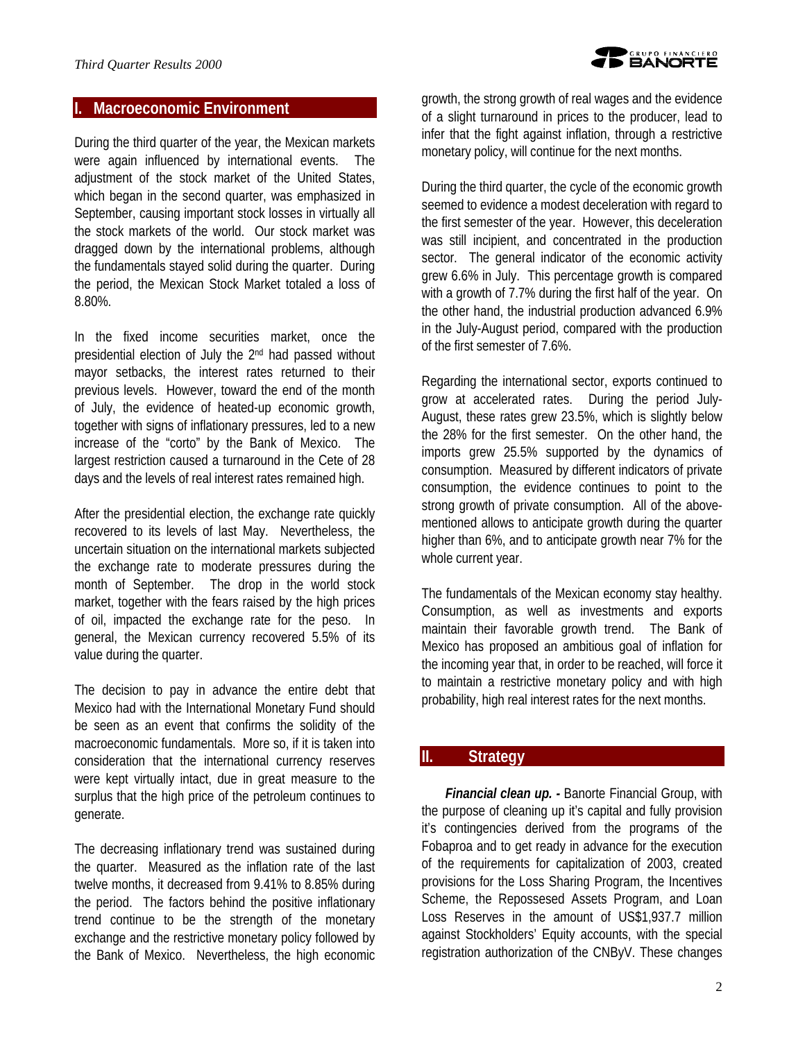## I. Macroeconomic Environment

During the third quarter of the year, the Mexican markets were again influenced by international events. The adjustment of the stock market of the United States, which began in the second quarter, was emphasized in September, causing important stock losses in virtually all the stock markets of the world. Our stock market was dragged down by the international problems, although the fundamentals stayed solid during the quarter. During the period, the Mexican Stock Market totaled a loss of 8.80%.

In the fixed income securities market, once the presidential election of July the 2nd had passed without mayor setbacks, the interest rates returned to their previous levels. However, toward the end of the month of July, the evidence of heated-up economic growth, together with signs of inflationary pressures, led to a new increase of the "corto" by the Bank of Mexico. The largest restriction caused a turnaround in the Cete of 28 days and the levels of real interest rates remained high.

After the presidential election, the exchange rate quickly recovered to its levels of last May. Nevertheless, the uncertain situation on the international markets subjected the exchange rate to moderate pressures during the month of September. The drop in the world stock market, together with the fears raised by the high prices of oil, impacted the exchange rate for the peso. In general, the Mexican currency recovered 5.5% of its value during the quarter.

The decision to pay in advance the entire debt that Mexico had with the International Monetary Fund should be seen as an event that confirms the solidity of the macroeconomic fundamentals. More so, if it is taken into consideration that the international currency reserves were kept virtually intact, due in great measure to the surplus that the high price of the petroleum continues to generate.

The decreasing inflationary trend was sustained during the quarter. Measured as the inflation rate of the last twelve months, it decreased from 9.41% to 8.85% during the period. The factors behind the positive inflationary trend continue to be the strength of the monetary exchange and the restrictive monetary policy followed by the Bank of Mexico. Nevertheless, the high economic growth, the strong growth of real wages and the evidence of a slight turnaround in prices to the producer, lead to infer that the fight against inflation, through a restrictive monetary policy, will continue for the next months.

During the third quarter, the cycle of the economic growth seemed to evidence a modest deceleration with regard to the first semester of the year. However, this deceleration was still incipient, and concentrated in the production sector. The general indicator of the economic activity grew 6.6% in July. This percentage growth is compared with a growth of 7.7% during the first half of the year. On the other hand, the industrial production advanced 6.9% in the July-August period, compared with the production of the first semester of 7.6%.

Regarding the international sector, exports continued to grow at accelerated rates. During the period July-August, these rates grew 23.5%, which is slightly below the 28% for the first semester. On the other hand, the imports grew 25.5% supported by the dynamics of consumption. Measured by different indicators of private consumption, the evidence continues to point to the strong growth of private consumption. All of the above-mentioned allows to anticipate growth during the quarter higher than 6%, and to anticipate growth near 7% for the whole current year.

The fundamentals of the Mexican economy stay healthy. Consumption, as well as investments and exports maintain their favorable growth trend. The Bank of Mexico has proposed an ambitious goal of inflation for the incoming year that, in order to be reached, will force it to maintain a restrictive monetary policy and with high probability, high real interest rates for the next months.

## II. Strategy

***Financial clean up. -*** Banorte Financial Group, with the purpose of cleaning up it's capital and fully provision it's contingencies derived from the programs of the Fobaproa and to get ready in advance for the execution of the requirements for capitalization of 2003, created provisions for the Loss Sharing Program, the Incentives Scheme, the Repossesed Assets Program, and Loan Loss Reserves in the amount of US$1,937.7 million against Stockholders' Equity accounts, with the special registration authorization of the CNByV. These changes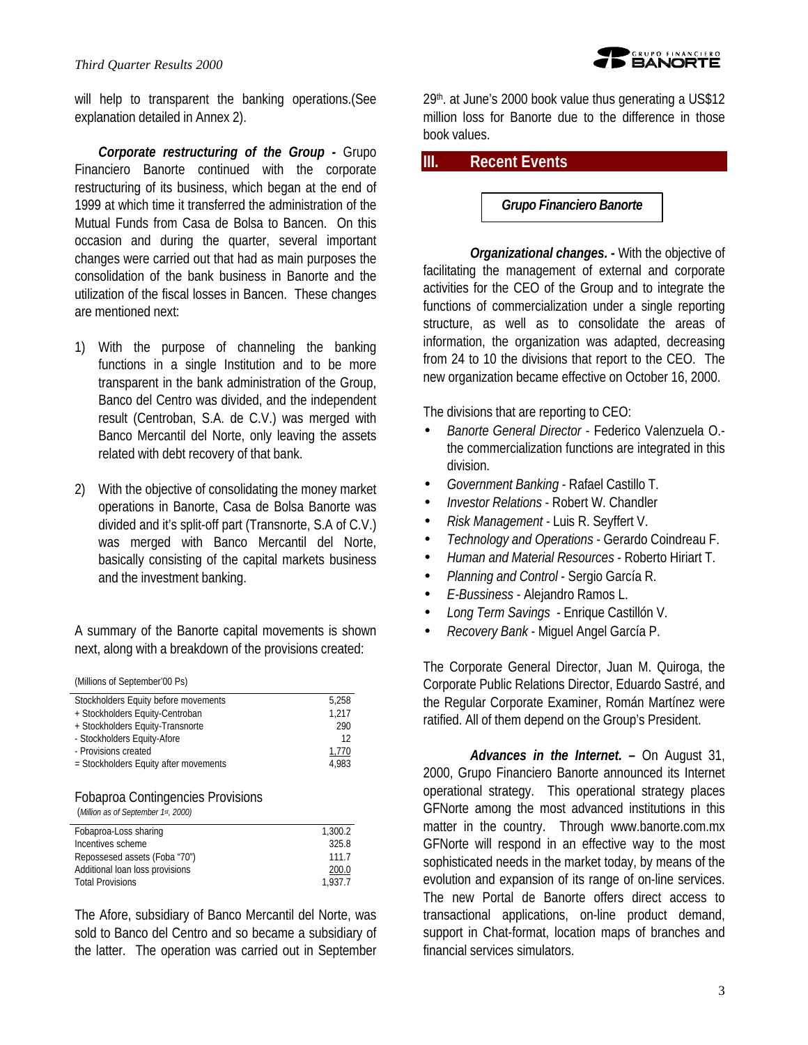will help to transparent the banking operations.(See explanation detailed in Annex 2).

***Corporate restructuring of the Group -*** Grupo Financiero Banorte continued with the corporate restructuring of its business, which began at the end of 1999 at which time it transferred the administration of the Mutual Funds from Casa de Bolsa to Bancen. On this occasion and during the quarter, several important changes were carried out that had as main purposes the consolidation of the bank business in Banorte and the utilization of the fiscal losses in Bancen. These changes are mentioned next:

1) With the purpose of channeling the banking functions in a single Institution and to be more transparent in the bank administration of the Group, Banco del Centro was divided, and the independent result (Centroban, S.A. de C.V.) was merged with Banco Mercantil del Norte, only leaving the assets related with debt recovery of that bank.

2) With the objective of consolidating the money market operations in Banorte, Casa de Bolsa Banorte was divided and it's split-off part (Transnorte, S.A of C.V.) was merged with Banco Mercantil del Norte, basically consisting of the capital markets business and the investment banking.

A summary of the Banorte capital movements is shown next, along with a breakdown of the provisions created:

(Millions of September'00 Ps)

| | |
|---|---|
| Stockholders Equity before movements | 5,258 |
| + Stockholders Equity-Centroban | 1,217 |
| + Stockholders Equity-Transnorte | 290 |
| - Stockholders Equity-Afore | 12 |
| - Provisions created | 1,770 |
| = Stockholders Equity after movements | 4,983 |

Fobaproa Contingencies Provisions

(*Million as of September 1st, 2000)*

| | |
|---|---|
| Fobaproa-Loss sharing | 1,300.2 |
| Incentives scheme | 325.8 |
| Repossesed assets (Foba "70") | 111.7 |
| Additional loan loss provisions | 200.0 |
| Total Provisions | 1,937.7 |

The Afore, subsidiary of Banco Mercantil del Norte, was sold to Banco del Centro and so became a subsidiary of the latter. The operation was carried out in September 29th. at June's 2000 book value thus generating a US$12 million loss for Banorte due to the difference in those book values.

## III. Recent Events

### *Grupo Financiero Banorte*

***Organizational changes. -*** With the objective of facilitating the management of external and corporate activities for the CEO of the Group and to integrate the functions of commercialization under a single reporting structure, as well as to consolidate the areas of information, the organization was adapted, decreasing from 24 to 10 the divisions that report to the CEO. The new organization became effective on October 16, 2000.

The divisions that are reporting to CEO:

- *Banorte General Director* - Federico Valenzuela O.- the commercialization functions are integrated in this division.
- *Government Banking* - Rafael Castillo T.
- *Investor Relations* - Robert W. Chandler
- *Risk Management* - Luis R. Seyffert V.
- *Technology and Operations* - Gerardo Coindreau F.
- *Human and Material Resources* - Roberto Hiriart T.
- *Planning and Control* - Sergio García R.
- *E-Bussiness* - Alejandro Ramos L.
- *Long Term Savings* - Enrique Castillón V.
- *Recovery Bank* - Miguel Angel García P.

The Corporate General Director, Juan M. Quiroga, the Corporate Public Relations Director, Eduardo Sastré, and the Regular Corporate Examiner, Román Martínez were ratified. All of them depend on the Group's President.

***Advances in the Internet. –*** On August 31, 2000, Grupo Financiero Banorte announced its Internet operational strategy. This operational strategy places GFNorte among the most advanced institutions in this matter in the country. Through www.banorte.com.mx GFNorte will respond in an effective way to the most sophisticated needs in the market today, by means of the evolution and expansion of its range of on-line services. The new Portal de Banorte offers direct access to transactional applications, on-line product demand, support in Chat-format, location maps of branches and financial services simulators.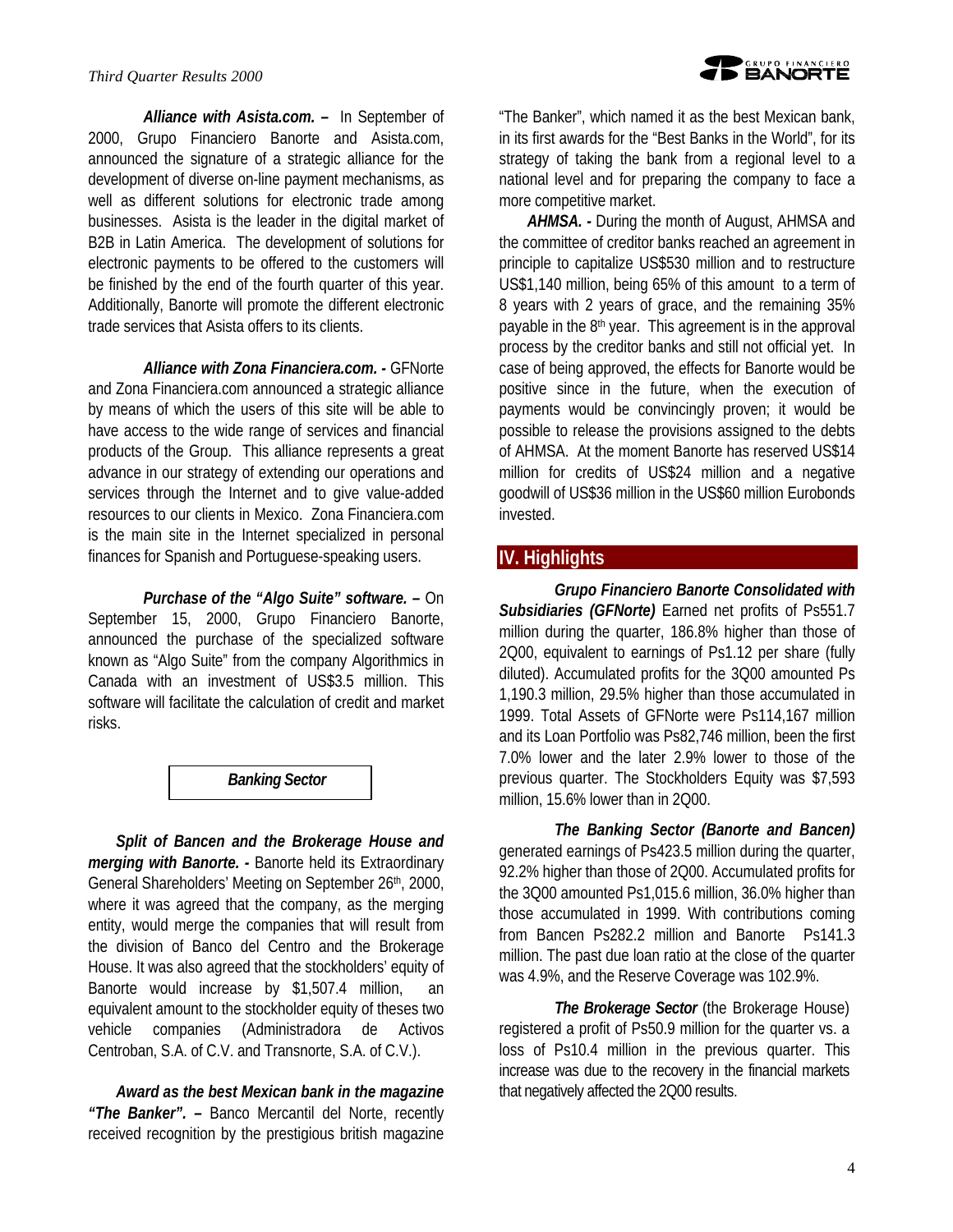***Alliance with Asista.com. –*** In September of 2000, Grupo Financiero Banorte and Asista.com, announced the signature of a strategic alliance for the development of diverse on-line payment mechanisms, as well as different solutions for electronic trade among businesses. Asista is the leader in the digital market of B2B in Latin America. The development of solutions for electronic payments to be offered to the customers will be finished by the end of the fourth quarter of this year. Additionally, Banorte will promote the different electronic trade services that Asista offers to its clients.

***Alliance with Zona Financiera.com. -*** GFNorte and Zona Financiera.com announced a strategic alliance by means of which the users of this site will be able to have access to the wide range of services and financial products of the Group. This alliance represents a great advance in our strategy of extending our operations and services through the Internet and to give value-added resources to our clients in Mexico. Zona Financiera.com is the main site in the Internet specialized in personal finances for Spanish and Portuguese-speaking users.

***Purchase of the "Algo Suite" software. –*** On September 15, 2000, Grupo Financiero Banorte, announced the purchase of the specialized software known as "Algo Suite" from the company Algorithmics in Canada with an investment of US$3.5 million. This software will facilitate the calculation of credit and market risks.

***Banking Sector***

***Split of Bancen and the Brokerage House and merging with Banorte. -*** Banorte held its Extraordinary General Shareholders' Meeting on September 26th, 2000, where it was agreed that the company, as the merging entity, would merge the companies that will result from the division of Banco del Centro and the Brokerage House. It was also agreed that the stockholders' equity of Banorte would increase by $1,507.4 million, an equivalent amount to the stockholder equity of theses two vehicle companies (Administradora de Activos Centroban, S.A. of C.V. and Transnorte, S.A. of C.V.).

***Award as the best Mexican bank in the magazine "The Banker". –*** Banco Mercantil del Norte, recently received recognition by the prestigious british magazine "The Banker", which named it as the best Mexican bank, in its first awards for the "Best Banks in the World", for its strategy of taking the bank from a regional level to a national level and for preparing the company to face a more competitive market.

***AHMSA. -*** During the month of August, AHMSA and the committee of creditor banks reached an agreement in principle to capitalize US$530 million and to restructure US$1,140 million, being 65% of this amount to a term of 8 years with 2 years of grace, and the remaining 35% payable in the 8th year. This agreement is in the approval process by the creditor banks and still not official yet. In case of being approved, the effects for Banorte would be positive since in the future, when the execution of payments would be convincingly proven; it would be possible to release the provisions assigned to the debts of AHMSA. At the moment Banorte has reserved US$14 million for credits of US$24 million and a negative goodwill of US$36 million in the US$60 million Eurobonds invested.

## IV. Highlights

***Grupo Financiero Banorte Consolidated with Subsidiaries (GFNorte)*** Earned net profits of Ps551.7 million during the quarter, 186.8% higher than those of 2Q00, equivalent to earnings of Ps1.12 per share (fully diluted). Accumulated profits for the 3Q00 amounted Ps 1,190.3 million, 29.5% higher than those accumulated in 1999. Total Assets of GFNorte were Ps114,167 million and its Loan Portfolio was Ps82,746 million, been the first 7.0% lower and the later 2.9% lower to those of the previous quarter. The Stockholders Equity was $7,593 million, 15.6% lower than in 2Q00.

***The Banking Sector (Banorte and Bancen)*** generated earnings of Ps423.5 million during the quarter, 92.2% higher than those of 2Q00. Accumulated profits for the 3Q00 amounted Ps1,015.6 million, 36.0% higher than those accumulated in 1999. With contributions coming from Bancen Ps282.2 million and Banorte Ps141.3 million. The past due loan ratio at the close of the quarter was 4.9%, and the Reserve Coverage was 102.9%.

***The Brokerage Sector*** (the Brokerage House) registered a profit of Ps50.9 million for the quarter vs. a loss of Ps10.4 million in the previous quarter. This increase was due to the recovery in the financial markets that negatively affected the 2Q00 results.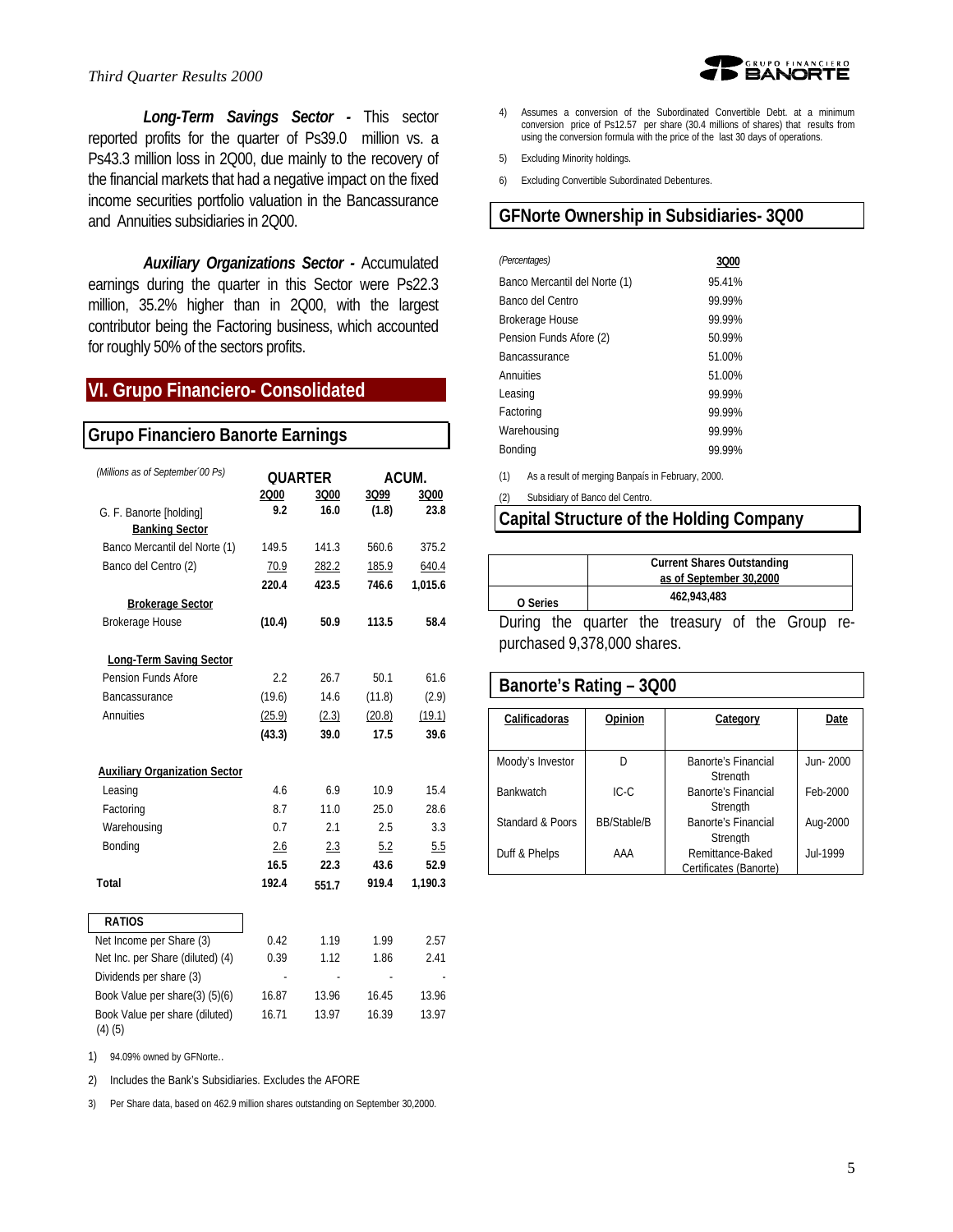***Long-Term Savings Sector -*** This sector reported profits for the quarter of Ps39.0 million vs. a Ps43.3 million loss in 2Q00, due mainly to the recovery of the financial markets that had a negative impact on the fixed income securities portfolio valuation in the Bancassurance and Annuities subsidiaries in 2Q00.

***Auxiliary Organizations Sector -*** Accumulated earnings during the quarter in this Sector were Ps22.3 million, 35.2% higher than in 2Q00, with the largest contributor being the Factoring business, which accounted for roughly 50% of the sectors profits.

## VI. Grupo Financiero- Consolidated

### Grupo Financiero Banorte Earnings

| *(Millions as of September´00 Ps)* | QUARTER | | ACUM. | |
|---|---|---|---|---|
| | 2Q00 | 3Q00 | 3Q99 | 3Q00 |
| G. F. Banorte [holding] | 9.2 | 16.0 | (1.8) | 23.8 |
| **Banking Sector** | | | | |
| Banco Mercantil del Norte (1) | 149.5 | 141.3 | 560.6 | 375.2 |
| Banco del Centro (2) | 70.9 | 282.2 | 185.9 | 640.4 |
| | **220.4** | **423.5** | **746.6** | **1,015.6** |
| **Brokerage Sector** | | | | |
| Brokerage House | **(10.4)** | **50.9** | **113.5** | **58.4** |
| **Long-Term Saving Sector** | | | | |
| Pension Funds Afore | 2.2 | 26.7 | 50.1 | 61.6 |
| Bancassurance | (19.6) | 14.6 | (11.8) | (2.9) |
| Annuities | (25.9) | (2.3) | (20.8) | (19.1) |
| | **(43.3)** | **39.0** | **17.5** | **39.6** |
| **Auxiliary Organization Sector** | | | | |
| Leasing | 4.6 | 6.9 | 10.9 | 15.4 |
| Factoring | 8.7 | 11.0 | 25.0 | 28.6 |
| Warehousing | 0.7 | 2.1 | 2.5 | 3.3 |
| Bonding | 2.6 | 2.3 | 5.2 | 5.5 |
| | **16.5** | **22.3** | **43.6** | **52.9** |
| **Total** | **192.4** | **551.7** | **919.4** | **1,190.3** |
| **RATIOS** | | | | |
| Net Income per Share (3) | 0.42 | 1.19 | 1.99 | 2.57 |
| Net Inc. per Share (diluted) (4) | 0.39 | 1.12 | 1.86 | 2.41 |
| Dividends per share (3) | - | - | - | - |
| Book Value per share(3) (5)(6) | 16.87 | 13.96 | 16.45 | 13.96 |
| Book Value per share (diluted) (4) (5) | 16.71 | 13.97 | 16.39 | 13.97 |

1) 94.09% owned by GFNorte..

2) Includes the Bank's Subsidiaries. Excludes the AFORE

3) Per Share data, based on 462.9 million shares outstanding on September 30,2000.

4) Assumes a conversion of the Subordinated Convertible Debt. at a minimum conversion price of Ps12.57 per share (30.4 millions of shares) that results from using the conversion formula with the price of the last 30 days of operations.

5) Excluding Minority holdings.

6) Excluding Convertible Subordinated Debentures.

### GFNorte Ownership in Subsidiaries- 3Q00

| *(Percentages)* | 3Q00 |
|---|---|
| Banco Mercantil del Norte (1) | 95.41% |
| Banco del Centro | 99.99% |
| Brokerage House | 99.99% |
| Pension Funds Afore (2) | 50.99% |
| Bancassurance | 51.00% |
| Annuities | 51.00% |
| Leasing | 99.99% |
| Factoring | 99.99% |
| Warehousing | 99.99% |
| Bonding | 99.99% |

(1) As a result of merging Banpaís in February, 2000.

(2) Subsidiary of Banco del Centro.

### Capital Structure of the Holding Company

| | Current Shares Outstanding as of September 30,2000 |
|---|---|
| O Series | 462,943,483 |

During the quarter the treasury of the Group re-purchased 9,378,000 shares.

### Banorte's Rating – 3Q00

| Calificadoras | Opinion | Category | Date |
|---|---|---|---|
| Moody's Investor | D | Banorte's Financial Strength | Jun- 2000 |
| Bankwatch | IC-C | Banorte's Financial Strength | Feb-2000 |
| Standard & Poors | BB/Stable/B | Banorte's Financial Strength | Aug-2000 |
| Duff & Phelps | AAA | Remittance-Baked Certificates (Banorte) | Jul-1999 |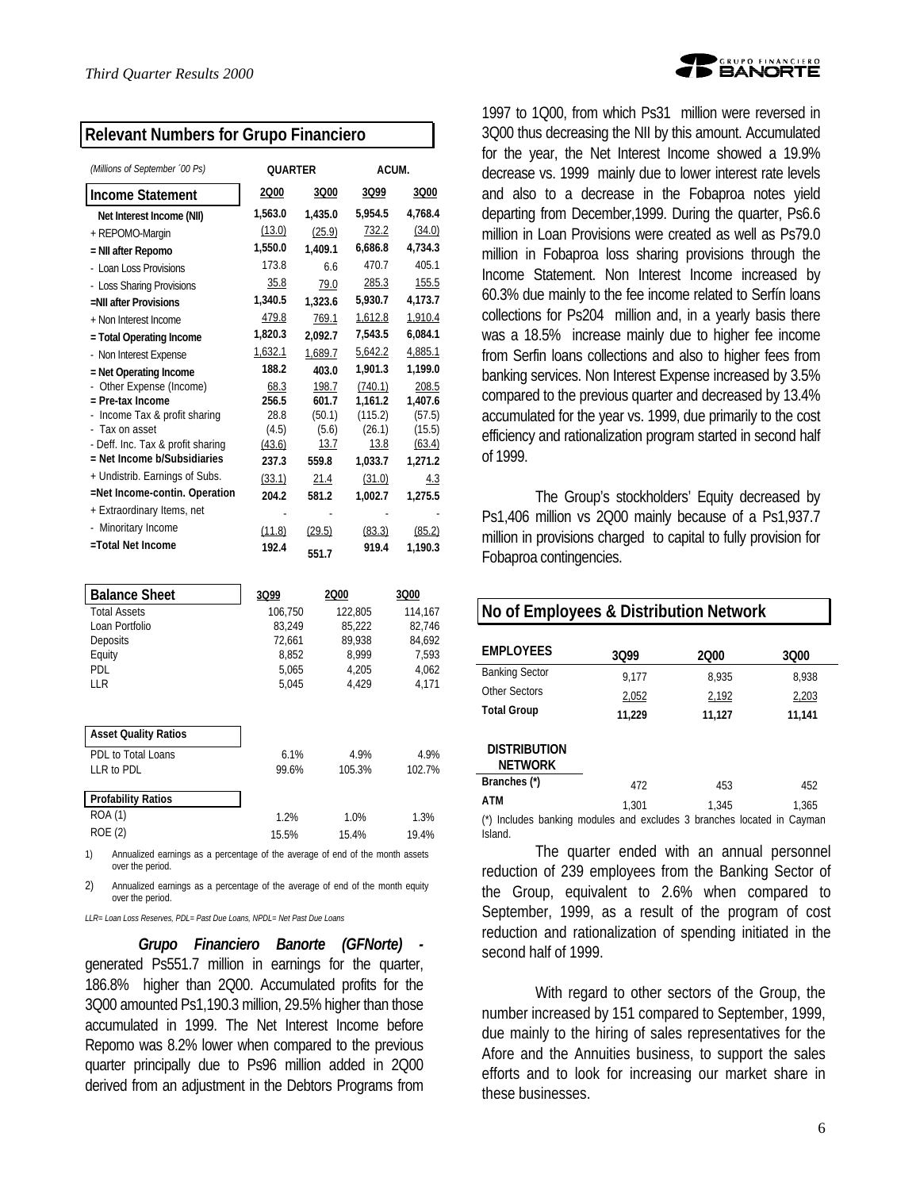## Relevant Numbers for Grupo Financiero

| *(Millions of September ´00 Ps)* | QUARTER | | ACUM. | |
|---|---|---|---|---|
| **Income Statement** | **2Q00** | **3Q00** | **3Q99** | **3Q00** |
| **Net Interest Income (NII)** | **1,563.0** | **1,435.0** | **5,954.5** | **4,768.4** |
| + REPOMO-Margin | (13.0) | (25.9) | 732.2 | (34.0) |
| **= NII after Repomo** | **1,550.0** | **1,409.1** | **6,686.8** | **4,734.3** |
| - Loan Loss Provisions | 173.8 | 6.6 | 470.7 | 405.1 |
| - Loss Sharing Provisions | 35.8 | 79.0 | 285.3 | 155.5 |
| **=NII after Provisions** | **1,340.5** | **1,323.6** | **5,930.7** | **4,173.7** |
| + Non Interest Income | 479.8 | 769.1 | 1,612.8 | 1,910.4 |
| **= Total Operating Income** | **1,820.3** | **2,092.7** | **7,543.5** | **6,084.1** |
| - Non Interest Expense | 1,632.1 | 1,689.7 | 5,642.2 | 4,885.1 |
| **= Net Operating Income** | **188.2** | **403.0** | **1,901.3** | **1,199.0** |
| - Other Expense (Income) | 68.3 | 198.7 | (740.1) | 208.5 |
| **= Pre-tax Income** | **256.5** | **601.7** | **1,161.2** | **1,407.6** |
| - Income Tax & profit sharing | 28.8 | (50.1) | (115.2) | (57.5) |
| - Tax on asset | (4.5) | (5.6) | (26.1) | (15.5) |
| - Deff. Inc. Tax & profit sharing | (43.6) | 13.7 | 13.8 | (63.4) |
| **= Net Income b/Subsidiaries** | **237.3** | **559.8** | **1,033.7** | **1,271.2** |
| + Undistrib. Earnings of Subs. | (33.1) | 21.4 | (31.0) | 4.3 |
| **=Net Income-contin. Operation** | **204.2** | **581.2** | **1,002.7** | **1,275.5** |
| + Extraordinary Items, net | - | - | - | - |
| - Minoritary Income | (11.8) | (29.5) | (83.3) | (85.2) |
| **=Total Net Income** | **192.4** | **551.7** | **919.4** | **1,190.3** |

| **Balance Sheet** | **3Q99** | **2Q00** | **3Q00** |
|---|---|---|---|
| Total Assets | 106,750 | 122,805 | 114,167 |
| Loan Portfolio | 83,249 | 85,222 | 82,746 |
| Deposits | 72,661 | 89,938 | 84,692 |
| Equity | 8,852 | 8,999 | 7,593 |
| PDL | 5,065 | 4,205 | 4,062 |
| LLR | 5,045 | 4,429 | 4,171 |
| **Asset Quality Ratios** | | | |
| PDL to Total Loans | 6.1% | 4.9% | 4.9% |
| LLR to PDL | 99.6% | 105.3% | 102.7% |
| **Profability Ratios** | | | |
| ROA (1) | 1.2% | 1.0% | 1.3% |
| ROE (2) | 15.5% | 15.4% | 19.4% |

1) Annualized earnings as a percentage of the average of end of the month assets over the period.

2) Annualized earnings as a percentage of the average of end of the month equity over the period.

*LLR= Loan Loss Reserves, PDL= Past Due Loans, NPDL= Net Past Due Loans*

***Grupo Financiero Banorte (GFNorte) -*** generated Ps551.7 million in earnings for the quarter, 186.8% higher than 2Q00. Accumulated profits for the 3Q00 amounted Ps1,190.3 million, 29.5% higher than those accumulated in 1999. The Net Interest Income before Repomo was 8.2% lower when compared to the previous quarter principally due to Ps96 million added in 2Q00 derived from an adjustment in the Debtors Programs from 1997 to 1Q00, from which Ps31 million were reversed in 3Q00 thus decreasing the NII by this amount. Accumulated for the year, the Net Interest Income showed a 19.9% decrease vs. 1999 mainly due to lower interest rate levels and also to a decrease in the Fobaproa notes yield departing from December,1999. During the quarter, Ps6.6 million in Loan Provisions were created as well as Ps79.0 million in Fobaproa loss sharing provisions through the Income Statement. Non Interest Income increased by 60.3% due mainly to the fee income related to Serfín loans collections for Ps204 million and, in a yearly basis there was a 18.5% increase mainly due to higher fee income from Serfin loans collections and also to higher fees from banking services. Non Interest Expense increased by 3.5% compared to the previous quarter and decreased by 13.4% accumulated for the year vs. 1999, due primarily to the cost efficiency and rationalization program started in second half of 1999.

The Group's stockholders' Equity decreased by Ps1,406 million vs 2Q00 mainly because of a Ps1,937.7 million in provisions charged to capital to fully provision for Fobaproa contingencies.

## No of Employees & Distribution Network

| **EMPLOYEES** | **3Q99** | **2Q00** | **3Q00** |
|---|---|---|---|
| Banking Sector | 9,177 | 8,935 | 8,938 |
| Other Sectors | 2,052 | 2,192 | 2,203 |
| **Total Group** | **11,229** | **11,127** | **11,141** |
| **DISTRIBUTION NETWORK** | | | |
| **Branches (\*)** | 472 | 453 | 452 |
| **ATM** | 1,301 | 1,345 | 1,365 |

(*) Includes banking modules and excludes 3 branches located in Cayman Island.

The quarter ended with an annual personnel reduction of 239 employees from the Banking Sector of the Group, equivalent to 2.6% when compared to September, 1999, as a result of the program of cost reduction and rationalization of spending initiated in the second half of 1999.

With regard to other sectors of the Group, the number increased by 151 compared to September, 1999, due mainly to the hiring of sales representatives for the Afore and the Annuities business, to support the sales efforts and to look for increasing our market share in these businesses.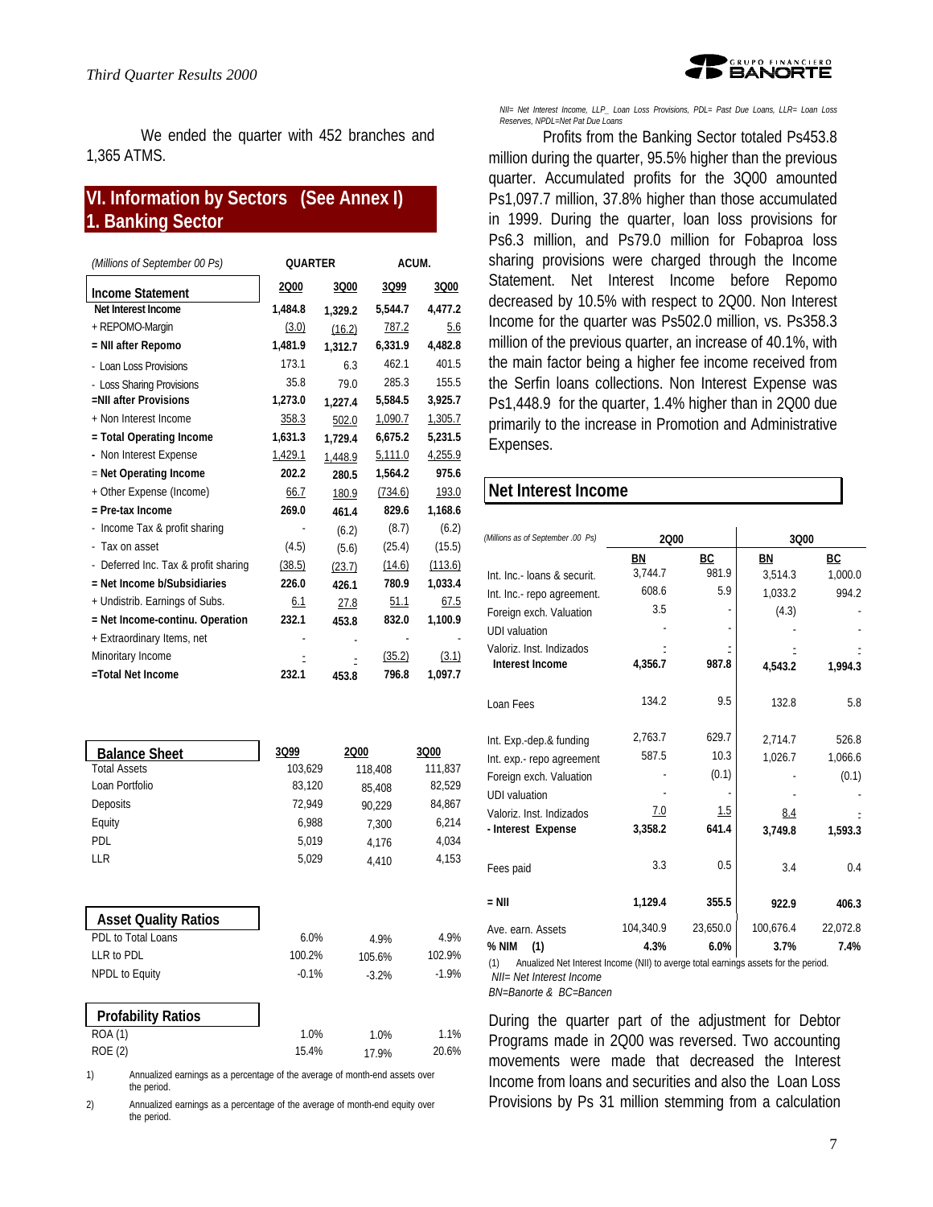We ended the quarter with 452 branches and 1,365 ATMS.

## VI. Information by Sectors (See Annex I)

## 1. Banking Sector

| *(Millions of September 00 Ps)* | QUARTER | | ACUM. | |
|---|---|---|---|---|
| **Income Statement** | 2Q00 | 3Q00 | 3Q99 | 3Q00 |
| **Net Interest Income** | 1,484.8 | 1,329.2 | 5,544.7 | 4,477.2 |
| + REPOMO-Margin | (3.0) | (16.2) | 787.2 | 5.6 |
| **= NII after Repomo** | 1,481.9 | 1,312.7 | 6,331.9 | 4,482.8 |
| - Loan Loss Provisions | 173.1 | 6.3 | 462.1 | 401.5 |
| - Loss Sharing Provisions | 35.8 | 79.0 | 285.3 | 155.5 |
| **=NII after Provisions** | 1,273.0 | 1,227.4 | 5,584.5 | 3,925.7 |
| + Non Interest Income | 358.3 | 502.0 | 1,090.7 | 1,305.7 |
| **= Total Operating Income** | 1,631.3 | 1,729.4 | 6,675.2 | 5,231.5 |
| **-** Non Interest Expense | 1,429.1 | 1,448.9 | 5,111.0 | 4,255.9 |
| = **Net Operating Income** | 202.2 | 280.5 | 1,564.2 | 975.6 |
| + Other Expense (Income) | 66.7 | 180.9 | (734.6) | 193.0 |
| **= Pre-tax Income** | 269.0 | 461.4 | 829.6 | 1,168.6 |
| - Income Tax & profit sharing | - | (6.2) | (8.7) | (6.2) |
| - Tax on asset | (4.5) | (5.6) | (25.4) | (15.5) |
| - Deferred Inc. Tax & profit sharing | (38.5) | (23.7) | (14.6) | (113.6) |
| **= Net Income b/Subsidiaries** | 226.0 | 426.1 | 780.9 | 1,033.4 |
| + Undistrib. Earnings of Subs. | 6.1 | 27.8 | 51.1 | 67.5 |
| **= Net Income-continu. Operation** | 232.1 | 453.8 | 832.0 | 1,100.9 |
| + Extraordinary Items, net | - | - | - | - |
| Minoritary Income | - | - | (35.2) | (3.1) |
| **=Total Net Income** | 232.1 | 453.8 | 796.8 | 1,097.7 |

| **Balance Sheet** | 3Q99 | 2Q00 | 3Q00 |
|---|---|---|---|
| Total Assets | 103,629 | 118,408 | 111,837 |
| Loan Portfolio | 83,120 | 85,408 | 82,529 |
| Deposits | 72,949 | 90,229 | 84,867 |
| Equity | 6,988 | 7,300 | 6,214 |
| PDL | 5,019 | 4,176 | 4,034 |
| LLR | 5,029 | 4,410 | 4,153 |

| **Asset Quality Ratios** | | | |
|---|---|---|---|
| PDL to Total Loans | 6.0% | 4.9% | 4.9% |
| LLR to PDL | 100.2% | 105.6% | 102.9% |
| NPDL to Equity | -0.1% | -3.2% | -1.9% |

| **Profability Ratios** | | | |
|---|---|---|---|
| ROA (1) | 1.0% | 1.0% | 1.1% |
| ROE (2) | 15.4% | 17.9% | 20.6% |

1) Annualized earnings as a percentage of the average of month-end assets over the period.

2) Annualized earnings as a percentage of the average of month-end equity over the period.

*NII= Net Interest Income, LLP_ Loan Loss Provisions, PDL= Past Due Loans, LLR= Loan Loss Reserves, NPDL=Net Pat Due Loans*

Profits from the Banking Sector totaled Ps453.8 million during the quarter, 95.5% higher than the previous quarter. Accumulated profits for the 3Q00 amounted Ps1,097.7 million, 37.8% higher than those accumulated in 1999. During the quarter, loan loss provisions for Ps6.3 million, and Ps79.0 million for Fobaproa loss sharing provisions were charged through the Income Statement. Net Interest Income before Repomo decreased by 10.5% with respect to 2Q00. Non Interest Income for the quarter was Ps502.0 million, vs. Ps358.3 million of the previous quarter, an increase of 40.1%, with the main factor being a higher fee income received from the Serfin loans collections. Non Interest Expense was Ps1,448.9 for the quarter, 1.4% higher than in 2Q00 due primarily to the increase in Promotion and Administrative Expenses.

## Net Interest Income

| *(Millions as of September .00 Ps)* | 2Q00 | | 3Q00 | |
|---|---|---|---|---|
| | BN | BC | BN | BC |
| Int. Inc.- loans & securit. | 3,744.7 | 981.9 | 3,514.3 | 1,000.0 |
| Int. Inc.- repo agreement. | 608.6 | 5.9 | 1,033.2 | 994.2 |
| Foreign exch. Valuation | 3.5 | - | (4.3) | - |
| UDI valuation | - | - | - | - |
| Valoriz. Inst. Indizados | - | - | - | - |
| **Interest Income** | 4,356.7 | 987.8 | 4,543.2 | 1,994.3 |
| Loan Fees | 134.2 | 9.5 | 132.8 | 5.8 |
| Int. Exp.-dep.& funding | 2,763.7 | 629.7 | 2,714.7 | 526.8 |
| Int. exp.- repo agreement | 587.5 | 10.3 | 1,026.7 | 1,066.6 |
| Foreign exch. Valuation | - | (0.1) | - | (0.1) |
| UDI valuation | - | - | - | - |
| Valoriz. Inst. Indizados | 7.0 | 1.5 | 8.4 | - |
| **- Interest Expense** | 3,358.2 | 641.4 | 3,749.8 | 1,593.3 |
| Fees paid | 3.3 | 0.5 | 3.4 | 0.4 |
| **= NII** | 1,129.4 | 355.5 | 922.9 | 406.3 |
| Ave. earn. Assets | 104,340.9 | 23,650.0 | 100,676.4 | 22,072.8 |
| **% NIM (1)** | 4.3% | 6.0% | 3.7% | 7.4% |

(1) Anualized Net Interest Income (NII) to averge total earnings assets for the period.

*NII= Net Interest Income*

*BN=Banorte & BC=Bancen*

During the quarter part of the adjustment for Debtor Programs made in 2Q00 was reversed. Two accounting movements were made that decreased the Interest Income from loans and securities and also the Loan Loss Provisions by Ps 31 million stemming from a calculation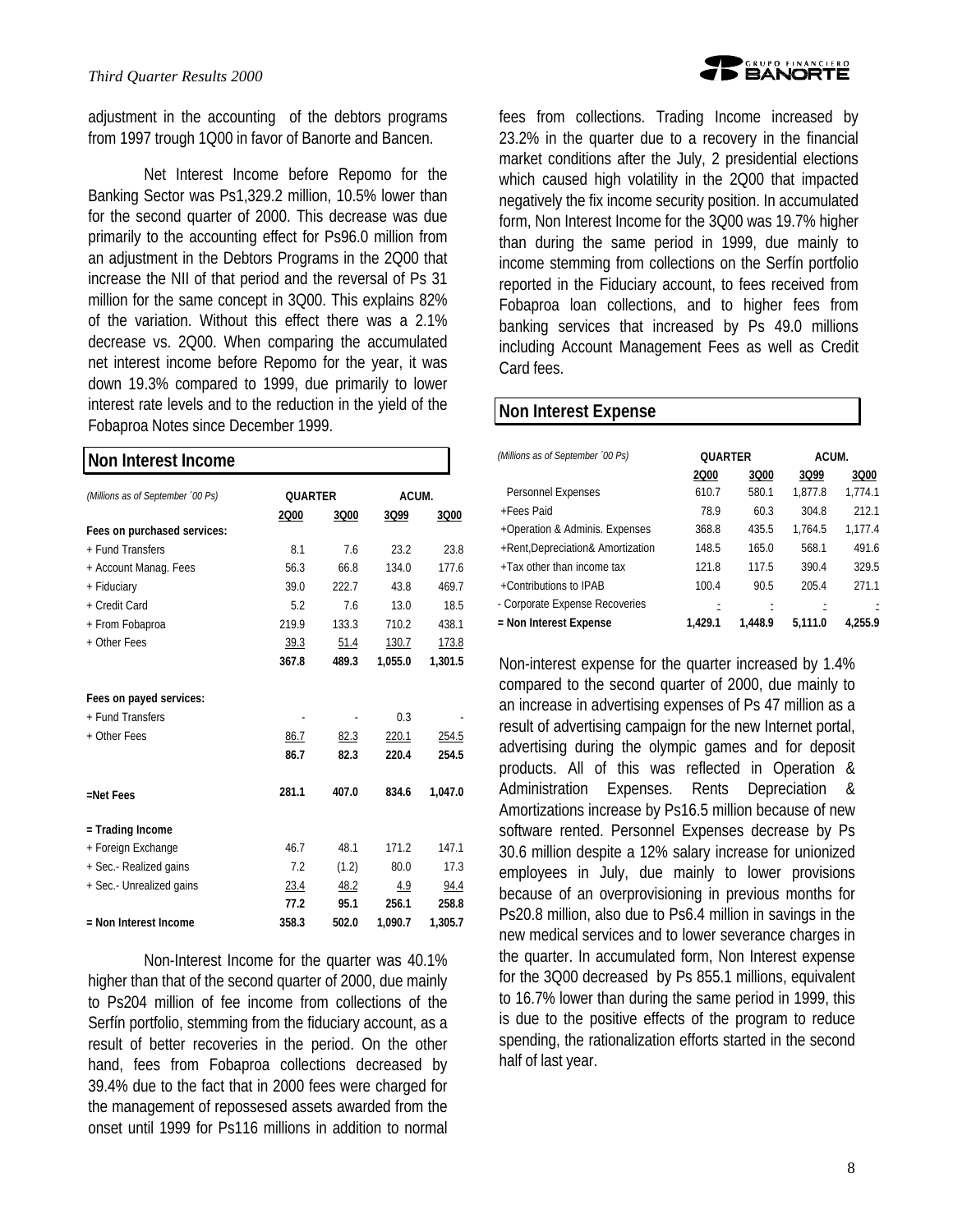adjustment in the accounting of the debtors programs from 1997 trough 1Q00 in favor of Banorte and Bancen.

Net Interest Income before Repomo for the Banking Sector was Ps1,329.2 million, 10.5% lower than for the second quarter of 2000. This decrease was due primarily to the accounting effect for Ps96.0 million from an adjustment in the Debtors Programs in the 2Q00 that increase the NII of that period and the reversal of Ps 31 million for the same concept in 3Q00. This explains 82% of the variation. Without this effect there was a 2.1% decrease vs. 2Q00. When comparing the accumulated net interest income before Repomo for the year, it was down 19.3% compared to 1999, due primarily to lower interest rate levels and to the reduction in the yield of the Fobaproa Notes since December 1999.

## Non Interest Income

| *(Millions as of September ´00 Ps)* | QUARTER | | ACUM. | |
|---|---|---|---|---|
| | 2Q00 | 3Q00 | 3Q99 | 3Q00 |
| **Fees on purchased services:** | | | | |
| + Fund Transfers | 8.1 | 7.6 | 23.2 | 23.8 |
| + Account Manag. Fees | 56.3 | 66.8 | 134.0 | 177.6 |
| + Fiduciary | 39.0 | 222.7 | 43.8 | 469.7 |
| + Credit Card | 5.2 | 7.6 | 13.0 | 18.5 |
| + From Fobaproa | 219.9 | 133.3 | 710.2 | 438.1 |
| + Other Fees | 39.3 | 51.4 | 130.7 | 173.8 |
| | **367.8** | **489.3** | **1,055.0** | **1,301.5** |
| **Fees on payed services:** | | | | |
| + Fund Transfers | - | - | 0.3 | - |
| + Other Fees | 86.7 | 82.3 | 220.1 | 254.5 |
| | **86.7** | **82.3** | **220.4** | **254.5** |
| **=Net Fees** | **281.1** | **407.0** | **834.6** | **1,047.0** |
| **= Trading Income** | | | | |
| + Foreign Exchange | 46.7 | 48.1 | 171.2 | 147.1 |
| + Sec.- Realized gains | 7.2 | (1.2) | 80.0 | 17.3 |
| + Sec.- Unrealized gains | 23.4 | 48.2 | 4.9 | 94.4 |
| | **77.2** | **95.1** | **256.1** | **258.8** |
| **= Non Interest Income** | **358.3** | **502.0** | **1,090.7** | **1,305.7** |

Non-Interest Income for the quarter was 40.1% higher than that of the second quarter of 2000, due mainly to Ps204 million of fee income from collections of the Serfín portfolio, stemming from the fiduciary account, as a result of better recoveries in the period. On the other hand, fees from Fobaproa collections decreased by 39.4% due to the fact that in 2000 fees were charged for the management of repossesed assets awarded from the onset until 1999 for Ps116 millions in addition to normal fees from collections. Trading Income increased by 23.2% in the quarter due to a recovery in the financial market conditions after the July, 2 presidential elections which caused high volatility in the 2Q00 that impacted negatively the fix income security position. In accumulated form, Non Interest Income for the 3Q00 was 19.7% higher than during the same period in 1999, due mainly to income stemming from collections on the Serfín portfolio reported in the Fiduciary account, to fees received from Fobaproa loan collections, and to higher fees from banking services that increased by Ps 49.0 millions including Account Management Fees as well as Credit Card fees.

## Non Interest Expense

| *(Millions as of September ´00 Ps)* | QUARTER | | ACUM. | |
|---|---|---|---|---|
| | 2Q00 | 3Q00 | 3Q99 | 3Q00 |
| Personnel Expenses | 610.7 | 580.1 | 1,877.8 | 1,774.1 |
| +Fees Paid | 78.9 | 60.3 | 304.8 | 212.1 |
| +Operation & Adminis. Expenses | 368.8 | 435.5 | 1,764.5 | 1,177.4 |
| +Rent,Depreciation& Amortization | 148.5 | 165.0 | 568.1 | 491.6 |
| +Tax other than income tax | 121.8 | 117.5 | 390.4 | 329.5 |
| +Contributions to IPAB | 100.4 | 90.5 | 205.4 | 271.1 |
| - Corporate Expense Recoveries | - | - | - | - |
| **= Non Interest Expense** | **1,429.1** | **1,448.9** | **5,111.0** | **4,255.9** |

Non-interest expense for the quarter increased by 1.4% compared to the second quarter of 2000, due mainly to an increase in advertising expenses of Ps 47 million as a result of advertising campaign for the new Internet portal, advertising during the olympic games and for deposit products. All of this was reflected in Operation & Administration Expenses. Rents Depreciation & Amortizations increase by Ps16.5 million because of new software rented. Personnel Expenses decrease by Ps 30.6 million despite a 12% salary increase for unionized employees in July, due mainly to lower provisions because of an overprovisioning in previous months for Ps20.8 million, also due to Ps6.4 million in savings in the new medical services and to lower severance charges in the quarter. In accumulated form, Non Interest expense for the 3Q00 decreased by Ps 855.1 millions, equivalent to 16.7% lower than during the same period in 1999, this is due to the positive effects of the program to reduce spending, the rationalization efforts started in the second half of last year.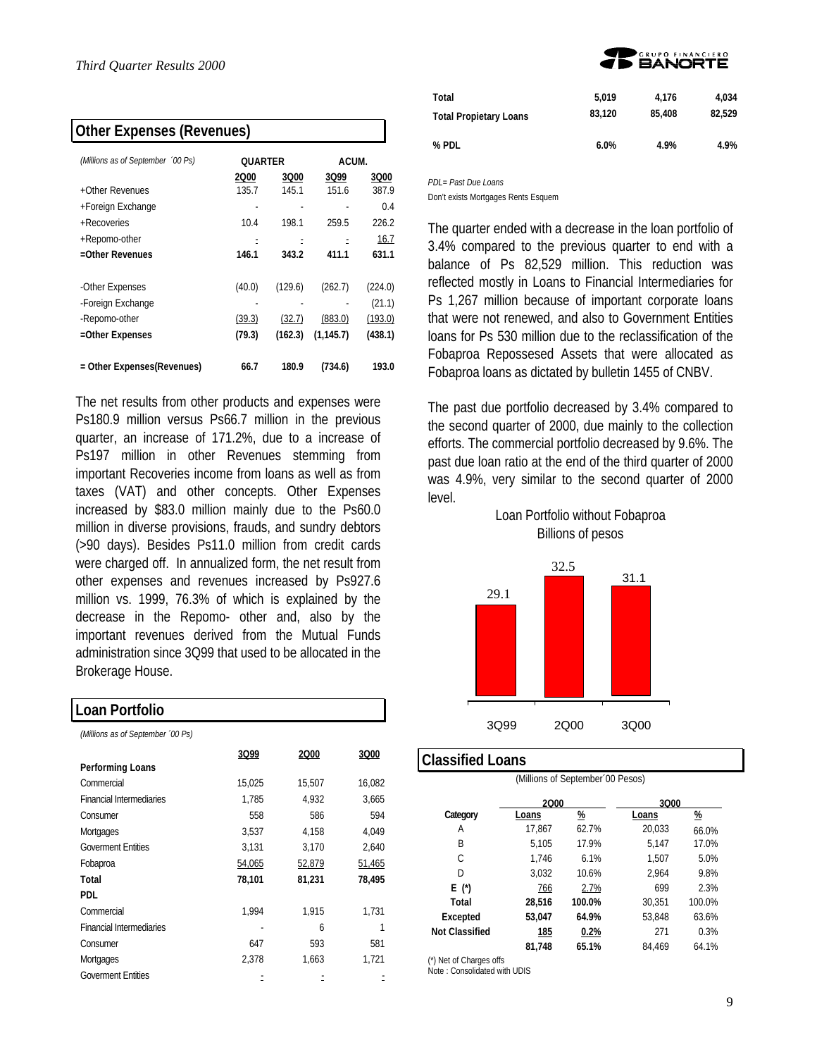## Other Expenses (Revenues)

| *(Millions as of September ´00 Ps)* | QUARTER | | ACUM. | |
|---|---|---|---|---|
| | 2Q00 | 3Q00 | 3Q99 | 3Q00 |
| +Other Revenues | 135.7 | 145.1 | 151.6 | 387.9 |
| +Foreign Exchange | - | - | - | 0.4 |
| +Recoveries | 10.4 | 198.1 | 259.5 | 226.2 |
| +Repomo-other | - | - | - | 16.7 |
| **=Other Revenues** | **146.1** | **343.2** | **411.1** | **631.1** |
| -Other Expenses | (40.0) | (129.6) | (262.7) | (224.0) |
| -Foreign Exchange | - | - | - | (21.1) |
| -Repomo-other | (39.3) | (32.7) | (883.0) | (193.0) |
| **=Other Expenses** | **(79.3)** | **(162.3)** | **(1,145.7)** | **(438.1)** |
| **= Other Expenses(Revenues)** | **66.7** | **180.9** | **(734.6)** | **193.0** |

The net results from other products and expenses were Ps180.9 million versus Ps66.7 million in the previous quarter, an increase of 171.2%, due to a increase of Ps197 million in other Revenues stemming from important Recoveries income from loans as well as from taxes (VAT) and other concepts. Other Expenses increased by $83.0 million mainly due to the Ps60.0 million in diverse provisions, frauds, and sundry debtors (>90 days). Besides Ps11.0 million from credit cards were charged off. In annualized form, the net result from other expenses and revenues increased by Ps927.6 million vs. 1999, 76.3% of which is explained by the decrease in the Repomo- other and, also by the important revenues derived from the Mutual Funds administration since 3Q99 that used to be allocated in the Brokerage House.

## Loan Portfolio

| *(Millions as of September ´00 Ps)* | 3Q99 | 2Q00 | 3Q00 |
|---|---|---|---|
| **Performing Loans** | | | |
| Commercial | 15,025 | 15,507 | 16,082 |
| Financial Intermediaries | 1,785 | 4,932 | 3,665 |
| Consumer | 558 | 586 | 594 |
| Mortgages | 3,537 | 4,158 | 4,049 |
| Goverment Entities | 3,131 | 3,170 | 2,640 |
| Fobaproa | 54,065 | 52,879 | 51,465 |
| **Total** | **78,101** | **81,231** | **78,495** |
| **PDL** | | | |
| Commercial | 1,994 | 1,915 | 1,731 |
| Financial Intermediaries | - | 6 | 1 |
| Consumer | 647 | 593 | 581 |
| Mortgages | 2,378 | 1,663 | 1,721 |
| Goverment Entities | - | - | - |
| **Total** | **5,019** | **4,176** | **4,034** |
| **Total Propietary Loans** | **83,120** | **85,408** | **82,529** |
| **% PDL** | **6.0%** | **4.9%** | **4.9%** |

*PDL= Past Due Loans*

Don't exists Mortgages Rents Esquem

The quarter ended with a decrease in the loan portfolio of 3.4% compared to the previous quarter to end with a balance of Ps 82,529 million. This reduction was reflected mostly in Loans to Financial Intermediaries for Ps 1,267 million because of important corporate loans that were not renewed, and also to Government Entities loans for Ps 530 million due to the reclassification of the Fobaproa Repossesed Assets that were allocated as Fobaproa loans as dictated by bulletin 1455 of CNBV.

The past due portfolio decreased by 3.4% compared to the second quarter of 2000, due mainly to the collection efforts. The commercial portfolio decreased by 9.6%. The past due loan ratio at the end of the third quarter of 2000 was 4.9%, very similar to the second quarter of 2000 level.

Loan Portfolio without Fobaproa
Billions of pesos

| 3Q99 | 2Q00 | 3Q00 |
|---|---|---|
| 29.1 | 32.5 | 31.1 |

## Classified Loans

(Millions of September´00 Pesos)

| Category | 2Q00 Loans | 2Q00 % | 3Q00 Loans | 3Q00 % |
|---|---|---|---|---|
| A | 17,867 | 62.7% | 20,033 | 66.0% |
| B | 5,105 | 17.9% | 5,147 | 17.0% |
| C | 1,746 | 6.1% | 1,507 | 5.0% |
| D | 3,032 | 10.6% | 2,964 | 9.8% |
| **E (\*)** | 766 | 2.7% | 699 | 2.3% |
| **Total** | **28,516** | **100.0%** | 30,351 | 100.0% |
| **Excepted** | **53,047** | **64.9%** | 53,848 | 63.6% |
| **Not Classified** | **185** | **0.2%** | 271 | 0.3% |
| | **81,748** | **65.1%** | 84,469 | 64.1% |

(\*) Net of Charges offs
Note : Consolidated with UDIS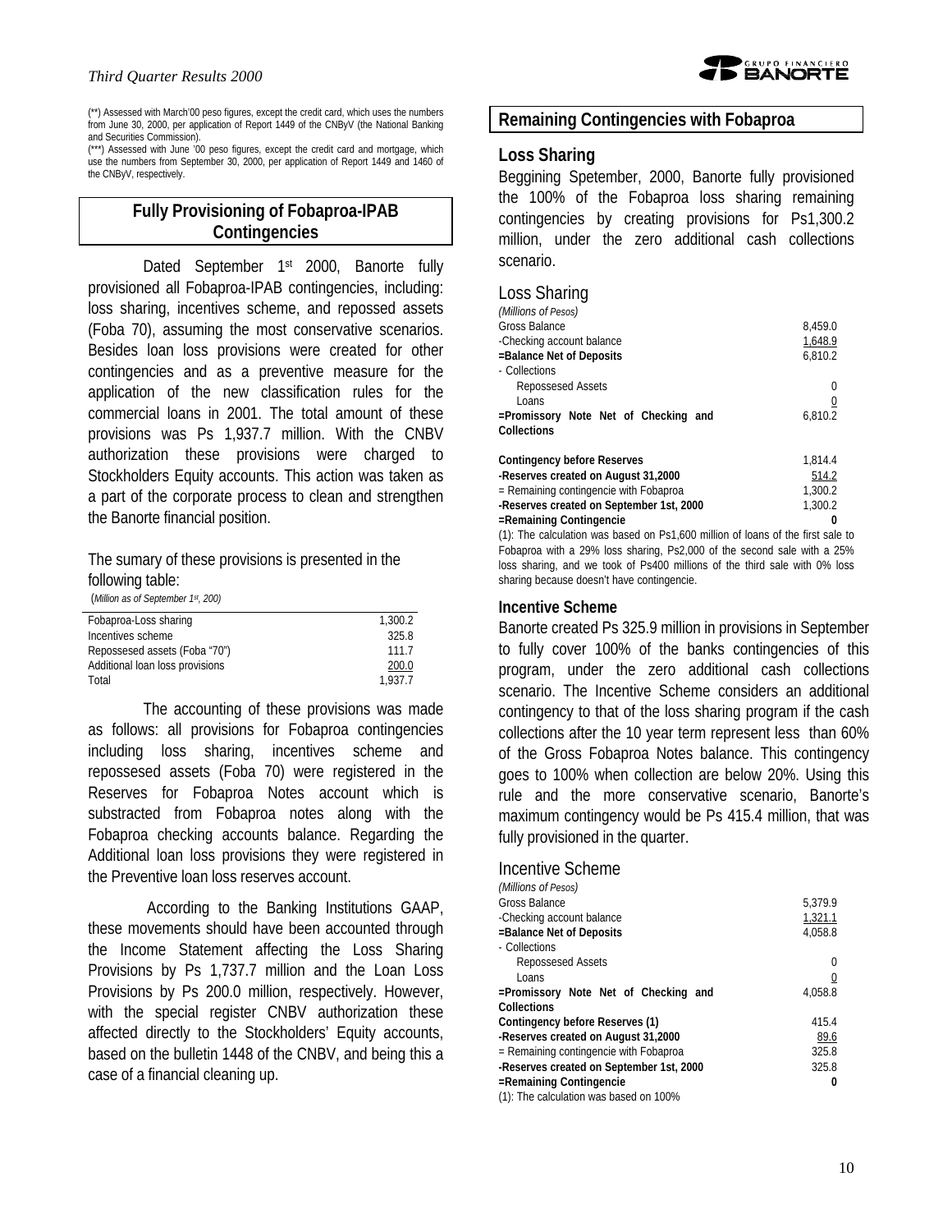(**) Assessed with March'00 peso figures, except the credit card, which uses the numbers from June 30, 2000, per application of Report 1449 of the CNByV (the National Banking and Securities Commission).

(***) Assessed with June '00 peso figures, except the credit card and mortgage, which use the numbers from September 30, 2000, per application of Report 1449 and 1460 of the CNByV, respectively.

## Fully Provisioning of Fobaproa-IPAB Contingencies

Dated September 1st 2000, Banorte fully provisioned all Fobaproa-IPAB contingencies, including: loss sharing, incentives scheme, and repossed assets (Foba 70), assuming the most conservative scenarios. Besides loan loss provisions were created for other contingencies and as a preventive measure for the application of the new classification rules for the commercial loans in 2001. The total amount of these provisions was Ps 1,937.7 million. With the CNBV authorization these provisions were charged to Stockholders Equity accounts. This action was taken as a part of the corporate process to clean and strengthen the Banorte financial position.

The sumary of these provisions is presented in the following table:

*(Million as of September 1st, 200)*

| | |
|---|---|
| Fobaproa-Loss sharing | 1,300.2 |
| Incentives scheme | 325.8 |
| Repossesed assets (Foba "70") | 111.7 |
| Additional loan loss provisions | 200.0 |
| Total | 1,937.7 |

The accounting of these provisions was made as follows: all provisions for Fobaproa contingencies including loss sharing, incentives scheme and repossesed assets (Foba 70) were registered in the Reserves for Fobaproa Notes account which is substracted from Fobaproa notes along with the Fobaproa checking accounts balance. Regarding the Additional loan loss provisions they were registered in the Preventive loan loss reserves account.

According to the Banking Institutions GAAP, these movements should have been accounted through the Income Statement affecting the Loss Sharing Provisions by Ps 1,737.7 million and the Loan Loss Provisions by Ps 200.0 million, respectively. However, with the special register CNBV authorization these affected directly to the Stockholders' Equity accounts, based on the bulletin 1448 of the CNBV, and being this a case of a financial cleaning up.

## Remaining Contingencies with Fobaproa

### Loss Sharing

Beggining Spetember, 2000, Banorte fully provisioned the 100% of the Fobaproa loss sharing remaining contingencies by creating provisions for Ps1,300.2 million, under the zero additional cash collections scenario.

Loss Sharing

*(Millions of Pesos)*

| | |
|---|---|
| Gross Balance | 8,459.0 |
| -Checking account balance | 1,648.9 |
| **=Balance Net of Deposits** | 6,810.2 |
| - Collections | |
| Repossesed Assets | 0 |
| Loans | 0 |
| **=Promissory Note Net of Checking and Collections** | 6,810.2 |
| | |
| **Contingency before Reserves** | 1,814.4 |
| **-Reserves created on August 31,2000** | 514.2 |
| = Remaining contingencie with Fobaproa | 1,300.2 |
| **-Reserves created on September 1st, 2000** | 1,300.2 |
| **=Remaining Contingencie** | **0** |

(1): The calculation was based on Ps1,600 million of loans of the first sale to Fobaproa with a 29% loss sharing, Ps2,000 of the second sale with a 25% loss sharing, and we took of Ps400 millions of the third sale with 0% loss sharing because doesn't have contingencie.

### Incentive Scheme

Banorte created Ps 325.9 million in provisions in September to fully cover 100% of the banks contingencies of this program, under the zero additional cash collections scenario. The Incentive Scheme considers an additional contingency to that of the loss sharing program if the cash collections after the 10 year term represent less than 60% of the Gross Fobaproa Notes balance. This contingency goes to 100% when collection are below 20%. Using this rule and the more conservative scenario, Banorte's maximum contingency would be Ps 415.4 million, that was fully provisioned in the quarter.

Incentive Scheme

*(Millions of Pesos)*

| | |
|---|---|
| Gross Balance | 5,379.9 |
| -Checking account balance | 1,321.1 |
| **=Balance Net of Deposits** | 4,058.8 |
| - Collections | |
| Repossesed Assets | 0 |
| Loans | 0 |
| **=Promissory Note Net of Checking and Collections** | 4,058.8 |
| **Contingency before Reserves (1)** | 415.4 |
| **-Reserves created on August 31,2000** | 89.6 |
| = Remaining contingencie with Fobaproa | 325.8 |
| **-Reserves created on September 1st, 2000** | 325.8 |
| **=Remaining Contingencie** | **0** |

(1): The calculation was based on 100%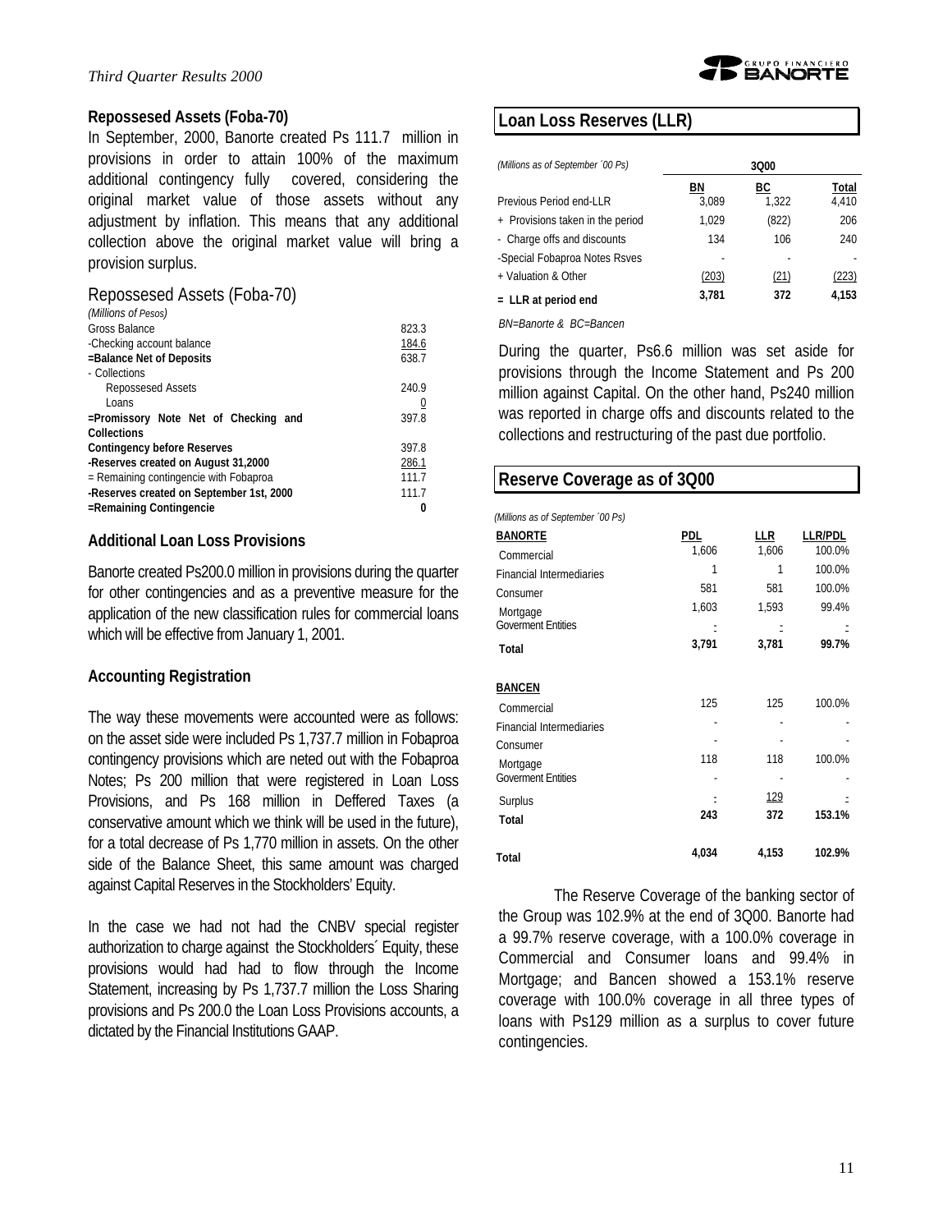## Repossesed Assets (Foba-70)

In September, 2000, Banorte created Ps 111.7 million in provisions in order to attain 100% of the maximum additional contingency fully covered, considering the original market value of those assets without any adjustment by inflation. This means that any additional collection above the original market value will bring a provision surplus.

### Repossesed Assets (Foba-70)

*(Millions of Pesos)*

| | |
|---|---|
| Gross Balance | 823.3 |
| -Checking account balance | 184.6 |
| **=Balance Net of Deposits** | 638.7 |
| - Collections | |
| Repossesed Assets | 240.9 |
| Loans | 0 |
| **=Promissory Note Net of Checking and Collections** | 397.8 |
| **Contingency before Reserves** | 397.8 |
| **-Reserves created on August 31,2000** | 286.1 |
| = Remaining contingencie with Fobaproa | 111.7 |
| **-Reserves created on September 1st, 2000** | 111.7 |
| **=Remaining Contingencie** | **0** |

## Additional Loan Loss Provisions

Banorte created Ps200.0 million in provisions during the quarter for other contingencies and as a preventive measure for the application of the new classification rules for commercial loans which will be effective from January 1, 2001.

## Accounting Registration

The way these movements were accounted were as follows: on the asset side were included Ps 1,737.7 million in Fobaproa contingency provisions which are neted out with the Fobaproa Notes; Ps 200 million that were registered in Loan Loss Provisions, and Ps 168 million in Deffered Taxes (a conservative amount which we think will be used in the future), for a total decrease of Ps 1,770 million in assets. On the other side of the Balance Sheet, this same amount was charged against Capital Reserves in the Stockholders' Equity.

In the case we had not had the CNBV special register authorization to charge against the Stockholders´ Equity, these provisions would had had to flow through the Income Statement, increasing by Ps 1,737.7 million the Loss Sharing provisions and Ps 200.0 the Loan Loss Provisions accounts, a dictated by the Financial Institutions GAAP.

## Loan Loss Reserves (LLR)

| *(Millions as of September ´00 Ps)* | 3Q00 | | |
|---|---|---|---|
| | BN | BC | Total |
| Previous Period end-LLR | 3,089 | 1,322 | 4,410 |
| + Provisions taken in the period | 1,029 | (822) | 206 |
| - Charge offs and discounts | 134 | 106 | 240 |
| -Special Fobaproa Notes Rsves | - | - | - |
| + Valuation & Other | (203) | (21) | (223) |
| **= LLR at period end** | **3,781** | **372** | **4,153** |

*BN=Banorte & BC=Bancen*

During the quarter, Ps6.6 million was set aside for provisions through the Income Statement and Ps 200 million against Capital. On the other hand, Ps240 million was reported in charge offs and discounts related to the collections and restructuring of the past due portfolio.

## Reserve Coverage as of 3Q00

*(Millions as of September ´00 Ps)*

| **BANORTE** | PDL | LLR | LLR/PDL |
|---|---|---|---|
| Commercial | 1,606 | 1,606 | 100.0% |
| Financial Intermediaries | 1 | 1 | 100.0% |
| Consumer | 581 | 581 | 100.0% |
| Mortgage | 1,603 | 1,593 | 99.4% |
| Goverment Entities | - | - | - |
| **Total** | **3,791** | **3,781** | **99.7%** |
| **BANCEN** | | | |
| Commercial | 125 | 125 | 100.0% |
| Financial Intermediaries | - | - | - |
| Consumer | - | - | - |
| Mortgage | 118 | 118 | 100.0% |
| Goverment Entities | - | - | - |
| Surplus | - | 129 | - |
| **Total** | **243** | **372** | **153.1%** |
| **Total** | **4,034** | **4,153** | **102.9%** |

The Reserve Coverage of the banking sector of the Group was 102.9% at the end of 3Q00. Banorte had a 99.7% reserve coverage, with a 100.0% coverage in Commercial and Consumer loans and 99.4% in Mortgage; and Bancen showed a 153.1% reserve coverage with 100.0% coverage in all three types of loans with Ps129 million as a surplus to cover future contingencies.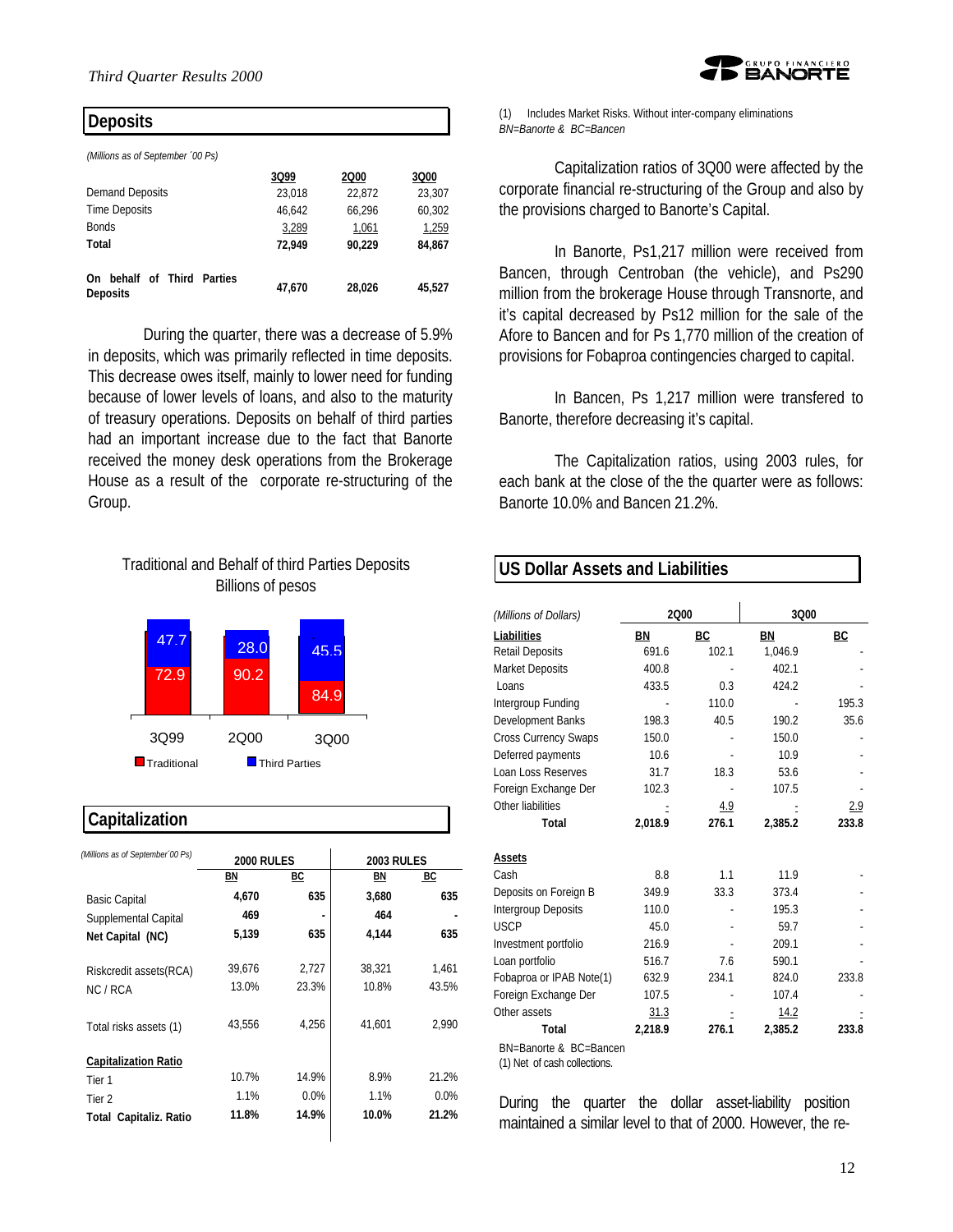## Deposits

*(Millions as of September ´00 Ps)*

| | 3Q99 | 2Q00 | 3Q00 |
|---|---|---|---|
| Demand Deposits | 23,018 | 22,872 | 23,307 |
| Time Deposits | 46,642 | 66,296 | 60,302 |
| Bonds | 3,289 | 1,061 | 1,259 |
| **Total** | **72,949** | **90,229** | **84,867** |
| **On behalf of Third Parties Deposits** | **47,670** | **28,026** | **45,527** |

During the quarter, there was a decrease of 5.9% in deposits, which was primarily reflected in time deposits. This decrease owes itself, mainly to lower need for funding because of lower levels of loans, and also to the maturity of treasury operations. Deposits on behalf of third parties had an important increase due to the fact that Banorte received the money desk operations from the Brokerage House as a result of the corporate re-structuring of the Group.

Traditional and Behalf of third Parties Deposits
Billions of pesos

| | 3Q99 | 2Q00 | 3Q00 |
|---|---|---|---|
| Traditional | 72.9 | 90.2 | 84.9 |
| Third Parties | 47.7 | 28.0 | 45.5 |

## Capitalization

| *(Millions as of September´00 Ps)* | 2000 RULES | | 2003 RULES | |
|---|---|---|---|---|
| | BN | BC | BN | BC |
| Basic Capital | 4,670 | 635 | 3,680 | 635 |
| Supplemental Capital | 469 | - | 464 | - |
| **Net Capital (NC)** | **5,139** | **635** | **4,144** | **635** |
| Riskcredit assets(RCA) | 39,676 | 2,727 | 38,321 | 1,461 |
| NC / RCA | 13.0% | 23.3% | 10.8% | 43.5% |
| Total risks assets (1) | 43,556 | 4,256 | 41,601 | 2,990 |
| **Capitalization Ratio** | | | | |
| Tier 1 | 10.7% | 14.9% | 8.9% | 21.2% |
| Tier 2 | 1.1% | 0.0% | 1.1% | 0.0% |
| **Total Capitaliz. Ratio** | **11.8%** | **14.9%** | **10.0%** | **21.2%** |

(1) Includes Market Risks. Without inter-company eliminations
*BN=Banorte & BC=Bancen*

Capitalization ratios of 3Q00 were affected by the corporate financial re-structuring of the Group and also by the provisions charged to Banorte's Capital.

In Banorte, Ps1,217 million were received from Bancen, through Centroban (the vehicle), and Ps290 million from the brokerage House through Transnorte, and it's capital decreased by Ps12 million for the sale of the Afore to Bancen and for Ps 1,770 million of the creation of provisions for Fobaproa contingencies charged to capital.

In Bancen, Ps 1,217 million were transfered to Banorte, therefore decreasing it's capital.

The Capitalization ratios, using 2003 rules, for each bank at the close of the the quarter were as follows: Banorte 10.0% and Bancen 21.2%.

## US Dollar Assets and Liabilities

| *(Millions of Dollars)* | 2Q00 | | 3Q00 | |
|---|---|---|---|---|
| **Liabilities** | **BN** | **BC** | **BN** | **BC** |
| Retail Deposits | 691.6 | 102.1 | 1,046.9 | - |
| Market Deposits | 400.8 | - | 402.1 | - |
| Loans | 433.5 | 0.3 | 424.2 | - |
| Intergroup Funding | - | 110.0 | - | 195.3 |
| Development Banks | 198.3 | 40.5 | 190.2 | 35.6 |
| Cross Currency Swaps | 150.0 | - | 150.0 | - |
| Deferred payments | 10.6 | - | 10.9 | - |
| Loan Loss Reserves | 31.7 | 18.3 | 53.6 | - |
| Foreign Exchange Der | 102.3 | - | 107.5 | - |
| Other liabilities | - | 4.9 | - | 2.9 |
| **Total** | **2,018.9** | **276.1** | **2,385.2** | **233.8** |
| **Assets** | | | | |
| Cash | 8.8 | 1.1 | 11.9 | - |
| Deposits on Foreign B | 349.9 | 33.3 | 373.4 | - |
| Intergroup Deposits | 110.0 | - | 195.3 | - |
| USCP | 45.0 | - | 59.7 | - |
| Investment portfolio | 216.9 | - | 209.1 | - |
| Loan portfolio | 516.7 | 7.6 | 590.1 | - |
| Fobaproa or IPAB Note(1) | 632.9 | 234.1 | 824.0 | 233.8 |
| Foreign Exchange Der | 107.5 | - | 107.4 | - |
| Other assets | 31.3 | - | 14.2 | - |
| **Total** | **2,218.9** | **276.1** | **2,385.2** | **233.8** |

BN=Banorte & BC=Bancen
(1) Net of cash collections.

During the quarter the dollar asset-liability position maintained a similar level to that of 2000. However, the re-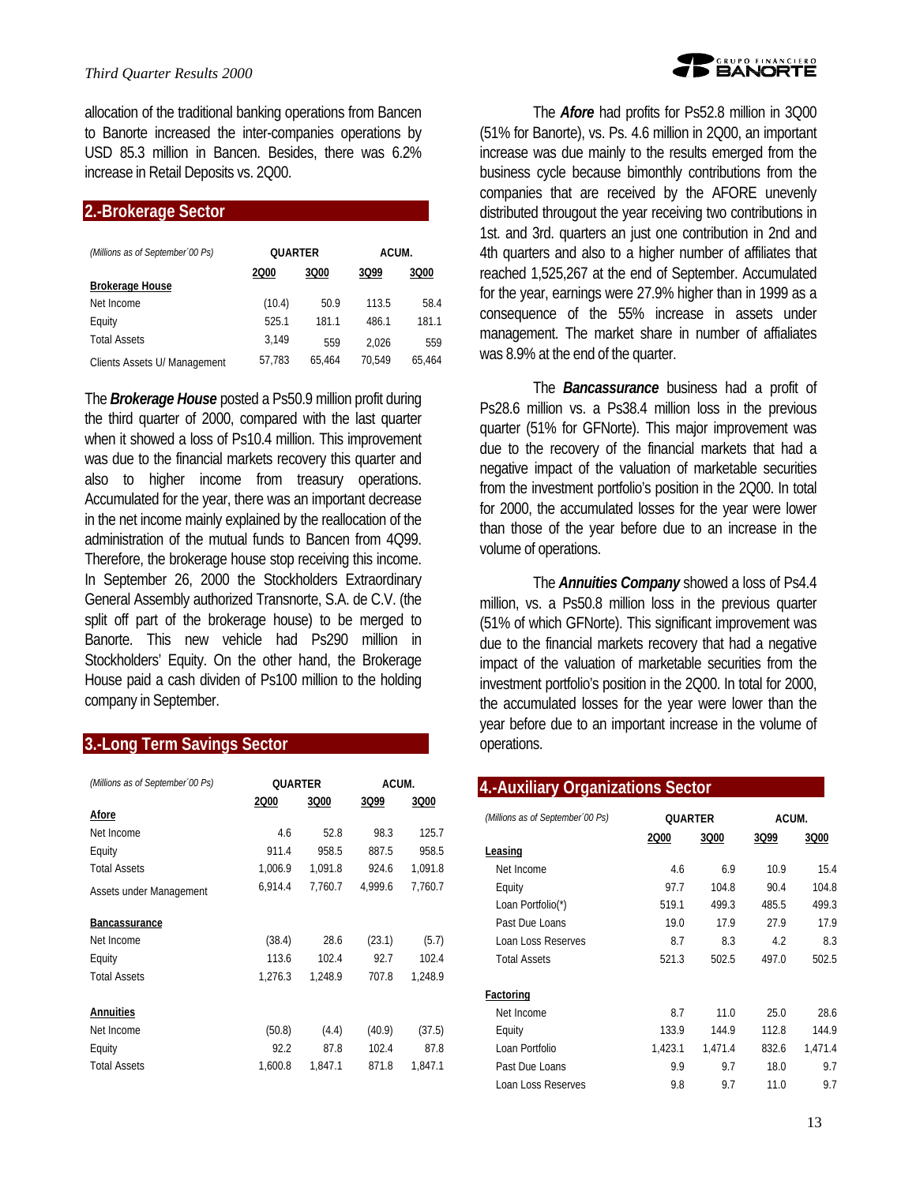allocation of the traditional banking operations from Bancen to Banorte increased the inter-companies operations by USD 85.3 million in Bancen. Besides, there was 6.2% increase in Retail Deposits vs. 2Q00.

## 2.-Brokerage Sector

| *(Millions as of September´00 Ps)* | QUARTER | | ACUM. | |
|---|---|---|---|---|
| | 2Q00 | 3Q00 | 3Q99 | 3Q00 |
| **Brokerage House** | | | | |
| Net Income | (10.4) | 50.9 | 113.5 | 58.4 |
| Equity | 525.1 | 181.1 | 486.1 | 181.1 |
| Total Assets | 3,149 | 559 | 2,026 | 559 |
| Clients Assets U/ Management | 57,783 | 65,464 | 70,549 | 65,464 |

The ***Brokerage House*** posted a Ps50.9 million profit during the third quarter of 2000, compared with the last quarter when it showed a loss of Ps10.4 million. This improvement was due to the financial markets recovery this quarter and also to higher income from treasury operations. Accumulated for the year, there was an important decrease in the net income mainly explained by the reallocation of the administration of the mutual funds to Bancen from 4Q99. Therefore, the brokerage house stop receiving this income. In September 26, 2000 the Stockholders Extraordinary General Assembly authorized Transnorte, S.A. de C.V. (the split off part of the brokerage house) to be merged to Banorte. This new vehicle had Ps290 million in Stockholders' Equity. On the other hand, the Brokerage House paid a cash dividen of Ps100 million to the holding company in September.

## 3.-Long Term Savings Sector

| *(Millions as of September´00 Ps)* | QUARTER | | ACUM. | |
|---|---|---|---|---|
| | 2Q00 | 3Q00 | 3Q99 | 3Q00 |
| **Afore** | | | | |
| Net Income | 4.6 | 52.8 | 98.3 | 125.7 |
| Equity | 911.4 | 958.5 | 887.5 | 958.5 |
| Total Assets | 1,006.9 | 1,091.8 | 924.6 | 1,091.8 |
| Assets under Management | 6,914.4 | 7,760.7 | 4,999.6 | 7,760.7 |
| **Bancassurance** | | | | |
| Net Income | (38.4) | 28.6 | (23.1) | (5.7) |
| Equity | 113.6 | 102.4 | 92.7 | 102.4 |
| Total Assets | 1,276.3 | 1,248.9 | 707.8 | 1,248.9 |
| **Annuities** | | | | |
| Net Income | (50.8) | (4.4) | (40.9) | (37.5) |
| Equity | 92.2 | 87.8 | 102.4 | 87.8 |
| Total Assets | 1,600.8 | 1,847.1 | 871.8 | 1,847.1 |

The ***Afore*** had profits for Ps52.8 million in 3Q00 (51% for Banorte), vs. Ps. 4.6 million in 2Q00, an important increase was due mainly to the results emerged from the business cycle because bimonthly contributions from the companies that are received by the AFORE unevenly distributed througout the year receiving two contributions in 1st. and 3rd. quarters an just one contribution in 2nd and 4th quarters and also to a higher number of affiliates that reached 1,525,267 at the end of September. Accumulated for the year, earnings were 27.9% higher than in 1999 as a consequence of the 55% increase in assets under management. The market share in number of affialiates was 8.9% at the end of the quarter.

The ***Bancassurance*** business had a profit of Ps28.6 million vs. a Ps38.4 million loss in the previous quarter (51% for GFNorte). This major improvement was due to the recovery of the financial markets that had a negative impact of the valuation of marketable securities from the investment portfolio's position in the 2Q00. In total for 2000, the accumulated losses for the year were lower than those of the year before due to an increase in the volume of operations.

The ***Annuities Company*** showed a loss of Ps4.4 million, vs. a Ps50.8 million loss in the previous quarter (51% of which GFNorte). This significant improvement was due to the financial markets recovery that had a negative impact of the valuation of marketable securities from the investment portfolio's position in the 2Q00. In total for 2000, the accumulated losses for the year were lower than the year before due to an important increase in the volume of operations.

## 4.-Auxiliary Organizations Sector

| *(Millions as of September´00 Ps)* | QUARTER | | ACUM. | |
|---|---|---|---|---|
| | 2Q00 | 3Q00 | 3Q99 | 3Q00 |
| **Leasing** | | | | |
| Net Income | 4.6 | 6.9 | 10.9 | 15.4 |
| Equity | 97.7 | 104.8 | 90.4 | 104.8 |
| Loan Portfolio(*) | 519.1 | 499.3 | 485.5 | 499.3 |
| Past Due Loans | 19.0 | 17.9 | 27.9 | 17.9 |
| Loan Loss Reserves | 8.7 | 8.3 | 4.2 | 8.3 |
| Total Assets | 521.3 | 502.5 | 497.0 | 502.5 |
| **Factoring** | | | | |
| Net Income | 8.7 | 11.0 | 25.0 | 28.6 |
| Equity | 133.9 | 144.9 | 112.8 | 144.9 |
| Loan Portfolio | 1,423.1 | 1,471.4 | 832.6 | 1,471.4 |
| Past Due Loans | 9.9 | 9.7 | 18.0 | 9.7 |
| Loan Loss Reserves | 9.8 | 9.7 | 11.0 | 9.7 |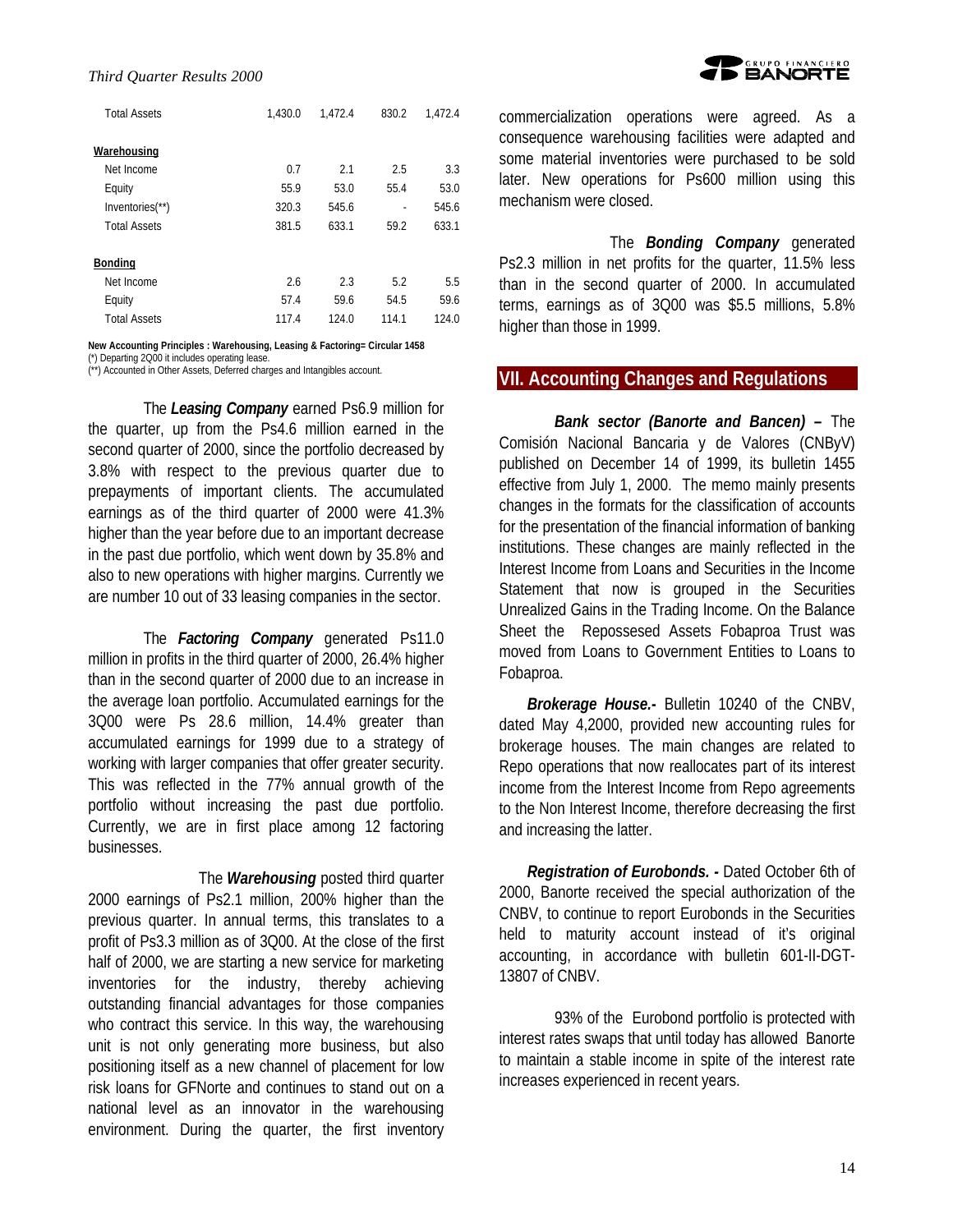| | | | | |
|---|---|---|---|---|
| Total Assets | 1,430.0 | 1,472.4 | 830.2 | 1,472.4 |
| **Warehousing** | | | | |
| Net Income | 0.7 | 2.1 | 2.5 | 3.3 |
| Equity | 55.9 | 53.0 | 55.4 | 53.0 |
| Inventories(**) | 320.3 | 545.6 | - | 545.6 |
| Total Assets | 381.5 | 633.1 | 59.2 | 633.1 |
| **Bonding** | | | | |
| Net Income | 2.6 | 2.3 | 5.2 | 5.5 |
| Equity | 57.4 | 59.6 | 54.5 | 59.6 |
| Total Assets | 117.4 | 124.0 | 114.1 | 124.0 |

**New Accounting Principles : Warehousing, Leasing & Factoring= Circular 1458**
(*) Departing 2Q00 it includes operating lease.
(**) Accounted in Other Assets, Deferred charges and Intangibles account.

The ***Leasing Company*** earned Ps6.9 million for the quarter, up from the Ps4.6 million earned in the second quarter of 2000, since the portfolio decreased by 3.8% with respect to the previous quarter due to prepayments of important clients. The accumulated earnings as of the third quarter of 2000 were 41.3% higher than the year before due to an important decrease in the past due portfolio, which went down by 35.8% and also to new operations with higher margins. Currently we are number 10 out of 33 leasing companies in the sector.

The ***Factoring Company*** generated Ps11.0 million in profits in the third quarter of 2000, 26.4% higher than in the second quarter of 2000 due to an increase in the average loan portfolio. Accumulated earnings for the 3Q00 were Ps 28.6 million, 14.4% greater than accumulated earnings for 1999 due to a strategy of working with larger companies that offer greater security. This was reflected in the 77% annual growth of the portfolio without increasing the past due portfolio. Currently, we are in first place among 12 factoring businesses.

The ***Warehousing*** posted third quarter 2000 earnings of Ps2.1 million, 200% higher than the previous quarter. In annual terms, this translates to a profit of Ps3.3 million as of 3Q00. At the close of the first half of 2000, we are starting a new service for marketing inventories for the industry, thereby achieving outstanding financial advantages for those companies who contract this service. In this way, the warehousing unit is not only generating more business, but also positioning itself as a new channel of placement for low risk loans for GFNorte and continues to stand out on a national level as an innovator in the warehousing environment. During the quarter, the first inventory commercialization operations were agreed. As a consequence warehousing facilities were adapted and some material inventories were purchased to be sold later. New operations for Ps600 million using this mechanism were closed.

The ***Bonding Company*** generated Ps2.3 million in net profits for the quarter, 11.5% less than in the second quarter of 2000. In accumulated terms, earnings as of 3Q00 was $5.5 millions, 5.8% higher than those in 1999.

## VII. Accounting Changes and Regulations

***Bank sector (Banorte and Bancen) –*** The Comisión Nacional Bancaria y de Valores (CNByV) published on December 14 of 1999, its bulletin 1455 effective from July 1, 2000. The memo mainly presents changes in the formats for the classification of accounts for the presentation of the financial information of banking institutions. These changes are mainly reflected in the Interest Income from Loans and Securities in the Income Statement that now is grouped in the Securities Unrealized Gains in the Trading Income. On the Balance Sheet the Repossesed Assets Fobaproa Trust was moved from Loans to Government Entities to Loans to Fobaproa.

***Brokerage House.-*** Bulletin 10240 of the CNBV, dated May 4,2000, provided new accounting rules for brokerage houses. The main changes are related to Repo operations that now reallocates part of its interest income from the Interest Income from Repo agreements to the Non Interest Income, therefore decreasing the first and increasing the latter.

***Registration of Eurobonds. -*** Dated October 6th of 2000, Banorte received the special authorization of the CNBV, to continue to report Eurobonds in the Securities held to maturity account instead of it's original accounting, in accordance with bulletin 601-II-DGT-13807 of CNBV.

93% of the Eurobond portfolio is protected with interest rates swaps that until today has allowed Banorte to maintain a stable income in spite of the interest rate increases experienced in recent years.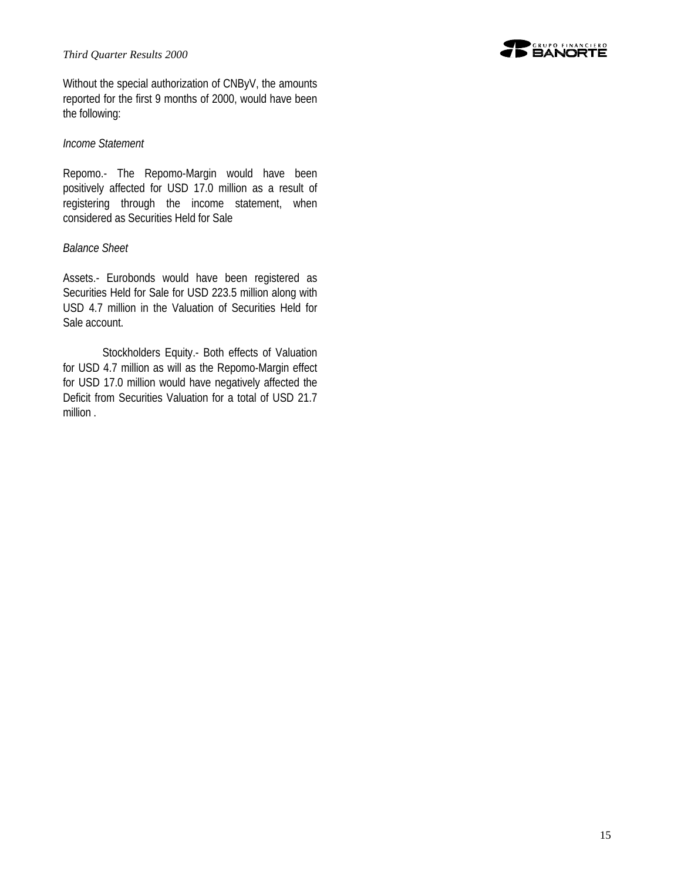Without the special authorization of CNByV, the amounts reported for the first 9 months of 2000, would have been the following:

*Income Statement*

Repomo.- The Repomo-Margin would have been positively affected for USD 17.0 million as a result of registering through the income statement, when considered as Securities Held for Sale

*Balance Sheet*

Assets.- Eurobonds would have been registered as Securities Held for Sale for USD 223.5 million along with USD 4.7 million in the Valuation of Securities Held for Sale account.

Stockholders Equity.- Both effects of Valuation for USD 4.7 million as will as the Repomo-Margin effect for USD 17.0 million would have negatively affected the Deficit from Securities Valuation for a total of USD 21.7 million .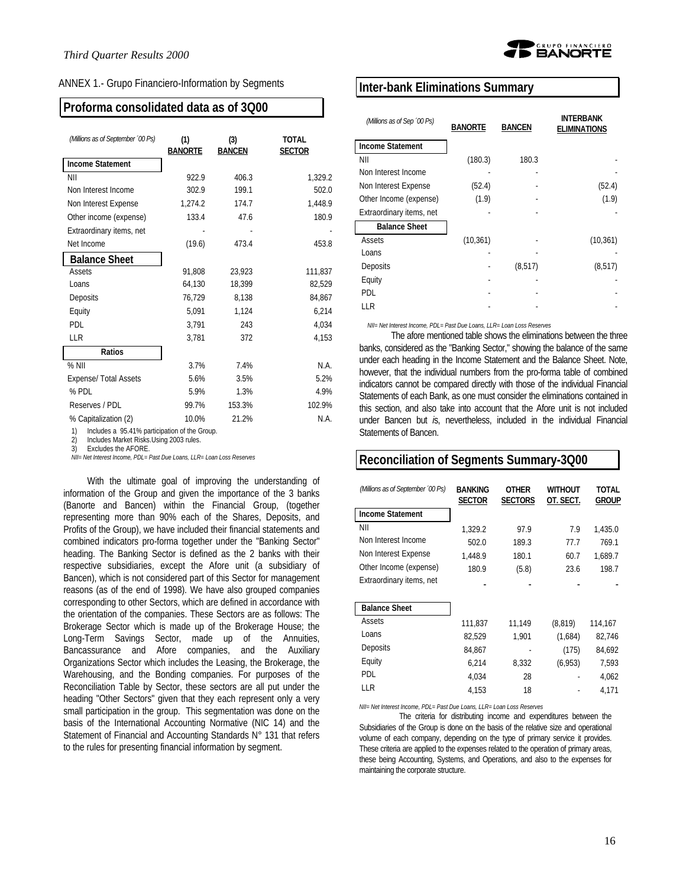ANNEX 1.- Grupo Financiero-Information by Segments

## Proforma consolidated data as of 3Q00

| *(Millions as of September ´00 Ps)* | (1) BANORTE | (3) BANCEN | TOTAL SECTOR |
|---|---|---|---|
| **Income Statement** | | | |
| NII | 922.9 | 406.3 | 1,329.2 |
| Non Interest Income | 302.9 | 199.1 | 502.0 |
| Non Interest Expense | 1,274.2 | 174.7 | 1,448.9 |
| Other income (expense) | 133.4 | 47.6 | 180.9 |
| Extraordinary items, net | - | - | - |
| Net Income | (19.6) | 473.4 | 453.8 |
| **Balance Sheet** | | | |
| Assets | 91,808 | 23,923 | 111,837 |
| Loans | 64,130 | 18,399 | 82,529 |
| Deposits | 76,729 | 8,138 | 84,867 |
| Equity | 5,091 | 1,124 | 6,214 |
| PDL | 3,791 | 243 | 4,034 |
| LLR | 3,781 | 372 | 4,153 |
| **Ratios** | | | |
| % NII | 3.7% | 7.4% | N.A. |
| Expense/ Total Assets | 5.6% | 3.5% | 5.2% |
| % PDL | 5.9% | 1.3% | 4.9% |
| Reserves / PDL | 99.7% | 153.3% | 102.9% |
| % Capitalization (2) | 10.0% | 21.2% | N.A. |

1) Includes a 95.41% participation of the Group.
2) Includes Market Risks.Using 2003 rules.
3) Excludes the AFORE.

*NII= Net Interest Income, PDL= Past Due Loans, LLR= Loan Loss Reserves*

With the ultimate goal of improving the understanding of information of the Group and given the importance of the 3 banks (Banorte and Bancen) within the Financial Group, (together representing more than 90% each of the Shares, Deposits, and Profits of the Group), we have included their financial statements and combined indicators pro-forma together under the "Banking Sector" heading. The Banking Sector is defined as the 2 banks with their respective subsidiaries, except the Afore unit (a subsidiary of Bancen), which is not considered part of this Sector for management reasons (as of the end of 1998). We have also grouped companies corresponding to other Sectors, which are defined in accordance with the orientation of the companies. These Sectors are as follows: The Brokerage Sector which is made up of the Brokerage House; the Long-Term Savings Sector, made up of the Annuities, Bancassurance and Afore companies, and the Auxiliary Organizations Sector which includes the Leasing, the Brokerage, the Warehousing, and the Bonding companies. For purposes of the Reconciliation Table by Sector, these sectors are all put under the heading "Other Sectors" given that they each represent only a very small participation in the group. This segmentation was done on the basis of the International Accounting Normative (NIC 14) and the Statement of Financial and Accounting Standards N° 131 that refers to the rules for presenting financial information by segment.

## Inter-bank Eliminations Summary

| *(Millions as of Sep ´00 Ps)* | BANORTE | BANCEN | INTERBANK ELIMINATIONS |
|---|---|---|---|
| **Income Statement** | | | |
| NII | (180.3) | 180.3 | - |
| Non Interest Income | - | - | - |
| Non Interest Expense | (52.4) | - | (52.4) |
| Other Income (expense) | (1.9) | - | (1.9) |
| Extraordinary items, net | - | - | - |
| **Balance Sheet** | | | |
| Assets | (10,361) | - | (10,361) |
| Loans | - | - | - |
| Deposits | - | (8,517) | (8,517) |
| Equity | - | - | - |
| PDL | - | - | - |
| LLR | - | - | - |

*NII= Net Interest Income, PDL= Past Due Loans, LLR= Loan Loss Reserves*

The afore mentioned table shows the eliminations between the three banks, considered as the "Banking Sector," showing the balance of the same under each heading in the Income Statement and the Balance Sheet. Note, however, that the individual numbers from the pro-forma table of combined indicators cannot be compared directly with those of the individual Financial Statements of each Bank, as one must consider the eliminations contained in this section, and also take into account that the Afore unit is not included under Bancen but *is*, nevertheless, included in the individual Financial Statements of Bancen.

## Reconciliation of Segments Summary-3Q00

| *(Millions as of September ´00 Ps)* | BANKING SECTOR | OTHER SECTORS | WITHOUT OT. SECT. | TOTAL GROUP |
|---|---|---|---|---|
| **Income Statement** | | | | |
| NII | 1,329.2 | 97.9 | 7.9 | 1,435.0 |
| Non Interest Income | 502.0 | 189.3 | 77.7 | 769.1 |
| Non Interest Expense | 1,448.9 | 180.1 | 60.7 | 1,689.7 |
| Other Income (expense) | 180.9 | (5.8) | 23.6 | 198.7 |
| Extraordinary items, net | - | - | - | - |
| **Balance Sheet** | | | | |
| Assets | 111,837 | 11,149 | (8,819) | 114,167 |
| Loans | 82,529 | 1,901 | (1,684) | 82,746 |
| Deposits | 84,867 | - | (175) | 84,692 |
| Equity | 6,214 | 8,332 | (6,953) | 7,593 |
| PDL | 4,034 | 28 | - | 4,062 |
| LLR | 4,153 | 18 | - | 4,171 |

*NII= Net Interest Income, PDL= Past Due Loans, LLR= Loan Loss Reserves*

The criteria for distributing income and expenditures between the Subsidiaries of the Group is done on the basis of the relative size and operational volume of each company, depending on the type of primary service it provides. These criteria are applied to the expenses related to the operation of primary areas, these being Accounting, Systems, and Operations, and also to the expenses for maintaining the corporate structure.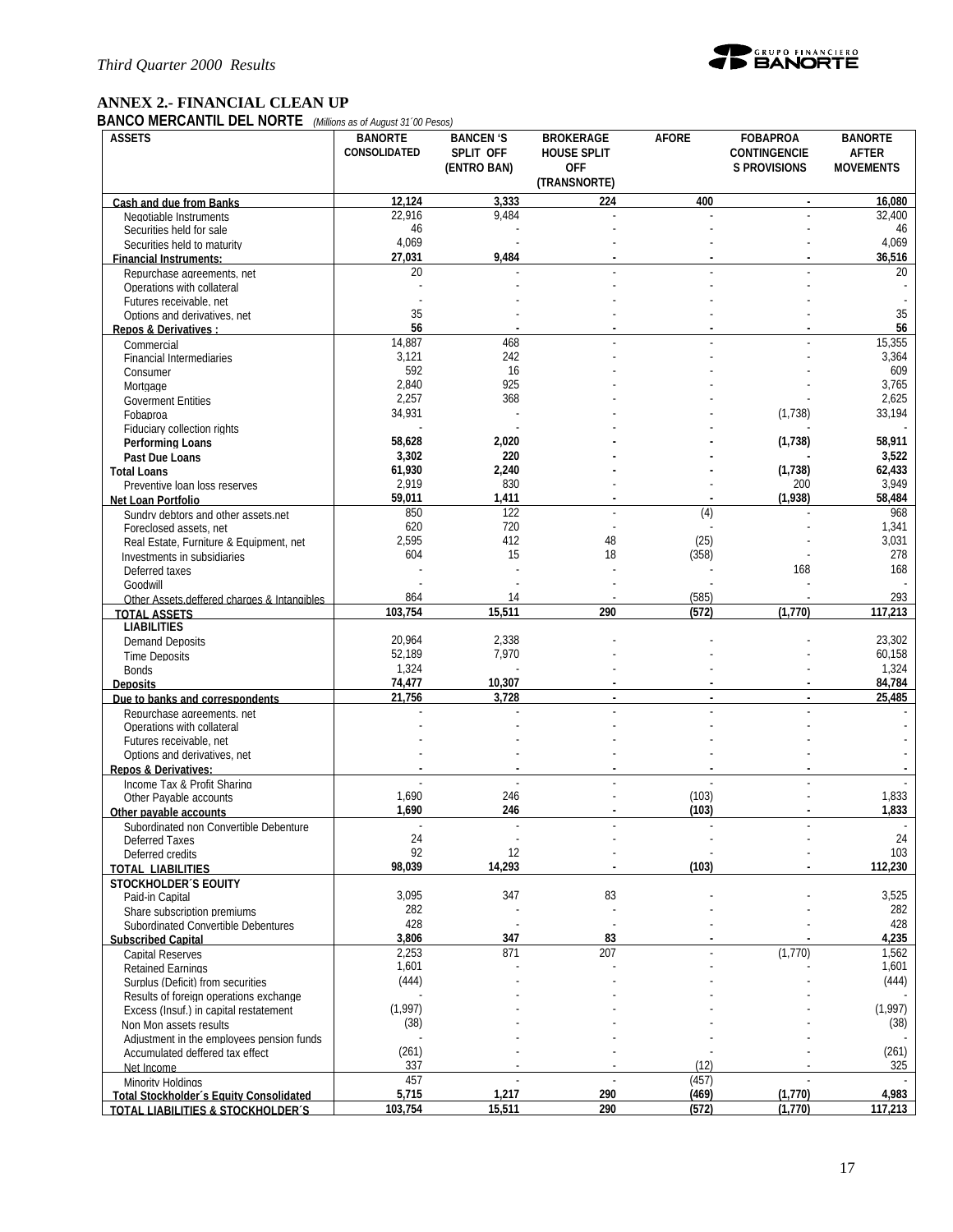## ANNEX 2.- FINANCIAL CLEAN UP

**BANCO MERCANTIL DEL NORTE** *(Millions as of August 31´00 Pesos)*

| ASSETS | BANORTE CONSOLIDATED | BANCEN 'S SPLIT OFF (ENTRO BAN) | BROKERAGE HOUSE SPLIT OFF (TRANSNORTE) | AFORE | FOBAPROA CONTINGENCIES PROVISIONS | BANORTE AFTER MOVEMENTS |
|---|---|---|---|---|---|---|
| **Cash and due from Banks** | **12,124** | **3,333** | **224** | **400** | **-** | **16,080** |
| Negotiable Instruments | 22,916 | 9,484 | - | - | - | 32,400 |
| Securities held for sale | 46 | - | - | - | - | 46 |
| Securities held to maturity | 4,069 | - | - | - | - | 4,069 |
| **Financial Instruments:** | **27,031** | **9,484** | **-** | **-** | **-** | **36,516** |
| Repurchase agreements, net | 20 | - | - | - | - | 20 |
| Operations with collateral | - | - | - | - | - | - |
| Futures receivable, net | - | - | - | - | - | - |
| Options and derivatives, net | 35 | - | - | - | - | 35 |
| **Repos & Derivatives :** | **56** | **-** | **-** | **-** | **-** | **56** |
| Commercial | 14,887 | 468 | - | - | - | 15,355 |
| Financial Intermediaries | 3,121 | 242 | - | - | - | 3,364 |
| Consumer | 592 | 16 | - | - | - | 609 |
| Mortgage | 2,840 | 925 | - | - | - | 3,765 |
| Goverment Entities | 2,257 | 368 | - | - | - | 2,625 |
| Fobaproa | 34,931 | - | - | - | (1,738) | 33,194 |
| Fiduciary collection rights | - | - | - | - | - | - |
| **Performing Loans** | **58,628** | **2,020** | **-** | **-** | **(1,738)** | **58,911** |
| **Past Due Loans** | **3,302** | **220** | **-** | **-** | **-** | **3,522** |
| **Total Loans** | **61,930** | **2,240** | **-** | **-** | **(1,738)** | **62,433** |
| Preventive loan loss reserves | 2,919 | 830 | - | - | 200 | 3,949 |
| **Net Loan Portfolio** | **59,011** | **1,411** | **-** | **-** | **(1,938)** | **58,484** |
| Sundry debtors and other assets,net | 850 | 122 | - | (4) | - | 968 |
| Foreclosed assets, net | 620 | 720 | - | - | - | 1,341 |
| Real Estate, Furniture & Equipment, net | 2,595 | 412 | 48 | (25) | - | 3,031 |
| Investments in subsidiaries | 604 | 15 | 18 | (358) | - | 278 |
| Deferred taxes | - | - | - | - | 168 | 168 |
| Goodwill | - | - | - | - | - | - |
| Other Assets,deffered charges & Intangibles | 864 | 14 | - | (585) | - | 293 |
| **TOTAL ASSETS** | **103,754** | **15,511** | **290** | **(572)** | **(1,770)** | **117,213** |
| **LIABILITIES** | | | | | | |
| Demand Deposits | 20,964 | 2,338 | - | - | - | 23,302 |
| Time Deposits | 52,189 | 7,970 | - | - | - | 60,158 |
| Bonds | 1,324 | - | - | - | - | 1,324 |
| **Deposits** | **74,477** | **10,307** | **-** | **-** | **-** | **84,784** |
| **Due to banks and correspondents** | **21,756** | **3,728** | **-** | **-** | **-** | **25,485** |
| Repurchase agreements, net | - | - | - | - | - | - |
| Operations with collateral | - | - | - | - | - | - |
| Futures receivable, net | - | - | - | - | - | - |
| Options and derivatives, net | - | - | - | - | - | - |
| **Repos & Derivatives:** | **-** | **-** | **-** | **-** | **-** | **-** |
| Income Tax & Profit Sharing | - | - | - | - | - | - |
| Other Payable accounts | 1,690 | 246 | - | (103) | - | 1,833 |
| **Other payable accounts** | **1,690** | **246** | **-** | **(103)** | **-** | **1,833** |
| Subordinated non Convertible Debenture | - | - | - | - | - | - |
| Deferred Taxes | 24 | - | - | - | - | 24 |
| Deferred credits | 92 | 12 | - | - | - | 103 |
| **TOTAL LIABILITIES** | **98,039** | **14,293** | **-** | **(103)** | **-** | **112,230** |
| **STOCKHOLDER´S EQUITY** | | | | | | |
| Paid-in Capital | 3,095 | 347 | 83 | - | - | 3,525 |
| Share subscription premiums | 282 | - | - | - | - | 282 |
| Subordinated Convertible Debentures | 428 | - | - | - | - | 428 |
| **Subscribed Capital** | **3,806** | **347** | **83** | **-** | **-** | **4,235** |
| Capital Reserves | 2,253 | 871 | 207 | - | (1,770) | 1,562 |
| Retained Earnings | 1,601 | - | - | - | - | 1,601 |
| Surplus (Deficit) from securities | (444) | - | - | - | - | (444) |
| Results of foreign operations exchange | - | - | - | - | - | - |
| Excess (Insuf.) in capital restatement | (1,997) | - | - | - | - | (1,997) |
| Non Mon assets results | (38) | - | - | - | - | (38) |
| Adjustment in the employees pension funds | - | - | - | - | - | - |
| Accumulated deffered tax effect | (261) | - | - | - | - | (261) |
| Net Income | 337 | - | - | (12) | - | 325 |
| Minority Holdings | 457 | - | - | (457) | - | - |
| **Total Stockholder´s Equity Consolidated** | **5,715** | **1,217** | **290** | **(469)** | **(1,770)** | **4,983** |
| **TOTAL LIABILITIES & STOCKHOLDER´S** | **103,754** | **15,511** | **290** | **(572)** | **(1,770)** | **117,213** |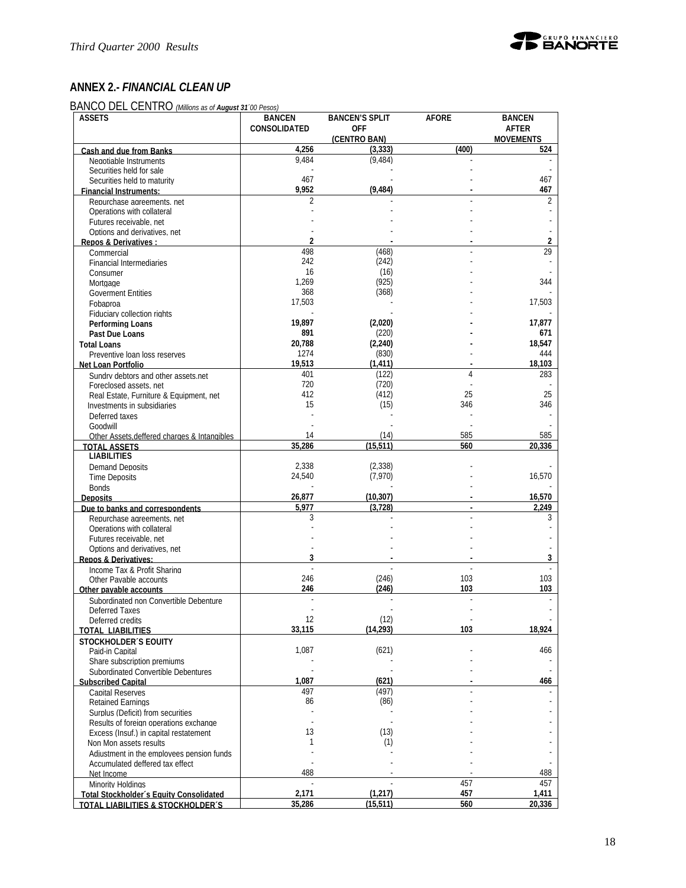## ANNEX 2.- *FINANCIAL CLEAN UP*

BANCO DEL CENTRO *(Millions as of **August 31´00** Pesos)*

| ASSETS | BANCEN CONSOLIDATED | BANCEN'S SPLIT OFF (CENTRO BAN) | AFORE | BANCEN AFTER MOVEMENTS |
|---|---|---|---|---|
| **Cash and due from Banks** | **4,256** | **(3,333)** | **(400)** | **524** |
| Negotiable Instruments | 9,484 | (9,484) | - | - |
| Securities held for sale | - | - | - | - |
| Securities held to maturity | 467 | - | - | 467 |
| **Financial Instruments:** | **9,952** | **(9,484)** | **-** | **467** |
| Repurchase agreements, net | 2 | - | - | 2 |
| Operations with collateral | - | - | - | - |
| Futures receivable, net | - | - | - | - |
| Options and derivatives, net | - | - | - | - |
| **Repos & Derivatives :** | **2** | **-** | **-** | **2** |
| Commercial | 498 | (468) | - | 29 |
| Financial Intermediaries | 242 | (242) | - | - |
| Consumer | 16 | (16) | - | - |
| Mortgage | 1,269 | (925) | - | 344 |
| Goverment Entities | 368 | (368) | - | - |
| Fobaproa | 17,503 | - | - | 17,503 |
| Fiduciary collection rights | - | - | - | - |
| **Performing Loans** | **19,897** | **(2,020)** | **-** | **17,877** |
| **Past Due Loans** | **891** | (220) | **-** | **671** |
| **Total Loans** | **20,788** | **(2,240)** | **-** | **18,547** |
| Preventive loan loss reserves | 1274 | (830) | - | 444 |
| **Net Loan Portfolio** | **19,513** | **(1,411)** | **-** | **18,103** |
| Sundry debtors and other assets,net | 401 | (122) | 4 | 283 |
| Foreclosed assets, net | 720 | (720) | - | - |
| Real Estate, Furniture & Equipment, net | 412 | (412) | 25 | 25 |
| Investments in subsidiaries | 15 | (15) | 346 | 346 |
| Deferred taxes | - | - | - | - |
| Goodwill | - | - | - | - |
| Other Assets,deffered charges & Intangibles | 14 | (14) | 585 | 585 |
| **TOTAL ASSETS** | **35,286** | **(15,511)** | **560** | **20,336** |
| **LIABILITIES** | | | | |
| Demand Deposits | 2,338 | (2,338) | - | - |
| Time Deposits | 24,540 | (7,970) | - | 16,570 |
| Bonds | - | - | - | - |
| **Deposits** | **26,877** | **(10,307)** | **-** | **16,570** |
| **Due to banks and correspondents** | **5,977** | **(3,728)** | **-** | **2,249** |
| Repurchase agreements, net | 3 | - | - | 3 |
| Operations with collateral | - | - | - | - |
| Futures receivable, net | - | - | - | - |
| Options and derivatives, net | - | - | - | - |
| **Repos & Derivatives:** | **3** | **-** | **-** | **3** |
| Income Tax & Profit Sharing | - | - | - | - |
| Other Payable accounts | 246 | (246) | 103 | 103 |
| **Other payable accounts** | **246** | **(246)** | **103** | **103** |
| Subordinated non Convertible Debenture | - | - | - | - |
| Deferred Taxes | - | - | - | - |
| Deferred credits | 12 | (12) | - | - |
| **TOTAL LIABILITIES** | **33,115** | **(14,293)** | **103** | **18,924** |
| **STOCKHOLDER´S EQUITY** | | | | |
| Paid-in Capital | 1,087 | (621) | - | 466 |
| Share subscription premiums | - | - | - | - |
| Subordinated Convertible Debentures | - | - | - | - |
| **Subscribed Capital** | **1,087** | **(621)** | **-** | **466** |
| Capital Reserves | 497 | (497) | - | - |
| Retained Earnings | 86 | (86) | - | - |
| Surplus (Deficit) from securities | - | - | - | - |
| Results of foreign operations exchange | - | - | - | - |
| Excess (Insuf.) in capital restatement | 13 | (13) | - | - |
| Non Mon assets results | 1 | (1) | - | - |
| Adjustment in the employees pension funds | - | - | - | - |
| Accumulated deffered tax effect | - | - | - | - |
| Net Income | 488 | - | - | 488 |
| Minority Holdings | - | - | 457 | 457 |
| **Total Stockholder´s Equity Consolidated** | **2,171** | **(1,217)** | **457** | **1,411** |
| **TOTAL LIABILITIES & STOCKHOLDER´S** | **35,286** | **(15,511)** | **560** | **20,336** |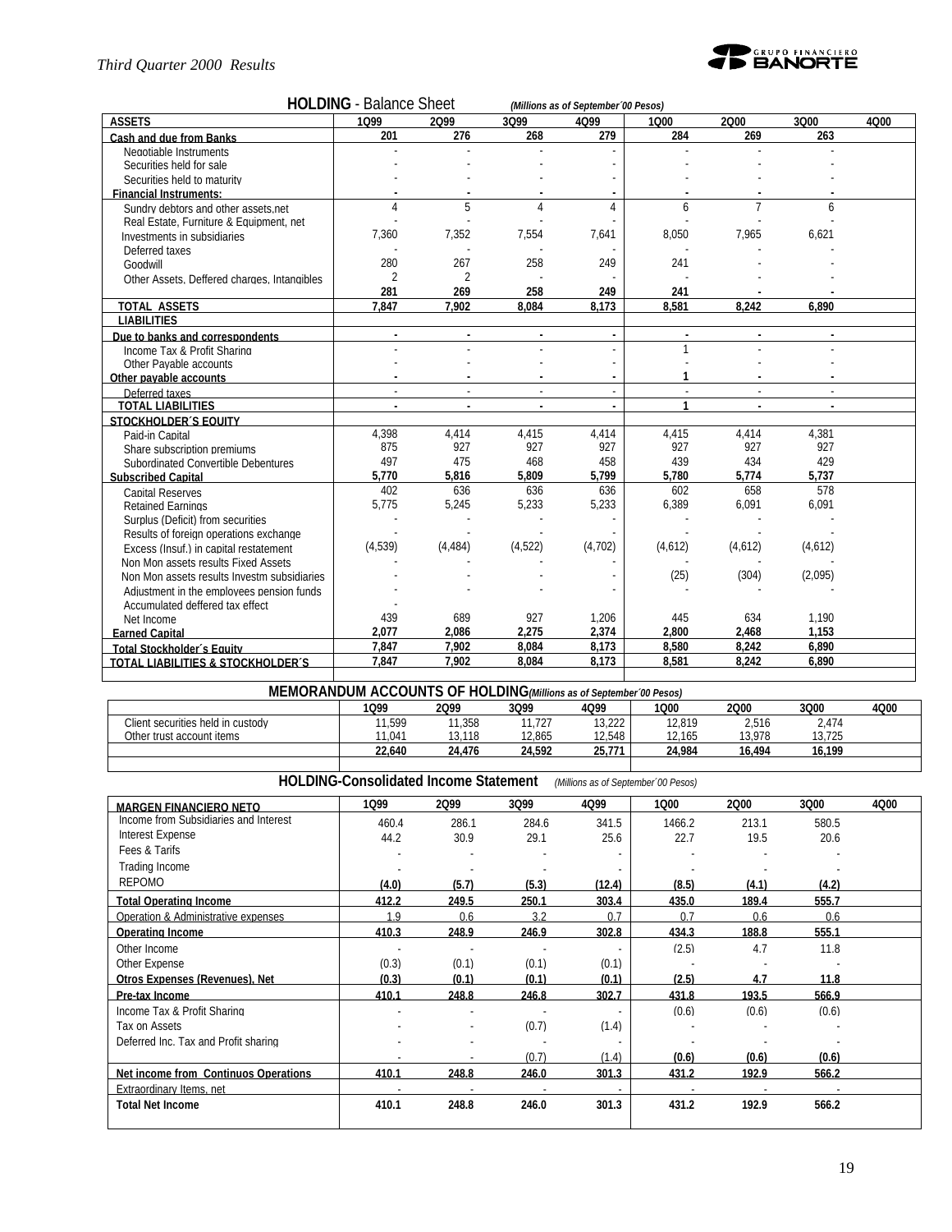## HOLDING - Balance Sheet *(Millions as of September´00 Pesos)*

| ASSETS | 1Q99 | 2Q99 | 3Q99 | 4Q99 | 1Q00 | 2Q00 | 3Q00 | 4Q00 |
|---|---|---|---|---|---|---|---|---|
| **Cash and due from Banks** | 201 | 276 | 268 | 279 | 284 | 269 | 263 | |
| Negotiable Instruments | - | - | - | - | - | - | - | |
| Securities held for sale | - | - | - | - | - | - | - | |
| Securities held to maturity | - | - | - | - | - | - | - | |
| **Financial Instruments:** | - | - | - | - | - | - | - | |
| Sundry debtors and other assets,net | 4 | 5 | 4 | 4 | 6 | 7 | 6 | |
| Real Estate, Furniture & Equipment, net | - | - | - | - | - | - | - | |
| Investments in subsidiaries | 7,360 | 7,352 | 7,554 | 7,641 | 8,050 | 7,965 | 6,621 | |
| Deferred taxes | - | - | - | - | - | - | - | |
| Goodwill | 280 | 267 | 258 | 249 | 241 | - | - | |
| Other Assets, Deffered charges, Intangibles | 2 | 2 | - | - | - | - | - | |
| | **281** | **269** | **258** | **249** | **241** | **-** | **-** | |
| **TOTAL ASSETS** | **7,847** | **7,902** | **8,084** | **8,173** | **8,581** | **8,242** | **6,890** | |
| **LIABILITIES** | | | | | | | | |
| **Due to banks and correspondents** | - | - | - | - | - | - | - | |
| Income Tax & Profit Sharing | - | - | - | - | 1 | - | - | |
| Other Payable accounts | - | - | - | - | - | - | - | |
| **Other payable accounts** | - | - | - | - | 1 | - | - | |
| Deferred taxes | - | - | - | - | - | - | - | |
| **TOTAL LIABILITIES** | - | - | - | - | 1 | - | - | |
| **STOCKHOLDER´S EQUITY** | | | | | | | | |
| Paid-in Capital | 4,398 | 4,414 | 4,415 | 4,414 | 4,415 | 4,414 | 4,381 | |
| Share subscription premiums | 875 | 927 | 927 | 927 | 927 | 927 | 927 | |
| Subordinated Convertible Debentures | 497 | 475 | 468 | 458 | 439 | 434 | 429 | |
| **Subscribed Capital** | **5,770** | **5,816** | **5,809** | **5,799** | **5,780** | **5,774** | **5,737** | |
| Capital Reserves | 402 | 636 | 636 | 636 | 602 | 658 | 578 | |
| Retained Earnings | 5,775 | 5,245 | 5,233 | 5,233 | 6,389 | 6,091 | 6,091 | |
| Surplus (Deficit) from securities | - | - | - | - | - | - | - | |
| Results of foreign operations exchange | - | - | - | - | - | - | - | |
| Excess (Insuf.) in capital restatement | (4,539) | (4,484) | (4,522) | (4,702) | (4,612) | (4,612) | (4,612) | |
| Non Mon assets results Fixed Assets | - | - | - | - | - | - | - | |
| Non Mon assets results Investm subsidiaries | - | - | - | - | (25) | (304) | (2,095) | |
| Adjustment in the employees pension funds | - | - | - | - | - | - | - | |
| Accumulated deffered tax effect | - | | | | | | | |
| Net Income | 439 | 689 | 927 | 1,206 | 445 | 634 | 1,190 | |
| **Earned Capital** | **2,077** | **2,086** | **2,275** | **2,374** | **2,800** | **2,468** | **1,153** | |
| **Total Stockholder´s Equity** | **7,847** | **7,902** | **8,084** | **8,173** | **8,580** | **8,242** | **6,890** | |
| **TOTAL LIABILITIES & STOCKHOLDER´S** | **7,847** | **7,902** | **8,084** | **8,173** | **8,581** | **8,242** | **6,890** | |

## MEMORANDUM ACCOUNTS OF HOLDING *(Millions as of September´00 Pesos)*

| | 1Q99 | 2Q99 | 3Q99 | 4Q99 | 1Q00 | 2Q00 | 3Q00 | 4Q00 |
|---|---|---|---|---|---|---|---|---|
| Client securities held in custody | 11,599 | 11,358 | 11,727 | 13,222 | 12,819 | 2,516 | 2,474 | |
| Other trust account items | 11,041 | 13,118 | 12,865 | 12,548 | 12,165 | 13,978 | 13,725 | |
| | **22,640** | **24,476** | **24,592** | **25,771** | **24,984** | **16,494** | **16,199** | |

## HOLDING-Consolidated Income Statement *(Millions as of September´00 Pesos)*

| MARGEN FINANCIERO NETO | 1Q99 | 2Q99 | 3Q99 | 4Q99 | 1Q00 | 2Q00 | 3Q00 | 4Q00 |
|---|---|---|---|---|---|---|---|---|
| Income from Subsidiaries and Interest | 460.4 | 286.1 | 284.6 | 341.5 | 1466.2 | 213.1 | 580.5 | |
| Interest Expense | 44.2 | 30.9 | 29.1 | 25.6 | 22.7 | 19.5 | 20.6 | |
| Fees & Tarifs | - | - | - | - | - | - | - | |
| Trading Income | - | - | - | - | - | - | - | |
| REPOMO | (4.0) | (5.7) | (5.3) | (12.4) | (8.5) | (4.1) | (4.2) | |
| **Total Operating Income** | **412.2** | **249.5** | **250.1** | **303.4** | **435.0** | **189.4** | **555.7** | |
| Operation & Administrative expenses | 1.9 | 0.6 | 3.2 | 0.7 | 0.7 | 0.6 | 0.6 | |
| **Operating Income** | **410.3** | **248.9** | **246.9** | **302.8** | **434.3** | **188.8** | **555.1** | |
| Other Income | - | - | - | - | (2.5) | 4.7 | 11.8 | |
| Other Expense | (0.3) | (0.1) | (0.1) | (0.1) | - | - | - | |
| **Otros Expenses (Revenues), Net** | **(0.3)** | **(0.1)** | **(0.1)** | **(0.1)** | **(2.5)** | **4.7** | **11.8** | |
| **Pre-tax Income** | **410.1** | **248.8** | **246.8** | **302.7** | **431.8** | **193.5** | **566.9** | |
| Income Tax & Profit Sharing | - | - | - | - | (0.6) | (0.6) | (0.6) | |
| Tax on Assets | - | - | (0.7) | (1.4) | - | - | - | |
| Deferred Inc. Tax and Profit sharing | - | - | - | - | - | - | - | |
| | - | - | (0.7) | (1.4) | **(0.6)** | **(0.6)** | **(0.6)** | |
| **Net income from Continuos Operations** | **410.1** | **248.8** | **246.0** | **301.3** | **431.2** | **192.9** | **566.2** | |
| Extraordinary Items, net | - | - | - | - | - | - | - | |
| **Total Net Income** | **410.1** | **248.8** | **246.0** | **301.3** | **431.2** | **192.9** | **566.2** | |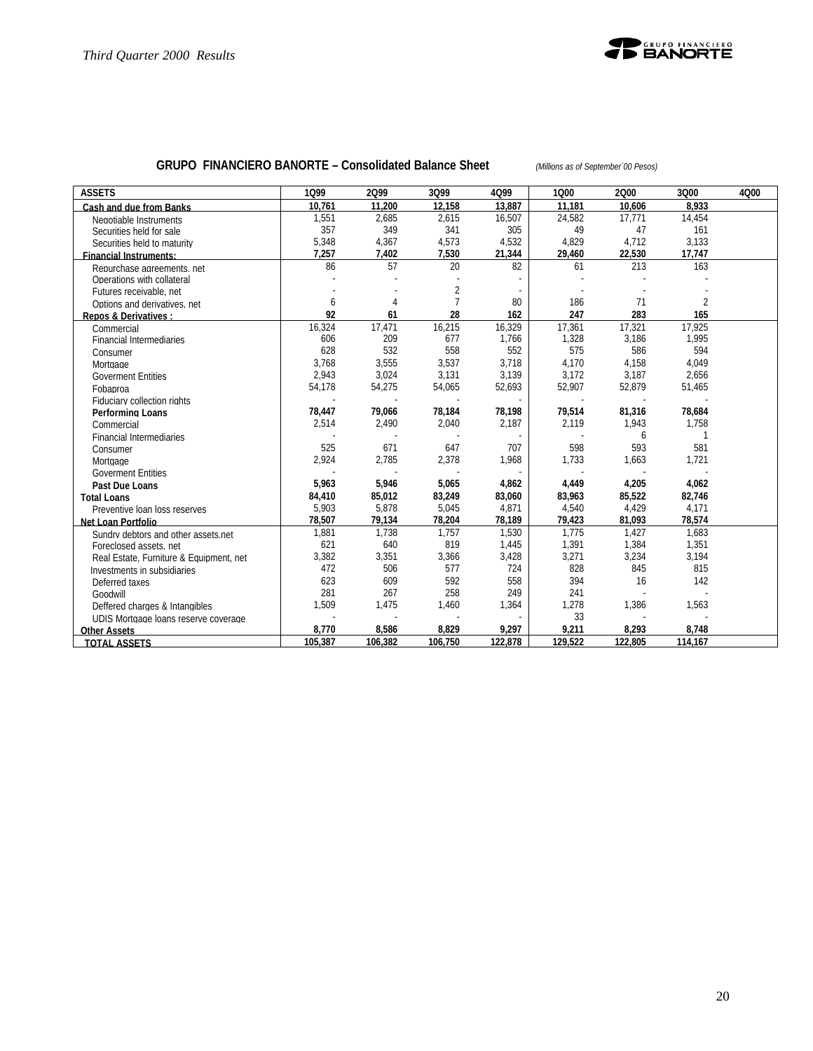## GRUPO FINANCIERO BANORTE – Consolidated Balance Sheet

*(Millions as of September´00 Pesos)*

| ASSETS | 1Q99 | 2Q99 | 3Q99 | 4Q99 | 1Q00 | 2Q00 | 3Q00 | 4Q00 |
|---|---|---|---|---|---|---|---|---|
| **Cash and due from Banks** | **10,761** | **11,200** | **12,158** | **13,887** | **11,181** | **10,606** | **8,933** | |
| Negotiable Instruments | 1,551 | 2,685 | 2,615 | 16,507 | 24,582 | 17,771 | 14,454 | |
| Securities held for sale | 357 | 349 | 341 | 305 | 49 | 47 | 161 | |
| Securities held to maturity | 5,348 | 4,367 | 4,573 | 4,532 | 4,829 | 4,712 | 3,133 | |
| **Financial Instruments:** | **7,257** | **7,402** | **7,530** | **21,344** | **29,460** | **22,530** | **17,747** | |
| Repurchase agreements, net | 86 | 57 | 20 | 82 | 61 | 213 | 163 | |
| Operations with collateral | - | - | - | - | - | - | - | |
| Futures receivable, net | - | - | 2 | - | - | - | - | |
| Options and derivatives, net | 6 | 4 | 7 | 80 | 186 | 71 | 2 | |
| **Repos & Derivatives :** | **92** | **61** | **28** | **162** | **247** | **283** | **165** | |
| Commercial | 16,324 | 17,471 | 16,215 | 16,329 | 17,361 | 17,321 | 17,925 | |
| Financial Intermediaries | 606 | 209 | 677 | 1,766 | 1,328 | 3,186 | 1,995 | |
| Consumer | 628 | 532 | 558 | 552 | 575 | 586 | 594 | |
| Mortgage | 3,768 | 3,555 | 3,537 | 3,718 | 4,170 | 4,158 | 4,049 | |
| Goverment Entities | 2,943 | 3,024 | 3,131 | 3,139 | 3,172 | 3,187 | 2,656 | |
| Fobaproa | 54,178 | 54,275 | 54,065 | 52,693 | 52,907 | 52,879 | 51,465 | |
| Fiduciary collection rights | - | - | - | - | - | - | - | |
| **Performing Loans** | **78,447** | **79,066** | **78,184** | **78,198** | **79,514** | **81,316** | **78,684** | |
| Commercial | 2,514 | 2,490 | 2,040 | 2,187 | 2,119 | 1,943 | 1,758 | |
| Financial Intermediaries | - | - | - | - | - | 6 | 1 | |
| Consumer | 525 | 671 | 647 | 707 | 598 | 593 | 581 | |
| Mortgage | 2,924 | 2,785 | 2,378 | 1,968 | 1,733 | 1,663 | 1,721 | |
| Goverment Entities | - | - | - | - | - | - | - | |
| **Past Due Loans** | **5,963** | **5,946** | **5,065** | **4,862** | **4,449** | **4,205** | **4,062** | |
| **Total Loans** | **84,410** | **85,012** | **83,249** | **83,060** | **83,963** | **85,522** | **82,746** | |
| Preventive loan loss reserves | 5,903 | 5,878 | 5,045 | 4,871 | 4,540 | 4,429 | 4,171 | |
| **Net Loan Portfolio** | **78,507** | **79,134** | **78,204** | **78,189** | **79,423** | **81,093** | **78,574** | |
| Sundry debtors and other assets.net | 1,881 | 1,738 | 1,757 | 1,530 | 1,775 | 1,427 | 1,683 | |
| Foreclosed assets, net | 621 | 640 | 819 | 1,445 | 1,391 | 1,384 | 1,351 | |
| Real Estate, Furniture & Equipment, net | 3,382 | 3,351 | 3,366 | 3,428 | 3,271 | 3,234 | 3,194 | |
| Investments in subsidiaries | 472 | 506 | 577 | 724 | 828 | 845 | 815 | |
| Deferred taxes | 623 | 609 | 592 | 558 | 394 | 16 | 142 | |
| Goodwill | 281 | 267 | 258 | 249 | 241 | - | - | |
| Deffered charges & Intangibles | 1,509 | 1,475 | 1,460 | 1,364 | 1,278 | 1,386 | 1,563 | |
| UDIS Mortgage loans reserve coverage | - | - | - | - | 33 | - | - | |
| **Other Assets** | **8,770** | **8,586** | **8,829** | **9,297** | **9,211** | **8,293** | **8,748** | |
| **TOTAL ASSETS** | **105,387** | **106,382** | **106,750** | **122,878** | **129,522** | **122,805** | **114,167** | |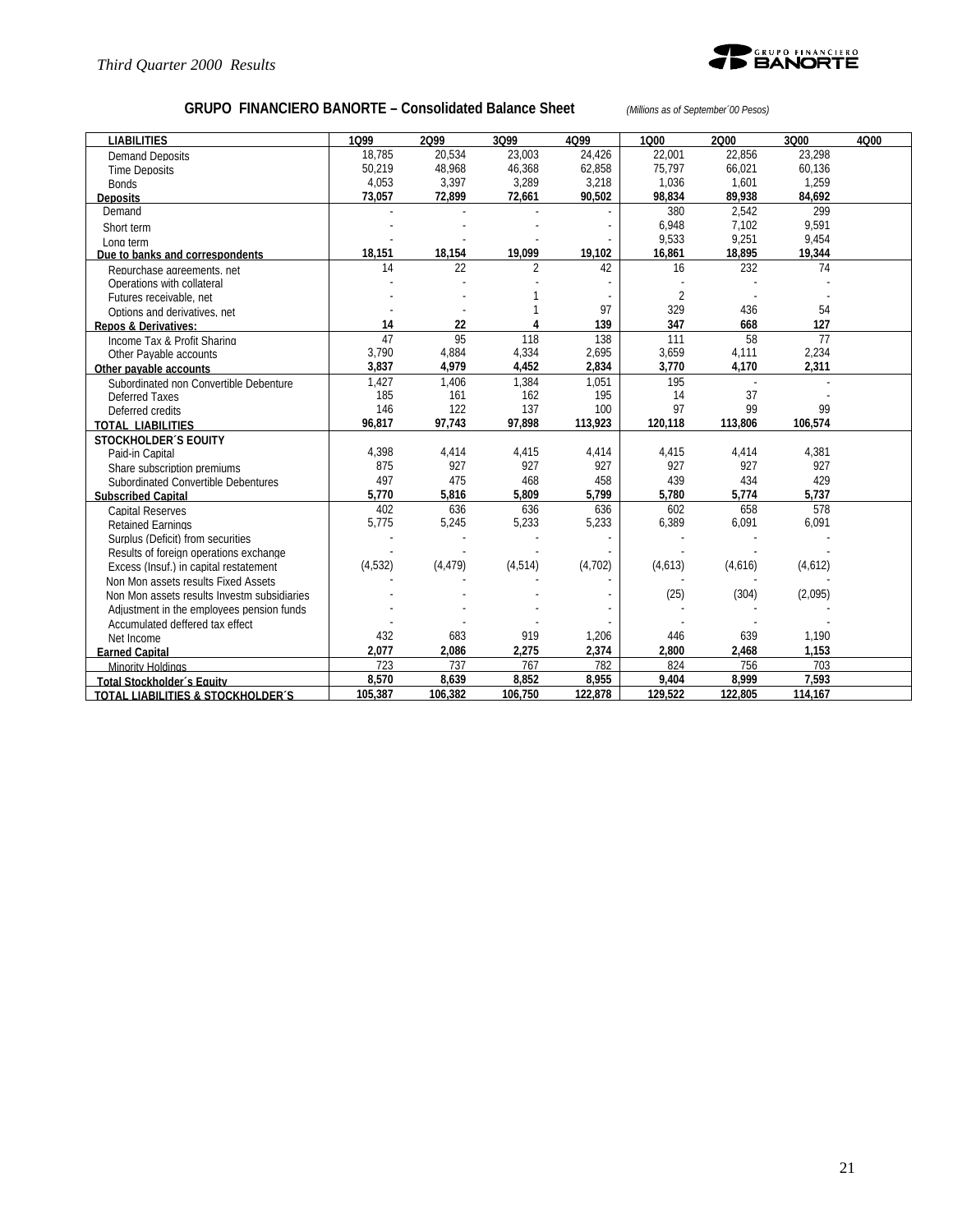## GRUPO FINANCIERO BANORTE – Consolidated Balance Sheet

*(Millions as of September´00 Pesos)*

| LIABILITIES | 1Q99 | 2Q99 | 3Q99 | 4Q99 | 1Q00 | 2Q00 | 3Q00 | 4Q00 |
|---|---|---|---|---|---|---|---|---|
| Demand Deposits | 18,785 | 20,534 | 23,003 | 24,426 | 22,001 | 22,856 | 23,298 | |
| Time Deposits | 50,219 | 48,968 | 46,368 | 62,858 | 75,797 | 66,021 | 60,136 | |
| Bonds | 4,053 | 3,397 | 3,289 | 3,218 | 1,036 | 1,601 | 1,259 | |
| **Deposits** | **73,057** | **72,899** | **72,661** | **90,502** | **98,834** | **89,938** | **84,692** | |
| Demand | - | - | - | - | 380 | 2,542 | 299 | |
| Short term | - | - | - | - | 6,948 | 7,102 | 9,591 | |
| Long term | - | - | - | - | 9,533 | 9,251 | 9,454 | |
| **Due to banks and correspondents** | **18,151** | **18,154** | **19,099** | **19,102** | **16,861** | **18,895** | **19,344** | |
| Repurchase agreements, net | 14 | 22 | 2 | 42 | 16 | 232 | 74 | |
| Operations with collateral | - | - | - | - | - | - | - | |
| Futures receivable, net | - | - | 1 | - | 2 | - | - | |
| Options and derivatives, net | - | - | 1 | 97 | 329 | 436 | 54 | |
| **Repos & Derivatives:** | **14** | **22** | **4** | **139** | **347** | **668** | **127** | |
| Income Tax & Profit Sharing | 47 | 95 | 118 | 138 | 111 | 58 | 77 | |
| Other Payable accounts | 3,790 | 4,884 | 4,334 | 2,695 | 3,659 | 4,111 | 2,234 | |
| **Other payable accounts** | **3,837** | **4,979** | **4,452** | **2,834** | **3,770** | **4,170** | **2,311** | |
| Subordinated non Convertible Debenture | 1,427 | 1,406 | 1,384 | 1,051 | 195 | - | - | |
| Deferred Taxes | 185 | 161 | 162 | 195 | 14 | 37 | - | |
| Deferred credits | 146 | 122 | 137 | 100 | 97 | 99 | 99 | |
| **TOTAL LIABILITIES** | **96,817** | **97,743** | **97,898** | **113,923** | **120,118** | **113,806** | **106,574** | |
| **STOCKHOLDER´S EQUITY** | | | | | | | | |
| Paid-in Capital | 4,398 | 4,414 | 4,415 | 4,414 | 4,415 | 4,414 | 4,381 | |
| Share subscription premiums | 875 | 927 | 927 | 927 | 927 | 927 | 927 | |
| Subordinated Convertible Debentures | 497 | 475 | 468 | 458 | 439 | 434 | 429 | |
| **Subscribed Capital** | **5,770** | **5,816** | **5,809** | **5,799** | **5,780** | **5,774** | **5,737** | |
| Capital Reserves | 402 | 636 | 636 | 636 | 602 | 658 | 578 | |
| Retained Earnings | 5,775 | 5,245 | 5,233 | 5,233 | 6,389 | 6,091 | 6,091 | |
| Surplus (Deficit) from securities | - | - | - | - | - | - | - | |
| Results of foreign operations exchange | - | - | - | - | - | - | - | |
| Excess (Insuf.) in capital restatement | (4,532) | (4,479) | (4,514) | (4,702) | (4,613) | (4,616) | (4,612) | |
| Non Mon assets results Fixed Assets | - | - | - | - | - | - | - | |
| Non Mon assets results Investm subsidiaries | - | - | - | - | (25) | (304) | (2,095) | |
| Adjustment in the employees pension funds | - | - | - | - | - | - | - | |
| Accumulated deffered tax effect | - | - | - | - | - | - | - | |
| Net Income | 432 | 683 | 919 | 1,206 | 446 | 639 | 1,190 | |
| **Earned Capital** | **2,077** | **2,086** | **2,275** | **2,374** | **2,800** | **2,468** | **1,153** | |
| Minority Holdings | 723 | 737 | 767 | 782 | 824 | 756 | 703 | |
| **Total Stockholder´s Equity** | **8,570** | **8,639** | **8,852** | **8,955** | **9,404** | **8,999** | **7,593** | |
| **TOTAL LIABILITIES & STOCKHOLDER´S** | **105,387** | **106,382** | **106,750** | **122,878** | **129,522** | **122,805** | **114,167** | |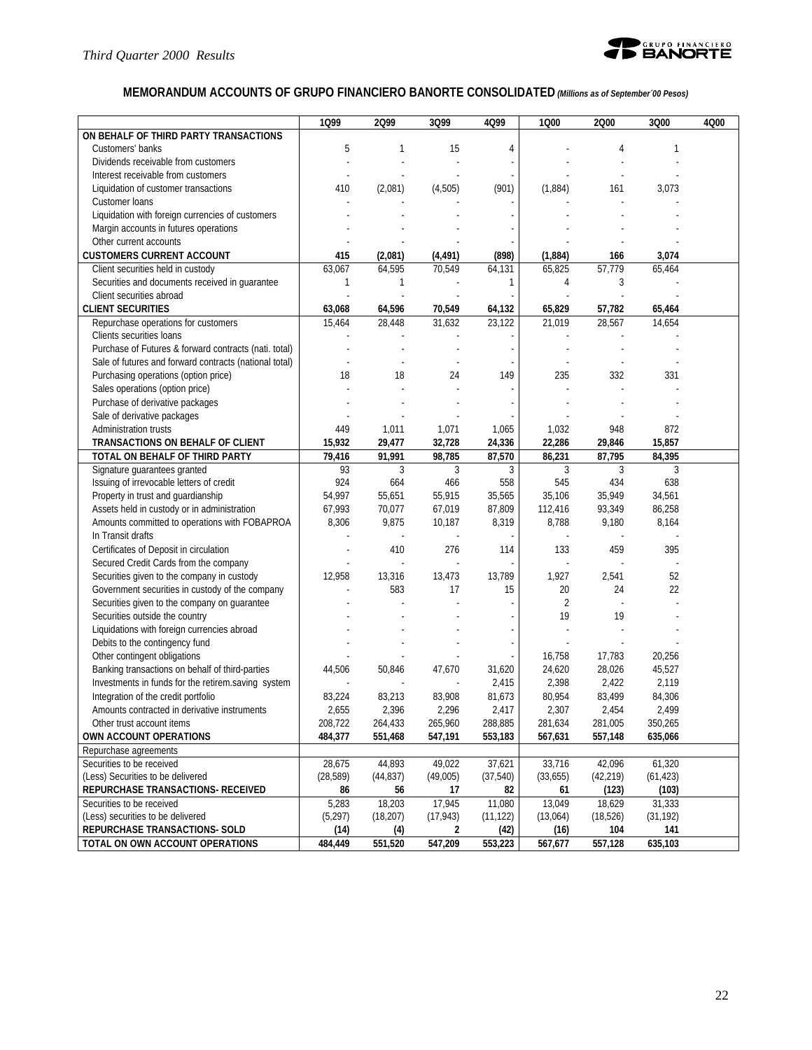## MEMORANDUM ACCOUNTS OF GRUPO FINANCIERO BANORTE CONSOLIDATED *(Millions as of September´00 Pesos)*

| | 1Q99 | 2Q99 | 3Q99 | 4Q99 | 1Q00 | 2Q00 | 3Q00 | 4Q00 |
|---|---|---|---|---|---|---|---|---|
| **ON BEHALF OF THIRD PARTY TRANSACTIONS** | | | | | | | | |
| Customers' banks | 5 | 1 | 15 | 4 | - | 4 | 1 | |
| Dividends receivable from customers | - | - | - | - | - | - | - | |
| Interest receivable from customers | - | - | - | - | - | - | - | |
| Liquidation of customer transactions | 410 | (2,081) | (4,505) | (901) | (1,884) | 161 | 3,073 | |
| Customer loans | - | - | - | - | - | - | - | |
| Liquidation with foreign currencies of customers | - | - | - | - | - | - | - | |
| Margin accounts in futures operations | - | - | - | - | - | - | - | |
| Other current accounts | - | - | - | - | - | - | - | |
| **CUSTOMERS CURRENT ACCOUNT** | **415** | **(2,081)** | **(4,491)** | **(898)** | **(1,884)** | **166** | **3,074** | |
| Client securities held in custody | 63,067 | 64,595 | 70,549 | 64,131 | 65,825 | 57,779 | 65,464 | |
| Securities and documents received in guarantee | 1 | 1 | - | 1 | 4 | 3 | - | |
| Client securities abroad | - | - | - | - | - | - | - | |
| **CLIENT SECURITIES** | **63,068** | **64,596** | **70,549** | **64,132** | **65,829** | **57,782** | **65,464** | |
| Repurchase operations for customers | 15,464 | 28,448 | 31,632 | 23,122 | 21,019 | 28,567 | 14,654 | |
| Clients securities loans | - | - | - | - | - | - | - | |
| Purchase of Futures & forward contracts (nati. total) | - | - | - | - | - | - | - | |
| Sale of futures and forward contracts (national total) | - | - | - | - | - | - | - | |
| Purchasing operations (option price) | 18 | 18 | 24 | 149 | 235 | 332 | 331 | |
| Sales operations (option price) | - | - | - | - | - | - | - | |
| Purchase of derivative packages | - | - | - | - | - | - | - | |
| Sale of derivative packages | - | - | - | - | - | - | - | |
| Administration trusts | 449 | 1,011 | 1,071 | 1,065 | 1,032 | 948 | 872 | |
| **TRANSACTIONS ON BEHALF OF CLIENT** | **15,932** | **29,477** | **32,728** | **24,336** | **22,286** | **29,846** | **15,857** | |
| **TOTAL ON BEHALF OF THIRD PARTY** | **79,416** | **91,991** | **98,785** | **87,570** | **86,231** | **87,795** | **84,395** | |
| Signature guarantees granted | 93 | 3 | 3 | 3 | 3 | 3 | 3 | |
| Issuing of irrevocable letters of credit | 924 | 664 | 466 | 558 | 545 | 434 | 638 | |
| Property in trust and guardianship | 54,997 | 55,651 | 55,915 | 35,565 | 35,106 | 35,949 | 34,561 | |
| Assets held in custody or in administration | 67,993 | 70,077 | 67,019 | 87,809 | 112,416 | 93,349 | 86,258 | |
| Amounts committed to operations with FOBAPROA | 8,306 | 9,875 | 10,187 | 8,319 | 8,788 | 9,180 | 8,164 | |
| In Transit drafts | - | - | - | - | - | - | - | |
| Certificates of Deposit in circulation | - | 410 | 276 | 114 | 133 | 459 | 395 | |
| Secured Credit Cards from the company | - | - | - | - | - | - | - | |
| Securities given to the company in custody | 12,958 | 13,316 | 13,473 | 13,789 | 1,927 | 2,541 | 52 | |
| Government securities in custody of the company | - | 583 | 17 | 15 | 20 | 24 | 22 | |
| Securities given to the company on guarantee | - | - | - | - | 2 | - | - | |
| Securities outside the country | - | - | - | - | 19 | 19 | - | |
| Liquidations with foreign currencies abroad | - | - | - | - | - | - | - | |
| Debits to the contingency fund | - | - | - | - | - | - | - | |
| Other contingent obligations | - | - | - | - | 16,758 | 17,783 | 20,256 | |
| Banking transactions on behalf of third-parties | 44,506 | 50,846 | 47,670 | 31,620 | 24,620 | 28,026 | 45,527 | |
| Investments in funds for the retirem.saving system | - | - | - | 2,415 | 2,398 | 2,422 | 2,119 | |
| Integration of the credit portfolio | 83,224 | 83,213 | 83,908 | 81,673 | 80,954 | 83,499 | 84,306 | |
| Amounts contracted in derivative instruments | 2,655 | 2,396 | 2,296 | 2,417 | 2,307 | 2,454 | 2,499 | |
| Other trust account items | 208,722 | 264,433 | 265,960 | 288,885 | 281,634 | 281,005 | 350,265 | |
| **OWN ACCOUNT OPERATIONS** | **484,377** | **551,468** | **547,191** | **553,183** | **567,631** | **557,148** | **635,066** | |
| Repurchase agreements | | | | | | | | |
| Securities to be received | 28,675 | 44,893 | 49,022 | 37,621 | 33,716 | 42,096 | 61,320 | |
| (Less) Securities to be delivered | (28,589) | (44,837) | (49,005) | (37,540) | (33,655) | (42,219) | (61,423) | |
| **REPURCHASE TRANSACTIONS- RECEIVED** | **86** | **56** | **17** | **82** | **61** | **(123)** | **(103)** | |
| Securities to be received | 5,283 | 18,203 | 17,945 | 11,080 | 13,049 | 18,629 | 31,333 | |
| (Less) securities to be delivered | (5,297) | (18,207) | (17,943) | (11,122) | (13,064) | (18,526) | (31,192) | |
| **REPURCHASE TRANSACTIONS- SOLD** | **(14)** | **(4)** | **2** | **(42)** | **(16)** | **104** | **141** | |
| **TOTAL ON OWN ACCOUNT OPERATIONS** | **484,449** | **551,520** | **547,209** | **553,223** | **567,677** | **557,128** | **635,103** | |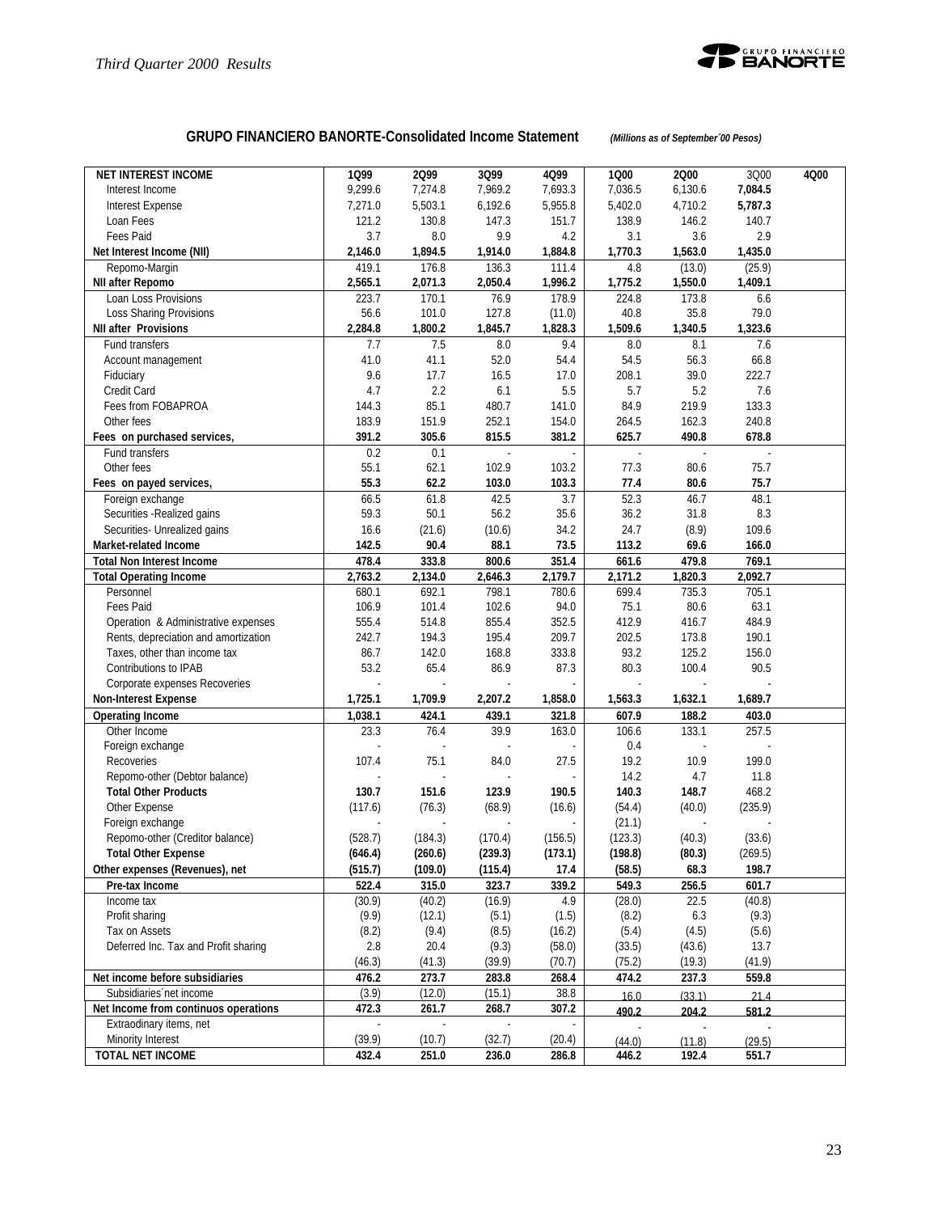## GRUPO FINANCIERO BANORTE-Consolidated Income Statement *(Millions as of September´00 Pesos)*

| NET INTEREST INCOME | 1Q99 | 2Q99 | 3Q99 | 4Q99 | 1Q00 | 2Q00 | 3Q00 | 4Q00 |
|---|---|---|---|---|---|---|---|---|
| Interest Income | 9,299.6 | 7,274.8 | 7,969.2 | 7,693.3 | 7,036.5 | 6,130.6 | 7,084.5 | |
| Interest Expense | 7,271.0 | 5,503.1 | 6,192.6 | 5,955.8 | 5,402.0 | 4,710.2 | 5,787.3 | |
| Loan Fees | 121.2 | 130.8 | 147.3 | 151.7 | 138.9 | 146.2 | 140.7 | |
| Fees Paid | 3.7 | 8.0 | 9.9 | 4.2 | 3.1 | 3.6 | 2.9 | |
| **Net Interest Income (NII)** | **2,146.0** | **1,894.5** | **1,914.0** | **1,884.8** | **1,770.3** | **1,563.0** | **1,435.0** | |
| Repomo-Margin | 419.1 | 176.8 | 136.3 | 111.4 | 4.8 | (13.0) | (25.9) | |
| **NII after Repomo** | **2,565.1** | **2,071.3** | **2,050.4** | **1,996.2** | **1,775.2** | **1,550.0** | **1,409.1** | |
| Loan Loss Provisions | 223.7 | 170.1 | 76.9 | 178.9 | 224.8 | 173.8 | 6.6 | |
| Loss Sharing Provisions | 56.6 | 101.0 | 127.8 | (11.0) | 40.8 | 35.8 | 79.0 | |
| **NII after Provisions** | **2,284.8** | **1,800.2** | **1,845.7** | **1,828.3** | **1,509.6** | **1,340.5** | **1,323.6** | |
| Fund transfers | 7.7 | 7.5 | 8.0 | 9.4 | 8.0 | 8.1 | 7.6 | |
| Account management | 41.0 | 41.1 | 52.0 | 54.4 | 54.5 | 56.3 | 66.8 | |
| Fiduciary | 9.6 | 17.7 | 16.5 | 17.0 | 208.1 | 39.0 | 222.7 | |
| Credit Card | 4.7 | 2.2 | 6.1 | 5.5 | 5.7 | 5.2 | 7.6 | |
| Fees from FOBAPROA | 144.3 | 85.1 | 480.7 | 141.0 | 84.9 | 219.9 | 133.3 | |
| Other fees | 183.9 | 151.9 | 252.1 | 154.0 | 264.5 | 162.3 | 240.8 | |
| **Fees on purchased services,** | **391.2** | **305.6** | **815.5** | **381.2** | **625.7** | **490.8** | **678.8** | |
| Fund transfers | 0.2 | 0.1 | - | - | - | - | - | |
| Other fees | 55.1 | 62.1 | 102.9 | 103.2 | 77.3 | 80.6 | 75.7 | |
| **Fees on payed services,** | **55.3** | **62.2** | **103.0** | **103.3** | **77.4** | **80.6** | **75.7** | |
| Foreign exchange | 66.5 | 61.8 | 42.5 | 3.7 | 52.3 | 46.7 | 48.1 | |
| Securities -Realized gains | 59.3 | 50.1 | 56.2 | 35.6 | 36.2 | 31.8 | 8.3 | |
| Securities- Unrealized gains | 16.6 | (21.6) | (10.6) | 34.2 | 24.7 | (8.9) | 109.6 | |
| **Market-related Income** | **142.5** | **90.4** | **88.1** | **73.5** | **113.2** | **69.6** | **166.0** | |
| **Total Non Interest Income** | **478.4** | **333.8** | **800.6** | **351.4** | **661.6** | **479.8** | **769.1** | |
| **Total Operating Income** | **2,763.2** | **2,134.0** | **2,646.3** | **2,179.7** | **2,171.2** | **1,820.3** | **2,092.7** | |
| Personnel | 680.1 | 692.1 | 798.1 | 780.6 | 699.4 | 735.3 | 705.1 | |
| Fees Paid | 106.9 | 101.4 | 102.6 | 94.0 | 75.1 | 80.6 | 63.1 | |
| Operation & Administrative expenses | 555.4 | 514.8 | 855.4 | 352.5 | 412.9 | 416.7 | 484.9 | |
| Rents, depreciation and amortization | 242.7 | 194.3 | 195.4 | 209.7 | 202.5 | 173.8 | 190.1 | |
| Taxes, other than income tax | 86.7 | 142.0 | 168.8 | 333.8 | 93.2 | 125.2 | 156.0 | |
| Contributions to IPAB | 53.2 | 65.4 | 86.9 | 87.3 | 80.3 | 100.4 | 90.5 | |
| Corporate expenses Recoveries | - | - | - | - | - | - | - | |
| **Non-Interest Expense** | **1,725.1** | **1,709.9** | **2,207.2** | **1,858.0** | **1,563.3** | **1,632.1** | **1,689.7** | |
| **Operating Income** | **1,038.1** | **424.1** | **439.1** | **321.8** | **607.9** | **188.2** | **403.0** | |
| Other Income | 23.3 | 76.4 | 39.9 | 163.0 | 106.6 | 133.1 | 257.5 | |
| Foreign exchange | - | - | - | - | 0.4 | - | - | |
| Recoveries | 107.4 | 75.1 | 84.0 | 27.5 | 19.2 | 10.9 | 199.0 | |
| Repomo-other (Debtor balance) | - | - | - | - | 14.2 | 4.7 | 11.8 | |
| **Total Other Products** | **130.7** | **151.6** | **123.9** | **190.5** | **140.3** | **148.7** | **468.2** | |
| Other Expense | (117.6) | (76.3) | (68.9) | (16.6) | (54.4) | (40.0) | (235.9) | |
| Foreign exchange | - | - | - | - | (21.1) | - | - | |
| Repomo-other (Creditor balance) | (528.7) | (184.3) | (170.4) | (156.5) | (123.3) | (40.3) | (33.6) | |
| **Total Other Expense** | **(646.4)** | **(260.6)** | **(239.3)** | **(173.1)** | **(198.8)** | **(80.3)** | **(269.5)** | |
| **Other expenses (Revenues), net** | **(515.7)** | **(109.0)** | **(115.4)** | **17.4** | **(58.5)** | **68.3** | **198.7** | |
| **Pre-tax Income** | **522.4** | **315.0** | **323.7** | **339.2** | **549.3** | **256.5** | **601.7** | |
| Income tax | (30.9) | (40.2) | (16.9) | 4.9 | (28.0) | 22.5 | (40.8) | |
| Profit sharing | (9.9) | (12.1) | (5.1) | (1.5) | (8.2) | 6.3 | (9.3) | |
| Tax on Assets | (8.2) | (9.4) | (8.5) | (16.2) | (5.4) | (4.5) | (5.6) | |
| Deferred Inc. Tax and Profit sharing | 2.8 | 20.4 | (9.3) | (58.0) | (33.5) | (43.6) | 13.7 | |
| | (46.3) | (41.3) | (39.9) | (70.7) | (75.2) | (19.3) | (41.9) | |
| **Net income before subsidiaries** | **476.2** | **273.7** | **283.8** | **268.4** | **474.2** | **237.3** | **559.8** | |
| Subsidiaries´net income | (3.9) | (12.0) | (15.1) | 38.8 | 16.0 | (33.1) | 21.4 | |
| **Net Income from continuos operations** | **472.3** | **261.7** | **268.7** | **307.2** | **490.2** | **204.2** | **581.2** | |
| Extraodinary items, net | - | - | - | - | - | - | - | |
| Minority Interest | (39.9) | (10.7) | (32.7) | (20.4) | (44.0) | (11.8) | (29.5) | |
| **TOTAL NET INCOME** | **432.4** | **251.0** | **236.0** | **286.8** | **446.2** | **192.4** | **551.7** | |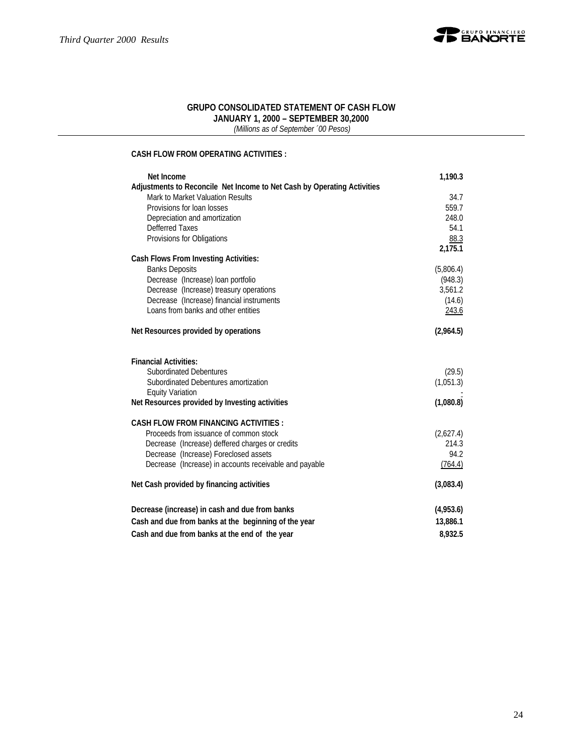## GRUPO CONSOLIDATED STATEMENT OF CASH FLOW

**JANUARY 1, 2000 – SEPTEMBER 30,2000**

*(Millions as of September ´00 Pesos)*

| | |
|---|---|
| **CASH FLOW FROM OPERATING ACTIVITIES :** | |
| **Net Income** | **1,190.3** |
| **Adjustments to Reconcile Net Income to Net Cash by Operating Activities** | |
| Mark to Market Valuation Results | 34.7 |
| Provisions for loan losses | 559.7 |
| Depreciation and amortization | 248.0 |
| Defferred Taxes | 54.1 |
| Provisions for Obligations | 88.3 |
| | **2,175.1** |
| **Cash Flows From Investing Activities:** | |
| Banks Deposits | (5,806.4) |
| Decrease (Increase) loan portfolio | (948.3) |
| Decrease (Increase) treasury operations | 3,561.2 |
| Decrease (Increase) financial instruments | (14.6) |
| Loans from banks and other entities | 243.6 |
| **Net Resources provided by operations** | **(2,964.5)** |
| **Financial Activities:** | |
| Subordinated Debentures | (29.5) |
| Subordinated Debentures amortization | (1,051.3) |
| Equity Variation | - |
| **Net Resources provided by Investing activities** | **(1,080.8)** |
| **CASH FLOW FROM FINANCING ACTIVITIES :** | |
| Proceeds from issuance of common stock | (2,627.4) |
| Decrease (Increase) deffered charges or credits | 214.3 |
| Decrease (Increase) Foreclosed assets | 94.2 |
| Decrease (Increase) in accounts receivable and payable | (764.4) |
| **Net Cash provided by financing activities** | **(3,083.4)** |
| **Decrease (increase) in cash and due from banks** | **(4,953.6)** |
| **Cash and due from banks at the beginning of the year** | **13,886.1** |
| **Cash and due from banks at the end of the year** | **8,932.5** |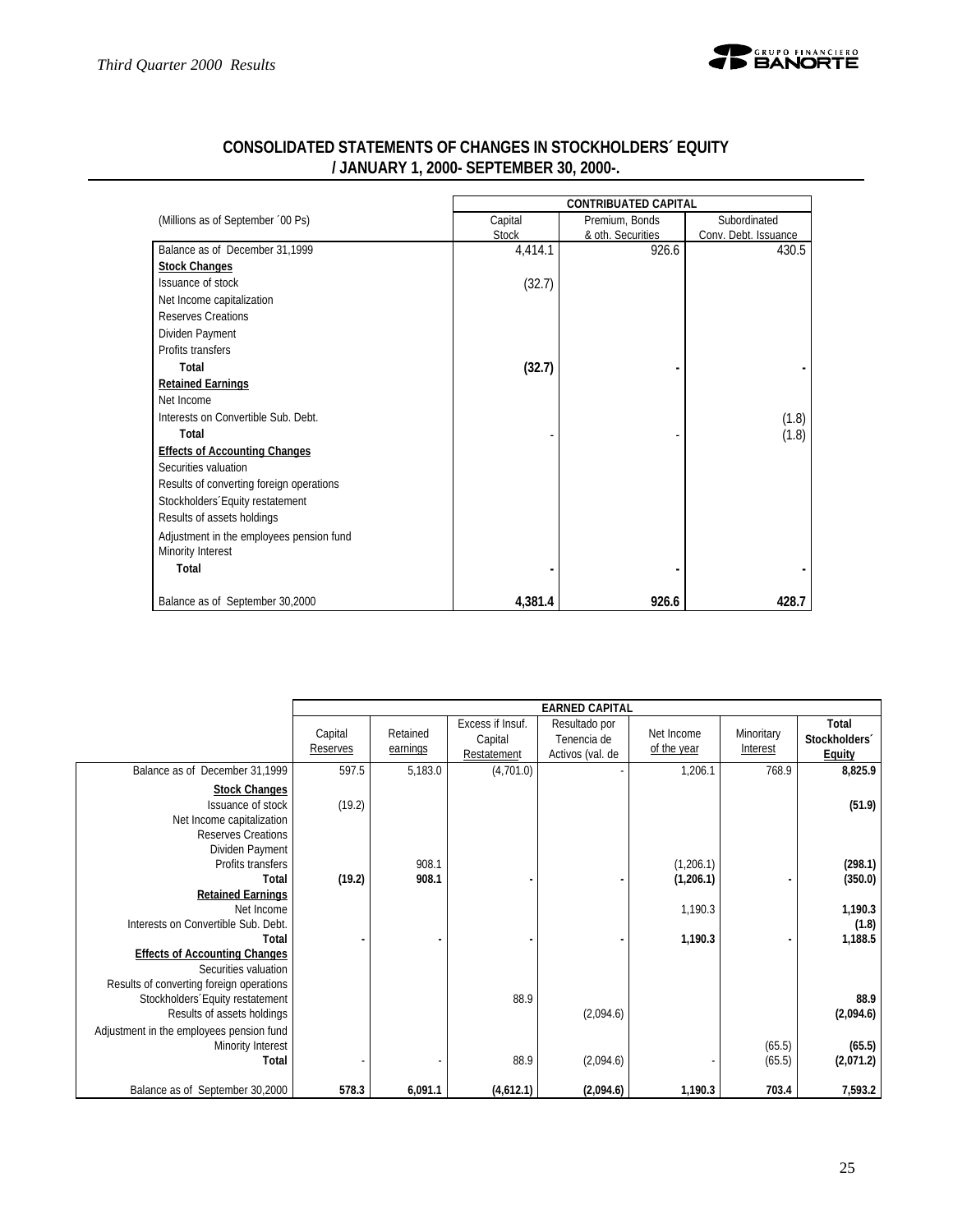## CONSOLIDATED STATEMENTS OF CHANGES IN STOCKHOLDERS´ EQUITY / JANUARY 1, 2000- SEPTEMBER 30, 2000-.

| (Millions as of September ´00 Ps) | CONTRIBUATED CAPITAL | | |
|---|---|---|---|
| | Capital Stock | Premium, Bonds & oth. Securities | Subordinated Conv. Debt. Issuance |
| Balance as of December 31,1999 | 4,414.1 | 926.6 | 430.5 |
| **Stock Changes** | | | |
| Issuance of stock | (32.7) | | |
| Net Income capitalization | | | |
| Reserves Creations | | | |
| Dividen Payment | | | |
| Profits transfers | | | |
| **Total** | **(32.7)** | **-** | **-** |
| **Retained Earnings** | | | |
| Net Income | | | |
| Interests on Convertible Sub. Debt. | | | (1.8) |
| **Total** | - | - | (1.8) |
| **Effects of Accounting Changes** | | | |
| Securities valuation | | | |
| Results of converting foreign operations | | | |
| Stockholders´Equity restatement | | | |
| Results of assets holdings | | | |
| Adjustment in the employees pension fund | | | |
| Minority Interest | | | |
| **Total** | **-** | **-** | **-** |
| Balance as of September 30,2000 | **4,381.4** | **926.6** | **428.7** |

| | EARNED CAPITAL | | | | | | |
|---|---|---|---|---|---|---|---|
| | Capital Reserves | Retained earnings | Excess if Insuf. Capital Restatement | Resultado por Tenencia de Activos (val. de | Net Income of the year | Minoritary Interest | **Total Stockholders´ Equity** |
| Balance as of December 31,1999 | 597.5 | 5,183.0 | (4,701.0) | - | 1,206.1 | 768.9 | **8,825.9** |
| **Stock Changes** | | | | | | | |
| Issuance of stock | (19.2) | | | | | | **(51.9)** |
| Net Income capitalization | | | | | | | |
| Reserves Creations | | | | | | | |
| Dividen Payment | | | | | | | |
| Profits transfers | | 908.1 | | | (1,206.1) | | **(298.1)** |
| **Total** | **(19.2)** | **908.1** | **-** | **-** | **(1,206.1)** | **-** | **(350.0)** |
| **Retained Earnings** | | | | | | | |
| Net Income | | | | | 1,190.3 | | **1,190.3** |
| Interests on Convertible Sub. Debt. | | | | | | | **(1.8)** |
| **Total** | **-** | **-** | **-** | **-** | **1,190.3** | **-** | **1,188.5** |
| **Effects of Accounting Changes** | | | | | | | |
| Securities valuation | | | | | | | |
| Results of converting foreign operations | | | | | | | |
| Stockholders´Equity restatement | | | 88.9 | | | | **88.9** |
| Results of assets holdings | | | | (2,094.6) | | | **(2,094.6)** |
| Adjustment in the employees pension fund | | | | | | | |
| Minority Interest | | | | | | (65.5) | **(65.5)** |
| **Total** | - | - | 88.9 | (2,094.6) | - | (65.5) | **(2,071.2)** |
| Balance as of September 30,2000 | **578.3** | **6,091.1** | **(4,612.1)** | **(2,094.6)** | **1,190.3** | **703.4** | **7,593.2** |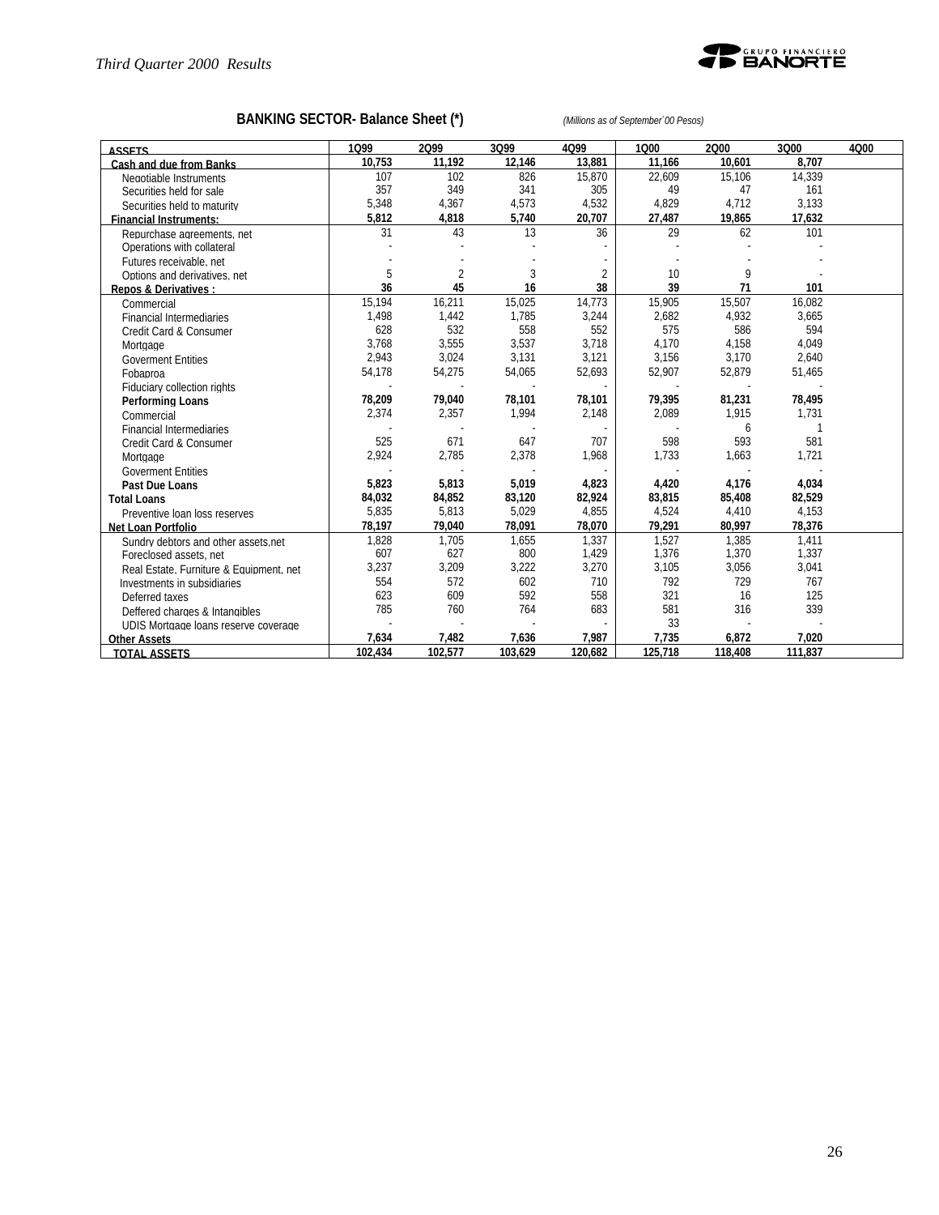## BANKING SECTOR- Balance Sheet (*)

*(Millions as of September´00 Pesos)*

| ASSETS | 1Q99 | 2Q99 | 3Q99 | 4Q99 | 1Q00 | 2Q00 | 3Q00 | 4Q00 |
|---|---|---|---|---|---|---|---|---|
| **Cash and due from Banks** | **10,753** | **11,192** | **12,146** | **13,881** | **11,166** | **10,601** | **8,707** | |
| Negotiable Instruments | 107 | 102 | 826 | 15,870 | 22,609 | 15,106 | 14,339 | |
| Securities held for sale | 357 | 349 | 341 | 305 | 49 | 47 | 161 | |
| Securities held to maturity | 5,348 | 4,367 | 4,573 | 4,532 | 4,829 | 4,712 | 3,133 | |
| **Financial Instruments:** | **5,812** | **4,818** | **5,740** | **20,707** | **27,487** | **19,865** | **17,632** | |
| Repurchase agreements, net | 31 | 43 | 13 | 36 | 29 | 62 | 101 | |
| Operations with collateral | - | - | - | - | - | - | - | |
| Futures receivable, net | - | - | - | - | - | - | - | |
| Options and derivatives, net | 5 | 2 | 3 | 2 | 10 | 9 | - | |
| **Repos & Derivatives :** | **36** | **45** | **16** | **38** | **39** | **71** | **101** | |
| Commercial | 15,194 | 16,211 | 15,025 | 14,773 | 15,905 | 15,507 | 16,082 | |
| Financial Intermediaries | 1,498 | 1,442 | 1,785 | 3,244 | 2,682 | 4,932 | 3,665 | |
| Credit Card & Consumer | 628 | 532 | 558 | 552 | 575 | 586 | 594 | |
| Mortgage | 3,768 | 3,555 | 3,537 | 3,718 | 4,170 | 4,158 | 4,049 | |
| Goverment Entities | 2,943 | 3,024 | 3,131 | 3,121 | 3,156 | 3,170 | 2,640 | |
| Fobaproa | 54,178 | 54,275 | 54,065 | 52,693 | 52,907 | 52,879 | 51,465 | |
| Fiduciary collection rights | - | - | - | - | - | - | - | |
| **Performing Loans** | **78,209** | **79,040** | **78,101** | **78,101** | **79,395** | **81,231** | **78,495** | |
| Commercial | 2,374 | 2,357 | 1,994 | 2,148 | 2,089 | 1,915 | 1,731 | |
| Financial Intermediaries | - | - | - | - | - | 6 | 1 | |
| Credit Card & Consumer | 525 | 671 | 647 | 707 | 598 | 593 | 581 | |
| Mortgage | 2,924 | 2,785 | 2,378 | 1,968 | 1,733 | 1,663 | 1,721 | |
| Goverment Entities | - | - | - | - | - | - | - | |
| **Past Due Loans** | **5,823** | **5,813** | **5,019** | **4,823** | **4,420** | **4,176** | **4,034** | |
| **Total Loans** | **84,032** | **84,852** | **83,120** | **82,924** | **83,815** | **85,408** | **82,529** | |
| Preventive loan loss reserves | 5,835 | 5,813 | 5,029 | 4,855 | 4,524 | 4,410 | 4,153 | |
| **Net Loan Portfolio** | **78,197** | **79,040** | **78,091** | **78,070** | **79,291** | **80,997** | **78,376** | |
| Sundry debtors and other assets,net | 1,828 | 1,705 | 1,655 | 1,337 | 1,527 | 1,385 | 1,411 | |
| Foreclosed assets, net | 607 | 627 | 800 | 1,429 | 1,376 | 1,370 | 1,337 | |
| Real Estate, Furniture & Equipment, net | 3,237 | 3,209 | 3,222 | 3,270 | 3,105 | 3,056 | 3,041 | |
| Investments in subsidiaries | 554 | 572 | 602 | 710 | 792 | 729 | 767 | |
| Deferred taxes | 623 | 609 | 592 | 558 | 321 | 16 | 125 | |
| Deffered charges & Intangibles | 785 | 760 | 764 | 683 | 581 | 316 | 339 | |
| UDIS Mortgage loans reserve coverage | - | - | - | - | 33 | - | - | |
| **Other Assets** | **7,634** | **7,482** | **7,636** | **7,987** | **7,735** | **6,872** | **7,020** | |
| **TOTAL ASSETS** | **102,434** | **102,577** | **103,629** | **120,682** | **125,718** | **118,408** | **111,837** | |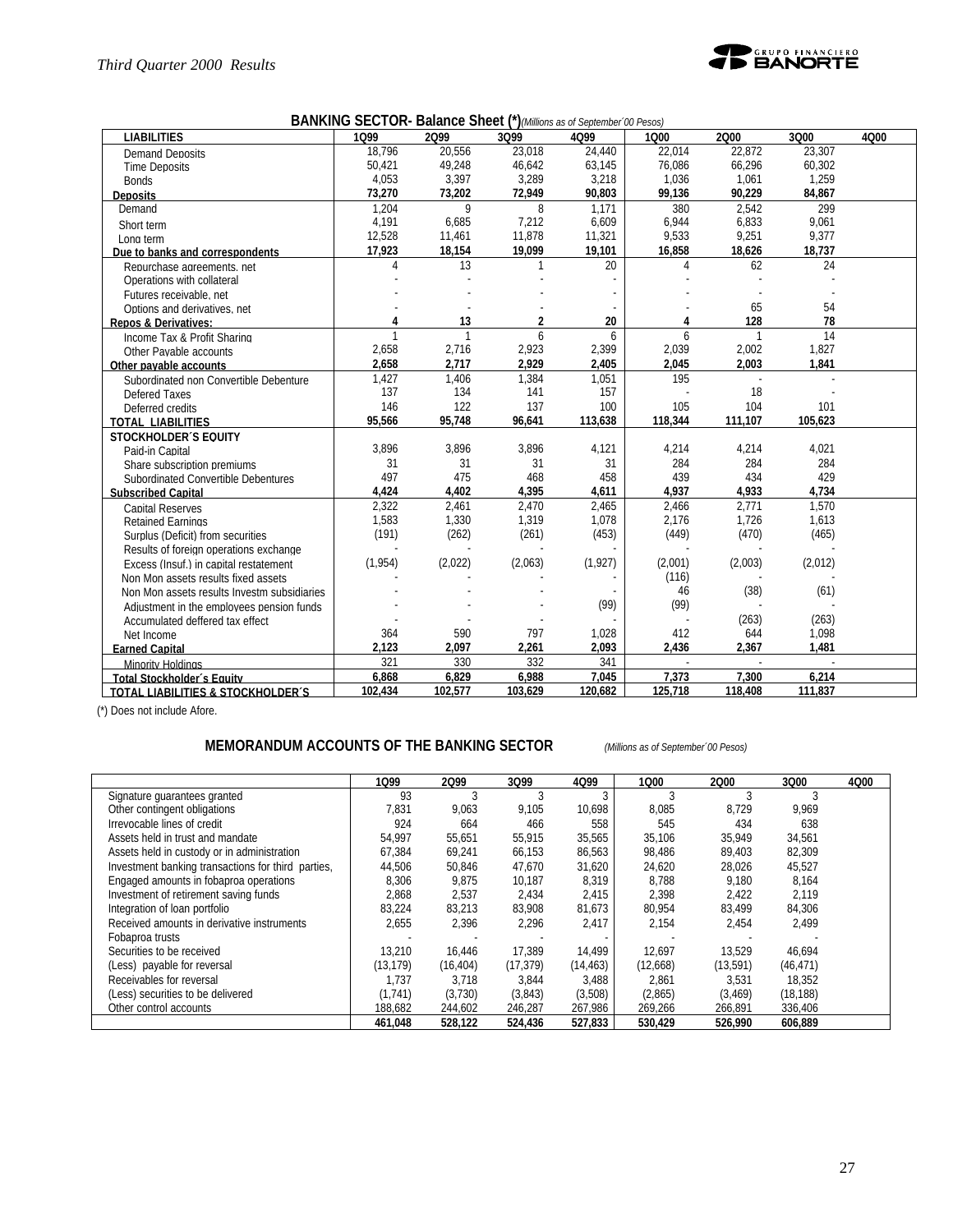## BANKING SECTOR- Balance Sheet (*) *(Millions as of September´00 Pesos)*

| LIABILITIES | 1Q99 | 2Q99 | 3Q99 | 4Q99 | 1Q00 | 2Q00 | 3Q00 | 4Q00 |
|---|---|---|---|---|---|---|---|---|
| Demand Deposits | 18,796 | 20,556 | 23,018 | 24,440 | 22,014 | 22,872 | 23,307 | |
| Time Deposits | 50,421 | 49,248 | 46,642 | 63,145 | 76,086 | 66,296 | 60,302 | |
| Bonds | 4,053 | 3,397 | 3,289 | 3,218 | 1,036 | 1,061 | 1,259 | |
| **Deposits** | **73,270** | **73,202** | **72,949** | **90,803** | **99,136** | **90,229** | **84,867** | |
| Demand | 1,204 | 9 | 8 | 1,171 | 380 | 2,542 | 299 | |
| Short term | 4,191 | 6,685 | 7,212 | 6,609 | 6,944 | 6,833 | 9,061 | |
| Long term | 12,528 | 11,461 | 11,878 | 11,321 | 9,533 | 9,251 | 9,377 | |
| **Due to banks and correspondents** | **17,923** | **18,154** | **19,099** | **19,101** | **16,858** | **18,626** | **18,737** | |
| Repurchase agreements, net | 4 | 13 | 1 | 20 | 4 | 62 | 24 | |
| Operations with collateral | - | - | - | - | - | - | - | |
| Futures receivable, net | - | - | - | - | - | - | - | |
| Options and derivatives, net | - | - | - | - | - | 65 | 54 | |
| **Repos & Derivatives:** | **4** | **13** | **2** | **20** | **4** | **128** | **78** | |
| Income Tax & Profit Sharing | 1 | 1 | 6 | 6 | 6 | 1 | 14 | |
| Other Payable accounts | 2,658 | 2,716 | 2,923 | 2,399 | 2,039 | 2,002 | 1,827 | |
| **Other payable accounts** | **2,658** | **2,717** | **2,929** | **2,405** | **2,045** | **2,003** | **1,841** | |
| Subordinated non Convertible Debenture | 1,427 | 1,406 | 1,384 | 1,051 | 195 | - | - | |
| Defered Taxes | 137 | 134 | 141 | 157 | - | 18 | - | |
| Deferred credits | 146 | 122 | 137 | 100 | 105 | 104 | 101 | |
| **TOTAL LIABILITIES** | **95,566** | **95,748** | **96,641** | **113,638** | **118,344** | **111,107** | **105,623** | |
| **STOCKHOLDER´S EQUITY** | | | | | | | | |
| Paid-in Capital | 3,896 | 3,896 | 3,896 | 4,121 | 4,214 | 4,214 | 4,021 | |
| Share subscription premiums | 31 | 31 | 31 | 31 | 284 | 284 | 284 | |
| Subordinated Convertible Debentures | 497 | 475 | 468 | 458 | 439 | 434 | 429 | |
| **Subscribed Capital** | **4,424** | **4,402** | **4,395** | **4,611** | **4,937** | **4,933** | **4,734** | |
| Capital Reserves | 2,322 | 2,461 | 2,470 | 2,465 | 2,466 | 2,771 | 1,570 | |
| Retained Earnings | 1,583 | 1,330 | 1,319 | 1,078 | 2,176 | 1,726 | 1,613 | |
| Surplus (Deficit) from securities | (191) | (262) | (261) | (453) | (449) | (470) | (465) | |
| Results of foreign operations exchange | - | - | - | - | - | - | - | |
| Excess (Insuf.) in capital restatement | (1,954) | (2,022) | (2,063) | (1,927) | (2,001) | (2,003) | (2,012) | |
| Non Mon assets results fixed assets | - | - | - | - | (116) | - | - | |
| Non Mon assets results Investm subsidiaries | - | - | - | - | 46 | (38) | (61) | |
| Adjustment in the employees pension funds | - | - | - | (99) | (99) | - | - | |
| Accumulated deffered tax effect | - | - | - | - | - | (263) | (263) | |
| Net Income | 364 | 590 | 797 | 1,028 | 412 | 644 | 1,098 | |
| **Earned Capital** | **2,123** | **2,097** | **2,261** | **2,093** | **2,436** | **2,367** | **1,481** | |
| Minority Holdings | 321 | 330 | 332 | 341 | - | - | - | |
| **Total Stockholder´s Equity** | **6,868** | **6,829** | **6,988** | **7,045** | **7,373** | **7,300** | **6,214** | |
| **TOTAL LIABILITIES & STOCKHOLDER´S** | **102,434** | **102,577** | **103,629** | **120,682** | **125,718** | **118,408** | **111,837** | |

(*) Does not include Afore.

## MEMORANDUM ACCOUNTS OF THE BANKING SECTOR *(Millions as of September´00 Pesos)*

| | 1Q99 | 2Q99 | 3Q99 | 4Q99 | 1Q00 | 2Q00 | 3Q00 | 4Q00 |
|---|---|---|---|---|---|---|---|---|
| Signature guarantees granted | 93 | 3 | 3 | 3 | 3 | 3 | 3 | |
| Other contingent obligations | 7,831 | 9,063 | 9,105 | 10,698 | 8,085 | 8,729 | 9,969 | |
| Irrevocable lines of credit | 924 | 664 | 466 | 558 | 545 | 434 | 638 | |
| Assets held in trust and mandate | 54,997 | 55,651 | 55,915 | 35,565 | 35,106 | 35,949 | 34,561 | |
| Assets held in custody or in administration | 67,384 | 69,241 | 66,153 | 86,563 | 98,486 | 89,403 | 82,309 | |
| Investment banking transactions for third parties, | 44,506 | 50,846 | 47,670 | 31,620 | 24,620 | 28,026 | 45,527 | |
| Engaged amounts in fobaproa operations | 8,306 | 9,875 | 10,187 | 8,319 | 8,788 | 9,180 | 8,164 | |
| Investment of retirement saving funds | 2,868 | 2,537 | 2,434 | 2,415 | 2,398 | 2,422 | 2,119 | |
| Integration of loan portfolio | 83,224 | 83,213 | 83,908 | 81,673 | 80,954 | 83,499 | 84,306 | |
| Received amounts in derivative instruments | 2,655 | 2,396 | 2,296 | 2,417 | 2,154 | 2,454 | 2,499 | |
| Fobaproa trusts | - | - | - | - | - | - | - | |
| Securities to be received | 13,210 | 16,446 | 17,389 | 14,499 | 12,697 | 13,529 | 46,694 | |
| (Less) payable for reversal | (13,179) | (16,404) | (17,379) | (14,463) | (12,668) | (13,591) | (46,471) | |
| Receivables for reversal | 1,737 | 3,718 | 3,844 | 3,488 | 2,861 | 3,531 | 18,352 | |
| (Less) securities to be delivered | (1,741) | (3,730) | (3,843) | (3,508) | (2,865) | (3,469) | (18,188) | |
| Other control accounts | 188,682 | 244,602 | 246,287 | 267,986 | 269,266 | 266,891 | 336,406 | |
| | **461,048** | **528,122** | **524,436** | **527,833** | **530,429** | **526,990** | **606,889** | |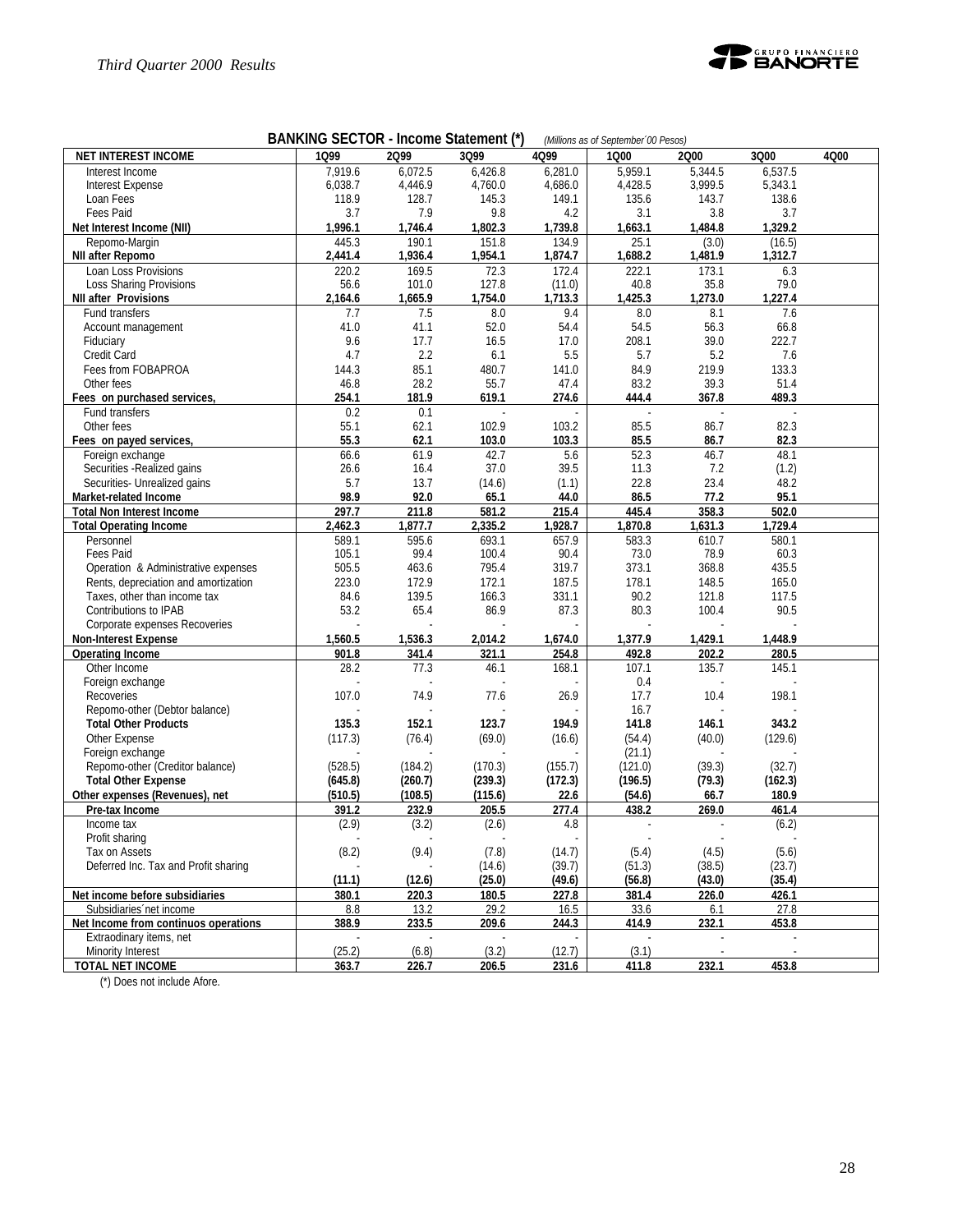## BANKING SECTOR - Income Statement (*) *(Millions as of September´00 Pesos)*

| NET INTEREST INCOME | 1Q99 | 2Q99 | 3Q99 | 4Q99 | 1Q00 | 2Q00 | 3Q00 | 4Q00 |
|---|---|---|---|---|---|---|---|---|
| Interest Income | 7,919.6 | 6,072.5 | 6,426.8 | 6,281.0 | 5,959.1 | 5,344.5 | 6,537.5 | |
| Interest Expense | 6,038.7 | 4,446.9 | 4,760.0 | 4,686.0 | 4,428.5 | 3,999.5 | 5,343.1 | |
| Loan Fees | 118.9 | 128.7 | 145.3 | 149.1 | 135.6 | 143.7 | 138.6 | |
| Fees Paid | 3.7 | 7.9 | 9.8 | 4.2 | 3.1 | 3.8 | 3.7 | |
| **Net Interest Income (NII)** | **1,996.1** | **1,746.4** | **1,802.3** | **1,739.8** | **1,663.1** | **1,484.8** | **1,329.2** | |
| Repomo-Margin | 445.3 | 190.1 | 151.8 | 134.9 | 25.1 | (3.0) | (16.5) | |
| **NII after Repomo** | **2,441.4** | **1,936.4** | **1,954.1** | **1,874.7** | **1,688.2** | **1,481.9** | **1,312.7** | |
| Loan Loss Provisions | 220.2 | 169.5 | 72.3 | 172.4 | 222.1 | 173.1 | 6.3 | |
| Loss Sharing Provisions | 56.6 | 101.0 | 127.8 | (11.0) | 40.8 | 35.8 | 79.0 | |
| **NII after Provisions** | **2,164.6** | **1,665.9** | **1,754.0** | **1,713.3** | **1,425.3** | **1,273.0** | **1,227.4** | |
| Fund transfers | 7.7 | 7.5 | 8.0 | 9.4 | 8.0 | 8.1 | 7.6 | |
| Account management | 41.0 | 41.1 | 52.0 | 54.4 | 54.5 | 56.3 | 66.8 | |
| Fiduciary | 9.6 | 17.7 | 16.5 | 17.0 | 208.1 | 39.0 | 222.7 | |
| Credit Card | 4.7 | 2.2 | 6.1 | 5.5 | 5.7 | 5.2 | 7.6 | |
| Fees from FOBAPROA | 144.3 | 85.1 | 480.7 | 141.0 | 84.9 | 219.9 | 133.3 | |
| Other fees | 46.8 | 28.2 | 55.7 | 47.4 | 83.2 | 39.3 | 51.4 | |
| **Fees on purchased services,** | **254.1** | **181.9** | **619.1** | **274.6** | **444.4** | **367.8** | **489.3** | |
| Fund transfers | 0.2 | 0.1 | - | - | - | - | - | |
| Other fees | 55.1 | 62.1 | 102.9 | 103.2 | 85.5 | 86.7 | 82.3 | |
| **Fees on payed services,** | **55.3** | **62.1** | **103.0** | **103.3** | **85.5** | **86.7** | **82.3** | |
| Foreign exchange | 66.6 | 61.9 | 42.7 | 5.6 | 52.3 | 46.7 | 48.1 | |
| Securities -Realized gains | 26.6 | 16.4 | 37.0 | 39.5 | 11.3 | 7.2 | (1.2) | |
| Securities- Unrealized gains | 5.7 | 13.7 | (14.6) | (1.1) | 22.8 | 23.4 | 48.2 | |
| **Market-related Income** | **98.9** | **92.0** | **65.1** | **44.0** | **86.5** | **77.2** | **95.1** | |
| **Total Non Interest Income** | **297.7** | **211.8** | **581.2** | **215.4** | **445.4** | **358.3** | **502.0** | |
| **Total Operating Income** | **2,462.3** | **1,877.7** | **2,335.2** | **1,928.7** | **1,870.8** | **1,631.3** | **1,729.4** | |
| Personnel | 589.1 | 595.6 | 693.1 | 657.9 | 583.3 | 610.7 | 580.1 | |
| Fees Paid | 105.1 | 99.4 | 100.4 | 90.4 | 73.0 | 78.9 | 60.3 | |
| Operation & Administrative expenses | 505.5 | 463.6 | 795.4 | 319.7 | 373.1 | 368.8 | 435.5 | |
| Rents, depreciation and amortization | 223.0 | 172.9 | 172.1 | 187.5 | 178.1 | 148.5 | 165.0 | |
| Taxes, other than income tax | 84.6 | 139.5 | 166.3 | 331.1 | 90.2 | 121.8 | 117.5 | |
| Contributions to IPAB | 53.2 | 65.4 | 86.9 | 87.3 | 80.3 | 100.4 | 90.5 | |
| Corporate expenses Recoveries | - | - | - | - | - | - | - | |
| **Non-Interest Expense** | **1,560.5** | **1,536.3** | **2,014.2** | **1,674.0** | **1,377.9** | **1,429.1** | **1,448.9** | |
| **Operating Income** | **901.8** | **341.4** | **321.1** | **254.8** | **492.8** | **202.2** | **280.5** | |
| Other Income | 28.2 | 77.3 | 46.1 | 168.1 | 107.1 | 135.7 | 145.1 | |
| Foreign exchange | - | - | - | - | 0.4 | - | - | |
| Recoveries | 107.0 | 74.9 | 77.6 | 26.9 | 17.7 | 10.4 | 198.1 | |
| Repomo-other (Debtor balance) | - | - | - | - | 16.7 | - | - | |
| **Total Other Products** | **135.3** | **152.1** | **123.7** | **194.9** | **141.8** | **146.1** | **343.2** | |
| Other Expense | (117.3) | (76.4) | (69.0) | (16.6) | (54.4) | (40.0) | (129.6) | |
| Foreign exchange | - | - | - | - | (21.1) | - | - | |
| Repomo-other (Creditor balance) | (528.5) | (184.2) | (170.3) | (155.7) | (121.0) | (39.3) | (32.7) | |
| **Total Other Expense** | **(645.8)** | **(260.7)** | **(239.3)** | **(172.3)** | **(196.5)** | **(79.3)** | **(162.3)** | |
| **Other expenses (Revenues), net** | **(510.5)** | **(108.5)** | **(115.6)** | **22.6** | **(54.6)** | **66.7** | **180.9** | |
| **Pre-tax Income** | **391.2** | **232.9** | **205.5** | **277.4** | **438.2** | **269.0** | **461.4** | |
| Income tax | (2.9) | (3.2) | (2.6) | 4.8 | - | - | (6.2) | |
| Profit sharing | - | - | - | - | - | - | - | |
| Tax on Assets | (8.2) | (9.4) | (7.8) | (14.7) | (5.4) | (4.5) | (5.6) | |
| Deferred Inc. Tax and Profit sharing | - | - | (14.6) | (39.7) | (51.3) | (38.5) | (23.7) | |
| | **(11.1)** | **(12.6)** | **(25.0)** | **(49.6)** | **(56.8)** | **(43.0)** | **(35.4)** | |
| **Net income before subsidiaries** | **380.1** | **220.3** | **180.5** | **227.8** | **381.4** | **226.0** | **426.1** | |
| Subsidiaries´net income | 8.8 | 13.2 | 29.2 | 16.5 | 33.6 | 6.1 | 27.8 | |
| **Net Income from continuos operations** | **388.9** | **233.5** | **209.6** | **244.3** | **414.9** | **232.1** | **453.8** | |
| Extraodinary items, net | - | - | - | - | - | - | - | |
| Minority Interest | (25.2) | (6.8) | (3.2) | (12.7) | (3.1) | - | - | |
| **TOTAL NET INCOME** | **363.7** | **226.7** | **206.5** | **231.6** | **411.8** | **232.1** | **453.8** | |

(*) Does not include Afore.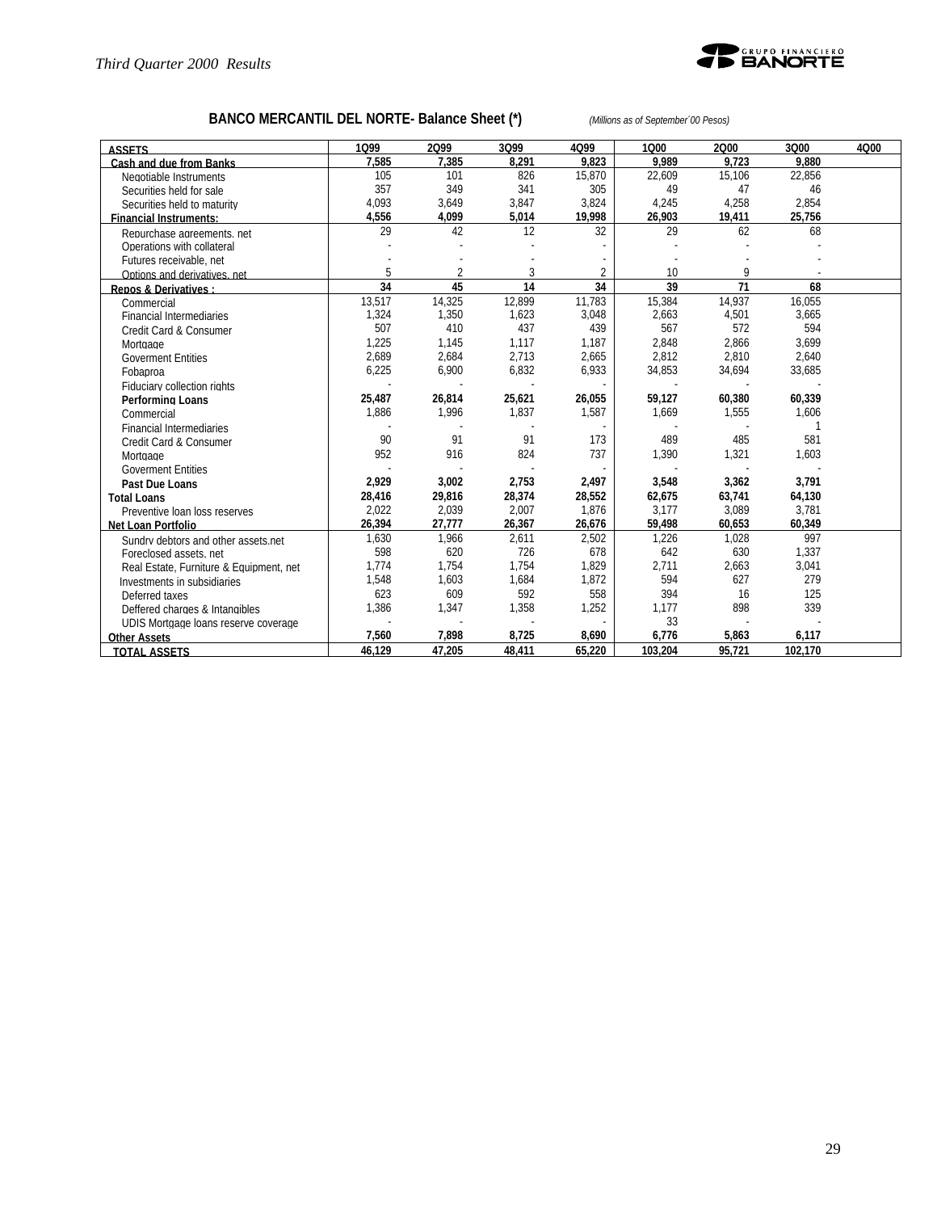## BANCO MERCANTIL DEL NORTE- Balance Sheet (*)

*(Millions as of September´00 Pesos)*

| ASSETS | 1Q99 | 2Q99 | 3Q99 | 4Q99 | 1Q00 | 2Q00 | 3Q00 | 4Q00 |
|---|---|---|---|---|---|---|---|---|
| **Cash and due from Banks** | **7,585** | **7,385** | **8,291** | **9,823** | **9,989** | **9,723** | **9,880** | |
| Negotiable Instruments | 105 | 101 | 826 | 15,870 | 22,609 | 15,106 | 22,856 | |
| Securities held for sale | 357 | 349 | 341 | 305 | 49 | 47 | 46 | |
| Securities held to maturity | 4,093 | 3,649 | 3,847 | 3,824 | 4,245 | 4,258 | 2,854 | |
| **Financial Instruments:** | **4,556** | **4,099** | **5,014** | **19,998** | **26,903** | **19,411** | **25,756** | |
| Repurchase agreements, net | 29 | 42 | 12 | 32 | 29 | 62 | 68 | |
| Operations with collateral | - | - | - | - | - | - | - | |
| Futures receivable, net | - | - | - | - | - | - | - | |
| Options and derivatives, net | 5 | 2 | 3 | 2 | 10 | 9 | - | |
| **Repos & Derivatives :** | **34** | **45** | **14** | **34** | **39** | **71** | **68** | |
| Commercial | 13,517 | 14,325 | 12,899 | 11,783 | 15,384 | 14,937 | 16,055 | |
| Financial Intermediaries | 1,324 | 1,350 | 1,623 | 3,048 | 2,663 | 4,501 | 3,665 | |
| Credit Card & Consumer | 507 | 410 | 437 | 439 | 567 | 572 | 594 | |
| Mortgage | 1,225 | 1,145 | 1,117 | 1,187 | 2,848 | 2,866 | 3,699 | |
| Goverment Entities | 2,689 | 2,684 | 2,713 | 2,665 | 2,812 | 2,810 | 2,640 | |
| Fobaproa | 6,225 | 6,900 | 6,832 | 6,933 | 34,853 | 34,694 | 33,685 | |
| Fiduciary collection rights | - | - | - | - | - | - | - | |
| **Performing Loans** | **25,487** | **26,814** | **25,621** | **26,055** | **59,127** | **60,380** | **60,339** | |
| Commercial | 1,886 | 1,996 | 1,837 | 1,587 | 1,669 | 1,555 | 1,606 | |
| Financial Intermediaries | - | - | - | - | - | - | 1 | |
| Credit Card & Consumer | 90 | 91 | 91 | 173 | 489 | 485 | 581 | |
| Mortgage | 952 | 916 | 824 | 737 | 1,390 | 1,321 | 1,603 | |
| Goverment Entities | - | - | - | - | - | - | - | |
| **Past Due Loans** | **2,929** | **3,002** | **2,753** | **2,497** | **3,548** | **3,362** | **3,791** | |
| **Total Loans** | **28,416** | **29,816** | **28,374** | **28,552** | **62,675** | **63,741** | **64,130** | |
| Preventive loan loss reserves | 2,022 | 2,039 | 2,007 | 1,876 | 3,177 | 3,089 | 3,781 | |
| **Net Loan Portfolio** | **26,394** | **27,777** | **26,367** | **26,676** | **59,498** | **60,653** | **60,349** | |
| Sundry debtors and other assets,net | 1,630 | 1,966 | 2,611 | 2,502 | 1,226 | 1,028 | 997 | |
| Foreclosed assets, net | 598 | 620 | 726 | 678 | 642 | 630 | 1,337 | |
| Real Estate, Furniture & Equipment, net | 1,774 | 1,754 | 1,754 | 1,829 | 2,711 | 2,663 | 3,041 | |
| Investments in subsidiaries | 1,548 | 1,603 | 1,684 | 1,872 | 594 | 627 | 279 | |
| Deferred taxes | 623 | 609 | 592 | 558 | 394 | 16 | 125 | |
| Deffered charges & Intangibles | 1,386 | 1,347 | 1,358 | 1,252 | 1,177 | 898 | 339 | |
| UDIS Mortgage loans reserve coverage | - | - | - | - | 33 | - | - | |
| **Other Assets** | **7,560** | **7,898** | **8,725** | **8,690** | **6,776** | **5,863** | **6,117** | |
| **TOTAL ASSETS** | **46,129** | **47,205** | **48,411** | **65,220** | **103,204** | **95,721** | **102,170** | |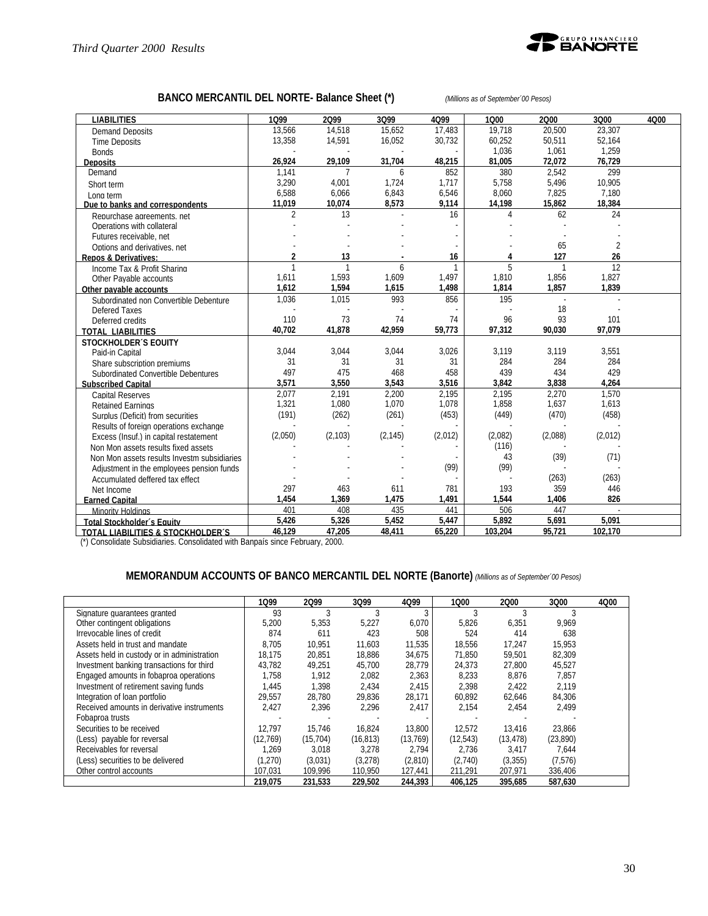## BANCO MERCANTIL DEL NORTE- Balance Sheet (*)

*(Millions as of September´00 Pesos)*

| LIABILITIES | 1Q99 | 2Q99 | 3Q99 | 4Q99 | 1Q00 | 2Q00 | 3Q00 | 4Q00 |
|---|---|---|---|---|---|---|---|---|
| Demand Deposits | 13,566 | 14,518 | 15,652 | 17,483 | 19,718 | 20,500 | 23,307 | |
| Time Deposits | 13,358 | 14,591 | 16,052 | 30,732 | 60,252 | 50,511 | 52,164 | |
| Bonds | - | - | - | - | 1,036 | 1,061 | 1,259 | |
| **Deposits** | **26,924** | **29,109** | **31,704** | **48,215** | **81,005** | **72,072** | **76,729** | |
| Demand | 1,141 | 7 | 6 | 852 | 380 | 2,542 | 299 | |
| Short term | 3,290 | 4,001 | 1,724 | 1,717 | 5,758 | 5,496 | 10,905 | |
| Long term | 6,588 | 6,066 | 6,843 | 6,546 | 8,060 | 7,825 | 7,180 | |
| **Due to banks and correspondents** | **11,019** | **10,074** | **8,573** | **9,114** | **14,198** | **15,862** | **18,384** | |
| Repurchase agreements, net | 2 | 13 | - | 16 | 4 | 62 | 24 | |
| Operations with collateral | - | - | - | - | - | - | - | |
| Futures receivable, net | - | - | - | - | - | - | - | |
| Options and derivatives, net | - | - | - | - | - | 65 | 2 | |
| **Repos & Derivatives:** | **2** | **13** | **-** | **16** | **4** | **127** | **26** | |
| Income Tax & Profit Sharing | 1 | 1 | 6 | 1 | 5 | 1 | 12 | |
| Other Payable accounts | 1,611 | 1,593 | 1,609 | 1,497 | 1,810 | 1,856 | 1,827 | |
| **Other payable accounts** | **1,612** | **1,594** | **1,615** | **1,498** | **1,814** | **1,857** | **1,839** | |
| Subordinated non Convertible Debenture | 1,036 | 1,015 | 993 | 856 | 195 | - | - | |
| Defered Taxes | - | - | - | - | - | 18 | - | |
| Deferred credits | 110 | 73 | 74 | 74 | 96 | 93 | 101 | |
| **TOTAL LIABILITIES** | **40,702** | **41,878** | **42,959** | **59,773** | **97,312** | **90,030** | **97,079** | |
| **STOCKHOLDER´S EQUITY** | | | | | | | | |
| Paid-in Capital | 3,044 | 3,044 | 3,044 | 3,026 | 3,119 | 3,119 | 3,551 | |
| Share subscription premiums | 31 | 31 | 31 | 31 | 284 | 284 | 284 | |
| Subordinated Convertible Debentures | 497 | 475 | 468 | 458 | 439 | 434 | 429 | |
| **Subscribed Capital** | **3,571** | **3,550** | **3,543** | **3,516** | **3,842** | **3,838** | **4,264** | |
| Capital Reserves | 2,077 | 2,191 | 2,200 | 2,195 | 2,195 | 2,270 | 1,570 | |
| Retained Earnings | 1,321 | 1,080 | 1,070 | 1,078 | 1,858 | 1,637 | 1,613 | |
| Surplus (Deficit) from securities | (191) | (262) | (261) | (453) | (449) | (470) | (458) | |
| Results of foreign operations exchange | - | - | - | - | - | - | - | |
| Excess (Insuf.) in capital restatement | (2,050) | (2,103) | (2,145) | (2,012) | (2,082) | (2,088) | (2,012) | |
| Non Mon assets results fixed assets | - | - | - | - | (116) | - | - | |
| Non Mon assets results Investm subsidiaries | - | - | - | - | 43 | (39) | (71) | |
| Adjustment in the employees pension funds | - | - | - | (99) | (99) | - | - | |
| Accumulated deffered tax effect | - | - | - | - | - | (263) | (263) | |
| Net Income | 297 | 463 | 611 | 781 | 193 | 359 | 446 | |
| **Earned Capital** | **1,454** | **1,369** | **1,475** | **1,491** | **1,544** | **1,406** | **826** | |
| Minority Holdings | 401 | 408 | 435 | 441 | 506 | 447 | - | |
| **Total Stockholder´s Equity** | **5,426** | **5,326** | **5,452** | **5,447** | **5,892** | **5,691** | **5,091** | |
| **TOTAL LIABILITIES & STOCKHOLDER´S** | **46,129** | **47,205** | **48,411** | **65,220** | **103,204** | **95,721** | **102,170** | |

(*) Consolidate Subsidiaries. Consolidated with Banpaís since February, 2000.

## MEMORANDUM ACCOUNTS OF BANCO MERCANTIL DEL NORTE (Banorte) *(Millions as of September´00 Pesos)*

| | 1Q99 | 2Q99 | 3Q99 | 4Q99 | 1Q00 | 2Q00 | 3Q00 | 4Q00 |
|---|---|---|---|---|---|---|---|---|
| Signature guarantees granted | 93 | 3 | 3 | 3 | 3 | 3 | 3 | |
| Other contingent obligations | 5,200 | 5,353 | 5,227 | 6,070 | 5,826 | 6,351 | 9,969 | |
| Irrevocable lines of credit | 874 | 611 | 423 | 508 | 524 | 414 | 638 | |
| Assets held in trust and mandate | 8,705 | 10,951 | 11,603 | 11,535 | 18,556 | 17,247 | 15,953 | |
| Assets held in custody or in administration | 18,175 | 20,851 | 18,886 | 34,675 | 71,850 | 59,501 | 82,309 | |
| Investment banking transactions for third | 43,782 | 49,251 | 45,700 | 28,779 | 24,373 | 27,800 | 45,527 | |
| Engaged amounts in fobaproa operations | 1,758 | 1,912 | 2,082 | 2,363 | 8,233 | 8,876 | 7,857 | |
| Investment of retirement saving funds | 1,445 | 1,398 | 2,434 | 2,415 | 2,398 | 2,422 | 2,119 | |
| Integration of loan portfolio | 29,557 | 28,780 | 29,836 | 28,171 | 60,892 | 62,646 | 84,306 | |
| Received amounts in derivative instruments | 2,427 | 2,396 | 2,296 | 2,417 | 2,154 | 2,454 | 2,499 | |
| Fobaproa trusts | - | - | - | - | - | - | - | |
| Securities to be received | 12,797 | 15,746 | 16,824 | 13,800 | 12,572 | 13,416 | 23,866 | |
| (Less) payable for reversal | (12,769) | (15,704) | (16,813) | (13,769) | (12,543) | (13,478) | (23,890) | |
| Receivables for reversal | 1,269 | 3,018 | 3,278 | 2,794 | 2,736 | 3,417 | 7,644 | |
| (Less) securities to be delivered | (1,270) | (3,031) | (3,278) | (2,810) | (2,740) | (3,355) | (7,576) | |
| Other control accounts | 107,031 | 109,996 | 110,950 | 127,441 | 211,291 | 207,971 | 336,406 | |
| | **219,075** | **231,533** | **229,502** | **244,393** | **406,125** | **395,685** | **587,630** | |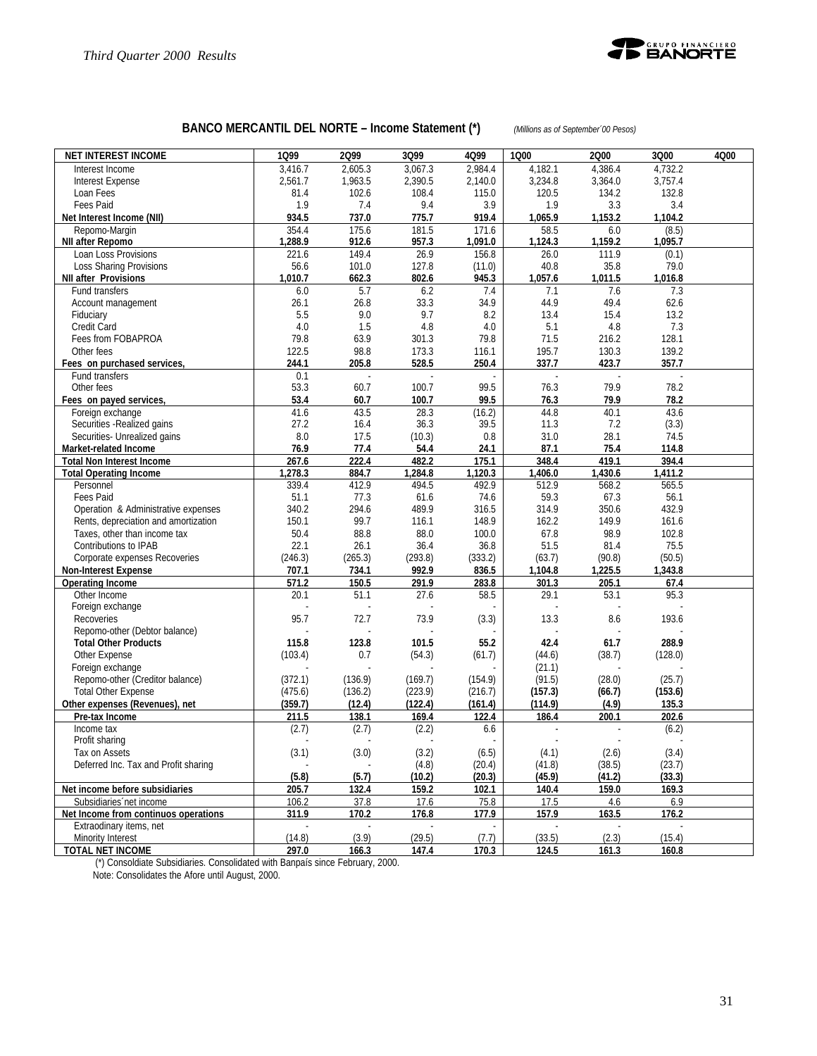## BANCO MERCANTIL DEL NORTE – Income Statement (*)

*(Millions as of September´00 Pesos)*

| NET INTEREST INCOME | 1Q99 | 2Q99 | 3Q99 | 4Q99 | 1Q00 | 2Q00 | 3Q00 | 4Q00 |
|---|---|---|---|---|---|---|---|---|
| Interest Income | 3,416.7 | 2,605.3 | 3,067.3 | 2,984.4 | 4,182.1 | 4,386.4 | 4,732.2 | |
| Interest Expense | 2,561.7 | 1,963.5 | 2,390.5 | 2,140.0 | 3,234.8 | 3,364.0 | 3,757.4 | |
| Loan Fees | 81.4 | 102.6 | 108.4 | 115.0 | 120.5 | 134.2 | 132.8 | |
| Fees Paid | 1.9 | 7.4 | 9.4 | 3.9 | 1.9 | 3.3 | 3.4 | |
| **Net Interest Income (NII)** | **934.5** | **737.0** | **775.7** | **919.4** | **1,065.9** | **1,153.2** | **1,104.2** | |
| Repomo-Margin | 354.4 | 175.6 | 181.5 | 171.6 | 58.5 | 6.0 | (8.5) | |
| **NII after Repomo** | **1,288.9** | **912.6** | **957.3** | **1,091.0** | **1,124.3** | **1,159.2** | **1,095.7** | |
| Loan Loss Provisions | 221.6 | 149.4 | 26.9 | 156.8 | 26.0 | 111.9 | (0.1) | |
| Loss Sharing Provisions | 56.6 | 101.0 | 127.8 | (11.0) | 40.8 | 35.8 | 79.0 | |
| **NII after Provisions** | **1,010.7** | **662.3** | **802.6** | **945.3** | **1,057.6** | **1,011.5** | **1,016.8** | |
| Fund transfers | 6.0 | 5.7 | 6.2 | 7.4 | 7.1 | 7.6 | 7.3 | |
| Account management | 26.1 | 26.8 | 33.3 | 34.9 | 44.9 | 49.4 | 62.6 | |
| Fiduciary | 5.5 | 9.0 | 9.7 | 8.2 | 13.4 | 15.4 | 13.2 | |
| Credit Card | 4.0 | 1.5 | 4.8 | 4.0 | 5.1 | 4.8 | 7.3 | |
| Fees from FOBAPROA | 79.8 | 63.9 | 301.3 | 79.8 | 71.5 | 216.2 | 128.1 | |
| Other fees | 122.5 | 98.8 | 173.3 | 116.1 | 195.7 | 130.3 | 139.2 | |
| **Fees on purchased services,** | **244.1** | **205.8** | **528.5** | **250.4** | **337.7** | **423.7** | **357.7** | |
| Fund transfers | 0.1 | - | - | - | - | - | - | |
| Other fees | 53.3 | 60.7 | 100.7 | 99.5 | 76.3 | 79.9 | 78.2 | |
| **Fees on payed services,** | **53.4** | **60.7** | **100.7** | **99.5** | **76.3** | **79.9** | **78.2** | |
| Foreign exchange | 41.6 | 43.5 | 28.3 | (16.2) | 44.8 | 40.1 | 43.6 | |
| Securities -Realized gains | 27.2 | 16.4 | 36.3 | 39.5 | 11.3 | 7.2 | (3.3) | |
| Securities- Unrealized gains | 8.0 | 17.5 | (10.3) | 0.8 | 31.0 | 28.1 | 74.5 | |
| **Market-related Income** | **76.9** | **77.4** | **54.4** | **24.1** | **87.1** | **75.4** | **114.8** | |
| **Total Non Interest Income** | **267.6** | **222.4** | **482.2** | **175.1** | **348.4** | **419.1** | **394.4** | |
| **Total Operating Income** | **1,278.3** | **884.7** | **1,284.8** | **1,120.3** | **1,406.0** | **1,430.6** | **1,411.2** | |
| Personnel | 339.4 | 412.9 | 494.5 | 492.9 | 512.9 | 568.2 | 565.5 | |
| Fees Paid | 51.1 | 77.3 | 61.6 | 74.6 | 59.3 | 67.3 | 56.1 | |
| Operation & Administrative expenses | 340.2 | 294.6 | 489.9 | 316.5 | 314.9 | 350.6 | 432.9 | |
| Rents, depreciation and amortization | 150.1 | 99.7 | 116.1 | 148.9 | 162.2 | 149.9 | 161.6 | |
| Taxes, other than income tax | 50.4 | 88.8 | 88.0 | 100.0 | 67.8 | 98.9 | 102.8 | |
| Contributions to IPAB | 22.1 | 26.1 | 36.4 | 36.8 | 51.5 | 81.4 | 75.5 | |
| Corporate expenses Recoveries | (246.3) | (265.3) | (293.8) | (333.2) | (63.7) | (90.8) | (50.5) | |
| **Non-Interest Expense** | **707.1** | **734.1** | **992.9** | **836.5** | **1,104.8** | **1,225.5** | **1,343.8** | |
| **Operating Income** | **571.2** | **150.5** | **291.9** | **283.8** | **301.3** | **205.1** | **67.4** | |
| Other Income | 20.1 | 51.1 | 27.6 | 58.5 | 29.1 | 53.1 | 95.3 | |
| Foreign exchange | - | - | - | - | - | - | - | |
| Recoveries | 95.7 | 72.7 | 73.9 | (3.3) | 13.3 | 8.6 | 193.6 | |
| Repomo-other (Debtor balance) | - | - | - | - | - | - | - | |
| **Total Other Products** | **115.8** | **123.8** | **101.5** | **55.2** | **42.4** | **61.7** | **288.9** | |
| Other Expense | (103.4) | 0.7 | (54.3) | (61.7) | (44.6) | (38.7) | (128.0) | |
| Foreign exchange | - | - | - | - | (21.1) | - | - | |
| Repomo-other (Creditor balance) | (372.1) | (136.9) | (169.7) | (154.9) | (91.5) | (28.0) | (25.7) | |
| Total Other Expense | (475.6) | (136.2) | (223.9) | (216.7) | **(157.3)** | **(66.7)** | **(153.6)** | |
| **Other expenses (Revenues), net** | **(359.7)** | **(12.4)** | **(122.4)** | **(161.4)** | **(114.9)** | **(4.9)** | **135.3** | |
| **Pre-tax Income** | **211.5** | **138.1** | **169.4** | **122.4** | **186.4** | **200.1** | **202.6** | |
| Income tax | (2.7) | (2.7) | (2.2) | 6.6 | - | - | (6.2) | |
| Profit sharing | - | - | - | - | - | - | - | |
| Tax on Assets | (3.1) | (3.0) | (3.2) | (6.5) | (4.1) | (2.6) | (3.4) | |
| Deferred Inc. Tax and Profit sharing | - | - | (4.8) | (20.4) | (41.8) | (38.5) | (23.7) | |
| | **(5.8)** | **(5.7)** | **(10.2)** | **(20.3)** | **(45.9)** | **(41.2)** | **(33.3)** | |
| **Net income before subsidiaries** | **205.7** | **132.4** | **159.2** | **102.1** | **140.4** | **159.0** | **169.3** | |
| Subsidiaries´net income | 106.2 | 37.8 | 17.6 | 75.8 | 17.5 | 4.6 | 6.9 | |
| **Net Income from continuos operations** | **311.9** | **170.2** | **176.8** | **177.9** | **157.9** | **163.5** | **176.2** | |
| Extraordinary items, net | - | - | - | - | - | - | - | |
| Minority Interest | (14.8) | (3.9) | (29.5) | (7.7) | (33.5) | (2.3) | (15.4) | |
| **TOTAL NET INCOME** | **297.0** | **166.3** | **147.4** | **170.3** | **124.5** | **161.3** | **160.8** | |

(*) Consoldiate Subsidiaries. Consolidated with Banpaís since February, 2000.

Note: Consolidates the Afore until August, 2000.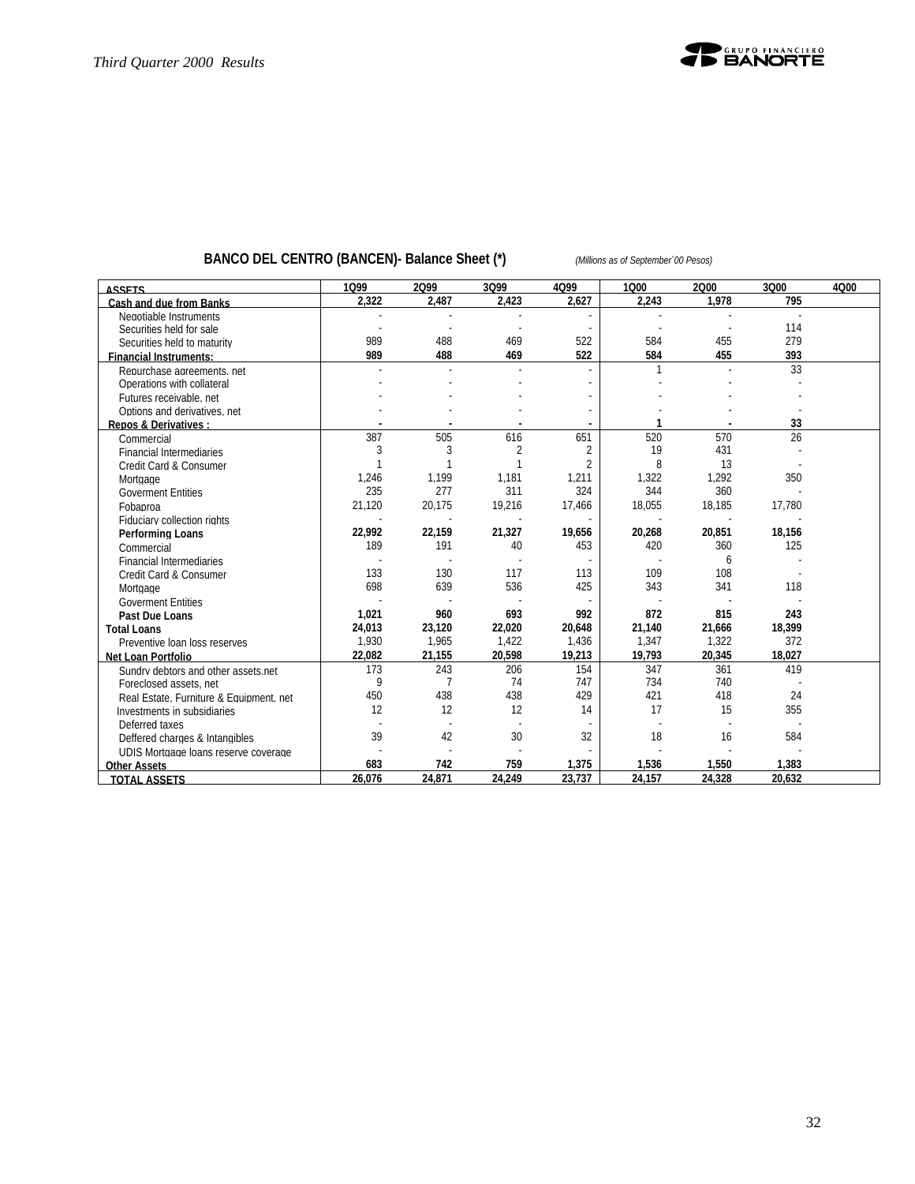## BANCO DEL CENTRO (BANCEN)- Balance Sheet (*)

*(Millions as of September´00 Pesos)*

| ASSETS | 1Q99 | 2Q99 | 3Q99 | 4Q99 | 1Q00 | 2Q00 | 3Q00 | 4Q00 |
|---|---|---|---|---|---|---|---|---|
| **Cash and due from Banks** | **2,322** | **2,487** | **2,423** | **2,627** | **2,243** | **1,978** | **795** | |
| Negotiable Instruments | - | - | - | - | - | - | - | |
| Securities held for sale | - | - | - | - | - | - | 114 | |
| Securities held to maturity | 989 | 488 | 469 | 522 | 584 | 455 | 279 | |
| **Financial Instruments:** | **989** | **488** | **469** | **522** | **584** | **455** | **393** | |
| Repurchase agreements, net | - | - | - | - | 1 | - | 33 | |
| Operations with collateral | - | - | - | - | - | - | - | |
| Futures receivable, net | - | - | - | - | - | - | - | |
| Options and derivatives, net | - | - | - | - | - | - | - | |
| **Repos & Derivatives :** | **-** | **-** | **-** | **-** | **1** | **-** | **33** | |
| Commercial | 387 | 505 | 616 | 651 | 520 | 570 | 26 | |
| Financial Intermediaries | 3 | 3 | 2 | 2 | 19 | 431 | - | |
| Credit Card & Consumer | 1 | 1 | 1 | 2 | 8 | 13 | - | |
| Mortgage | 1,246 | 1,199 | 1,181 | 1,211 | 1,322 | 1,292 | 350 | |
| Goverment Entities | 235 | 277 | 311 | 324 | 344 | 360 | - | |
| Fobaproa | 21,120 | 20,175 | 19,216 | 17,466 | 18,055 | 18,185 | 17,780 | |
| Fiduciary collection rights | - | - | - | - | - | - | - | |
| **Performing Loans** | **22,992** | **22,159** | **21,327** | **19,656** | **20,268** | **20,851** | **18,156** | |
| Commercial | 189 | 191 | 40 | 453 | 420 | 360 | 125 | |
| Financial Intermediaries | - | - | - | - | - | 6 | - | |
| Credit Card & Consumer | 133 | 130 | 117 | 113 | 109 | 108 | - | |
| Mortgage | 698 | 639 | 536 | 425 | 343 | 341 | 118 | |
| Goverment Entities | - | - | - | - | - | - | - | |
| **Past Due Loans** | **1,021** | **960** | **693** | **992** | **872** | **815** | **243** | |
| **Total Loans** | **24,013** | **23,120** | **22,020** | **20,648** | **21,140** | **21,666** | **18,399** | |
| Preventive loan loss reserves | 1,930 | 1,965 | 1,422 | 1,436 | 1,347 | 1,322 | 372 | |
| **Net Loan Portfolio** | **22,082** | **21,155** | **20,598** | **19,213** | **19,793** | **20,345** | **18,027** | |
| Sundry debtors and other assets,net | 173 | 243 | 206 | 154 | 347 | 361 | 419 | |
| Foreclosed assets, net | 9 | 7 | 74 | 747 | 734 | 740 | - | |
| Real Estate, Furniture & Equipment, net | 450 | 438 | 438 | 429 | 421 | 418 | 24 | |
| Investments in subsidiaries | 12 | 12 | 12 | 14 | 17 | 15 | 355 | |
| Deferred taxes | - | - | - | - | - | - | - | |
| Deffered charges & Intangibles | 39 | 42 | 30 | 32 | 18 | 16 | 584 | |
| UDIS Mortgage loans reserve coverage | - | - | - | - | - | - | - | |
| **Other Assets** | **683** | **742** | **759** | **1,375** | **1,536** | **1,550** | **1,383** | |
| **TOTAL ASSETS** | **26,076** | **24,871** | **24,249** | **23,737** | **24,157** | **24,328** | **20,632** | |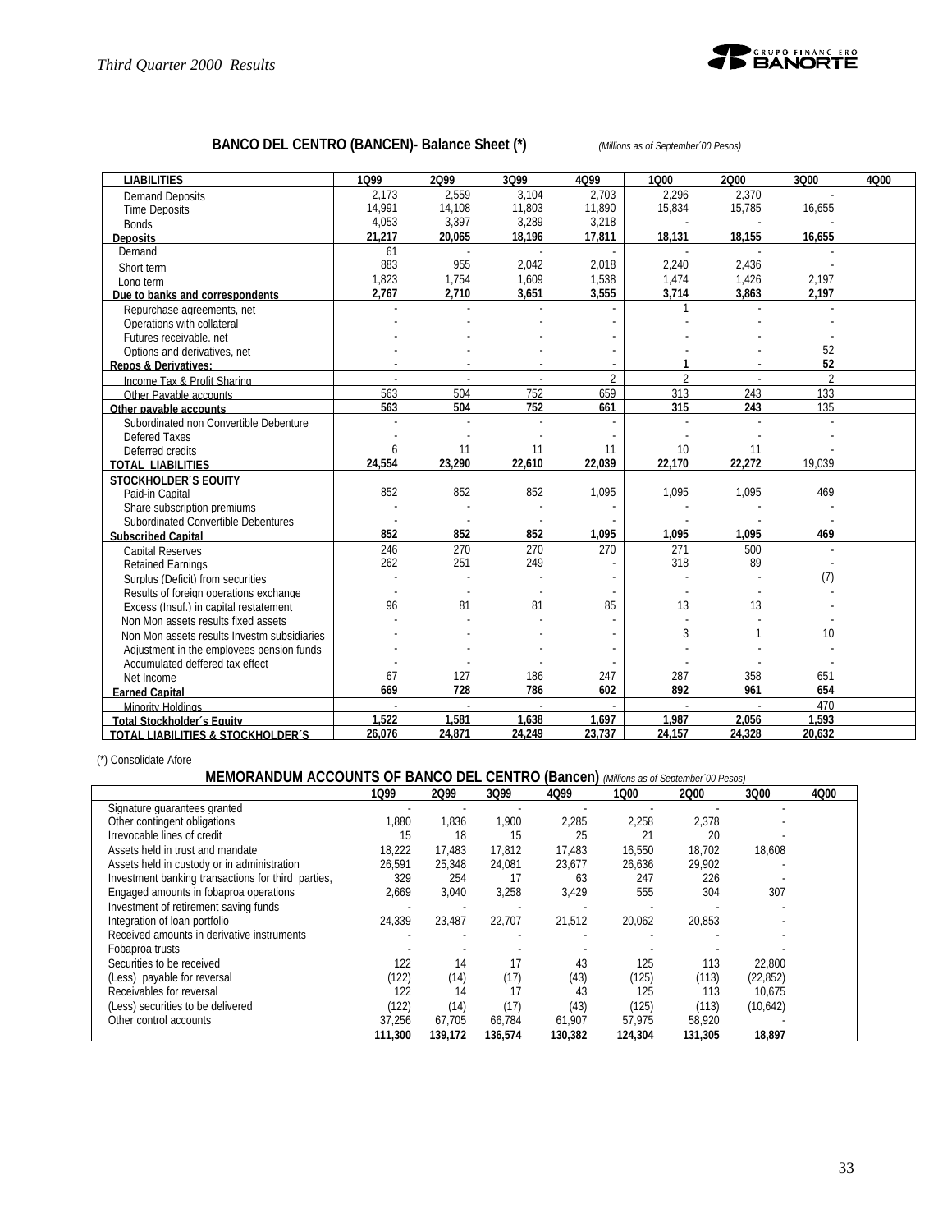## BANCO DEL CENTRO (BANCEN)- Balance Sheet (*) *(Millions as of September´00 Pesos)*

| LIABILITIES | 1Q99 | 2Q99 | 3Q99 | 4Q99 | 1Q00 | 2Q00 | 3Q00 | 4Q00 |
|---|---|---|---|---|---|---|---|---|
| Demand Deposits | 2,173 | 2,559 | 3,104 | 2,703 | 2,296 | 2,370 | - | |
| Time Deposits | 14,991 | 14,108 | 11,803 | 11,890 | 15,834 | 15,785 | 16,655 | |
| Bonds | 4,053 | 3,397 | 3,289 | 3,218 | - | - | - | |
| **Deposits** | **21,217** | **20,065** | **18,196** | **17,811** | **18,131** | **18,155** | **16,655** | |
| Demand | 61 | - | - | - | - | - | - | |
| Short term | 883 | 955 | 2,042 | 2,018 | 2,240 | 2,436 | - | |
| Long term | 1,823 | 1,754 | 1,609 | 1,538 | 1,474 | 1,426 | 2,197 | |
| **Due to banks and correspondents** | **2,767** | **2,710** | **3,651** | **3,555** | **3,714** | **3,863** | **2,197** | |
| Repurchase agreements, net | - | - | - | - | 1 | - | - | |
| Operations with collateral | - | - | - | - | - | - | - | |
| Futures receivable, net | - | - | - | - | - | - | - | |
| Options and derivatives, net | - | - | - | - | - | - | 52 | |
| **Repos & Derivatives:** | **-** | **-** | **-** | **-** | **1** | **-** | **52** | |
| Income Tax & Profit Sharing | - | - | - | 2 | 2 | - | 2 | |
| Other Payable accounts | 563 | 504 | 752 | 659 | 313 | 243 | 133 | |
| **Other payable accounts** | **563** | **504** | **752** | **661** | **315** | **243** | **135** | |
| Subordinated non Convertible Debenture | - | - | - | - | - | - | - | |
| Defered Taxes | - | - | - | - | - | - | - | |
| Deferred credits | 6 | 11 | 11 | 11 | 10 | 11 | - | |
| **TOTAL LIABILITIES** | **24,554** | **23,290** | **22,610** | **22,039** | **22,170** | **22,272** | 19,039 | |
| **STOCKHOLDER´S EQUITY** | | | | | | | | |
| Paid-in Capital | 852 | 852 | 852 | 1,095 | 1,095 | 1,095 | 469 | |
| Share subscription premiums | - | - | - | - | - | - | - | |
| Subordinated Convertible Debentures | - | - | - | - | - | - | - | |
| **Subscribed Capital** | **852** | **852** | **852** | **1,095** | **1,095** | **1,095** | **469** | |
| Capital Reserves | 246 | 270 | 270 | 270 | 271 | 500 | - | |
| Retained Earnings | 262 | 251 | 249 | - | 318 | 89 | - | |
| Surplus (Deficit) from securities | - | - | - | - | - | - | (7) | |
| Results of foreign operations exchange | - | - | - | - | - | - | - | |
| Excess (Insuf.) in capital restatement | 96 | 81 | 81 | 85 | 13 | 13 | - | |
| Non Mon assets results fixed assets | - | - | - | - | - | - | - | |
| Non Mon assets results Investm subsidiaries | - | - | - | - | 3 | 1 | 10 | |
| Adjustment in the employees pension funds | - | - | - | - | - | - | - | |
| Accumulated deffered tax effect | - | - | - | - | - | - | - | |
| Net Income | 67 | 127 | 186 | 247 | 287 | 358 | 651 | |
| **Earned Capital** | **669** | **728** | **786** | **602** | **892** | **961** | **654** | |
| Minority Holdings | - | - | - | - | - | - | 470 | |
| **Total Stockholder´s Equity** | **1,522** | **1,581** | **1,638** | **1,697** | **1,987** | **2,056** | **1,593** | |
| **TOTAL LIABILITIES & STOCKHOLDER´S** | **26,076** | **24,871** | **24,249** | **23,737** | **24,157** | **24,328** | **20,632** | |

(*) Consolidate Afore

## MEMORANDUM ACCOUNTS OF BANCO DEL CENTRO (Bancen) *(Millions as of September´00 Pesos)*

| | 1Q99 | 2Q99 | 3Q99 | 4Q99 | 1Q00 | 2Q00 | 3Q00 | 4Q00 |
|---|---|---|---|---|---|---|---|---|
| Signature guarantees granted | - | - | - | - | - | - | - | |
| Other contingent obligations | 1,880 | 1,836 | 1,900 | 2,285 | 2,258 | 2,378 | - | |
| Irrevocable lines of credit | 15 | 18 | 15 | 25 | 21 | 20 | - | |
| Assets held in trust and mandate | 18,222 | 17,483 | 17,812 | 17,483 | 16,550 | 18,702 | 18,608 | |
| Assets held in custody or in administration | 26,591 | 25,348 | 24,081 | 23,677 | 26,636 | 29,902 | - | |
| Investment banking transactions for third parties, | 329 | 254 | 17 | 63 | 247 | 226 | - | |
| Engaged amounts in fobaproa operations | 2,669 | 3,040 | 3,258 | 3,429 | 555 | 304 | 307 | |
| Investment of retirement saving funds | - | - | - | - | - | - | - | |
| Integration of loan portfolio | 24,339 | 23,487 | 22,707 | 21,512 | 20,062 | 20,853 | - | |
| Received amounts in derivative instruments | - | - | - | - | - | - | - | |
| Fobaproa trusts | - | - | - | - | - | - | - | |
| Securities to be received | 122 | 14 | 17 | 43 | 125 | 113 | 22,800 | |
| (Less) payable for reversal | (122) | (14) | (17) | (43) | (125) | (113) | (22,852) | |
| Receivables for reversal | 122 | 14 | 17 | 43 | 125 | 113 | 10,675 | |
| (Less) securities to be delivered | (122) | (14) | (17) | (43) | (125) | (113) | (10,642) | |
| Other control accounts | 37,256 | 67,705 | 66,784 | 61,907 | 57,975 | 58,920 | - | |
| | **111,300** | **139,172** | **136,574** | **130,382** | **124,304** | **131,305** | **18,897** | |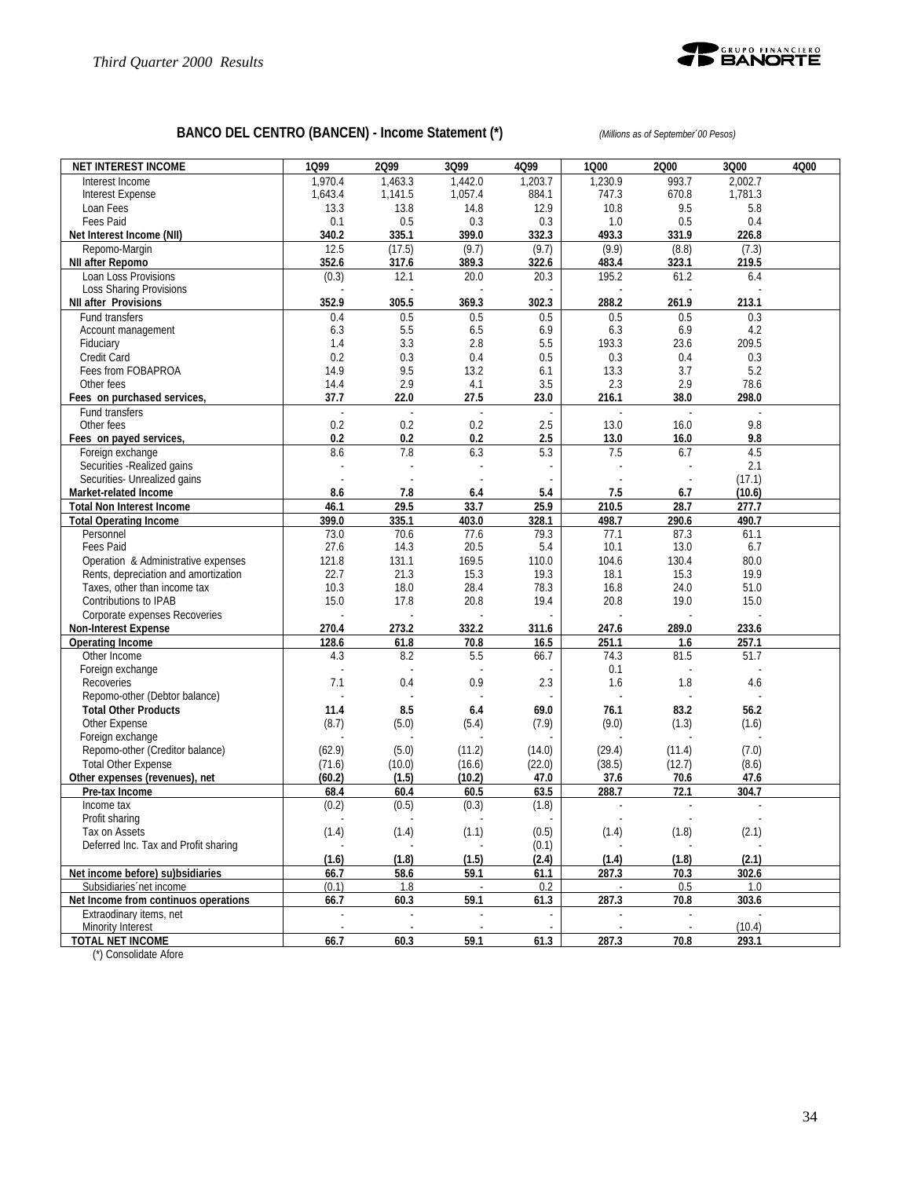## BANCO DEL CENTRO (BANCEN) - Income Statement (*)

*(Millions as of September´00 Pesos)*

| NET INTEREST INCOME | 1Q99 | 2Q99 | 3Q99 | 4Q99 | 1Q00 | 2Q00 | 3Q00 | 4Q00 |
|---|---|---|---|---|---|---|---|---|
| Interest Income | 1,970.4 | 1,463.3 | 1,442.0 | 1,203.7 | 1,230.9 | 993.7 | 2,002.7 | |
| Interest Expense | 1,643.4 | 1,141.5 | 1,057.4 | 884.1 | 747.3 | 670.8 | 1,781.3 | |
| Loan Fees | 13.3 | 13.8 | 14.8 | 12.9 | 10.8 | 9.5 | 5.8 | |
| Fees Paid | 0.1 | 0.5 | 0.3 | 0.3 | 1.0 | 0.5 | 0.4 | |
| **Net Interest Income (NII)** | **340.2** | **335.1** | **399.0** | **332.3** | **493.3** | **331.9** | **226.8** | |
| Repomo-Margin | 12.5 | (17.5) | (9.7) | (9.7) | (9.9) | (8.8) | (7.3) | |
| **NII after Repomo** | **352.6** | **317.6** | **389.3** | **322.6** | **483.4** | **323.1** | **219.5** | |
| Loan Loss Provisions | (0.3) | 12.1 | 20.0 | 20.3 | 195.2 | 61.2 | 6.4 | |
| Loss Sharing Provisions | - | - | - | - | - | - | - | |
| **NII after Provisions** | **352.9** | **305.5** | **369.3** | **302.3** | **288.2** | **261.9** | **213.1** | |
| Fund transfers | 0.4 | 0.5 | 0.5 | 0.5 | 0.5 | 0.5 | 0.3 | |
| Account management | 6.3 | 5.5 | 6.5 | 6.9 | 6.3 | 6.9 | 4.2 | |
| Fiduciary | 1.4 | 3.3 | 2.8 | 5.5 | 193.3 | 23.6 | 209.5 | |
| Credit Card | 0.2 | 0.3 | 0.4 | 0.5 | 0.3 | 0.4 | 0.3 | |
| Fees from FOBAPROA | 14.9 | 9.5 | 13.2 | 6.1 | 13.3 | 3.7 | 5.2 | |
| Other fees | 14.4 | 2.9 | 4.1 | 3.5 | 2.3 | 2.9 | 78.6 | |
| **Fees on purchased services,** | **37.7** | **22.0** | **27.5** | **23.0** | **216.1** | **38.0** | **298.0** | |
| Fund transfers | - | - | - | - | - | - | - | |
| Other fees | 0.2 | 0.2 | 0.2 | 2.5 | 13.0 | 16.0 | 9.8 | |
| **Fees on payed services,** | **0.2** | **0.2** | **0.2** | **2.5** | **13.0** | **16.0** | **9.8** | |
| Foreign exchange | 8.6 | 7.8 | 6.3 | 5.3 | 7.5 | 6.7 | 4.5 | |
| Securities -Realized gains | - | - | - | - | - | - | 2.1 | |
| Securities- Unrealized gains | - | - | - | - | - | - | (17.1) | |
| **Market-related Income** | **8.6** | **7.8** | **6.4** | **5.4** | **7.5** | **6.7** | **(10.6)** | |
| **Total Non Interest Income** | **46.1** | **29.5** | **33.7** | **25.9** | **210.5** | **28.7** | **277.7** | |
| **Total Operating Income** | **399.0** | **335.1** | **403.0** | **328.1** | **498.7** | **290.6** | **490.7** | |
| Personnel | 73.0 | 70.6 | 77.6 | 79.3 | 77.1 | 87.3 | 61.1 | |
| Fees Paid | 27.6 | 14.3 | 20.5 | 5.4 | 10.1 | 13.0 | 6.7 | |
| Operation & Administrative expenses | 121.8 | 131.1 | 169.5 | 110.0 | 104.6 | 130.4 | 80.0 | |
| Rents, depreciation and amortization | 22.7 | 21.3 | 15.3 | 19.3 | 18.1 | 15.3 | 19.9 | |
| Taxes, other than income tax | 10.3 | 18.0 | 28.4 | 78.3 | 16.8 | 24.0 | 51.0 | |
| Contributions to IPAB | 15.0 | 17.8 | 20.8 | 19.4 | 20.8 | 19.0 | 15.0 | |
| Corporate expenses Recoveries | - | - | - | - | - | - | - | |
| **Non-Interest Expense** | **270.4** | **273.2** | **332.2** | **311.6** | **247.6** | **289.0** | **233.6** | |
| **Operating Income** | **128.6** | **61.8** | **70.8** | **16.5** | **251.1** | **1.6** | **257.1** | |
| Other Income | 4.3 | 8.2 | 5.5 | 66.7 | 74.3 | 81.5 | 51.7 | |
| Foreign exchange | - | - | - | - | 0.1 | - | - | |
| Recoveries | 7.1 | 0.4 | 0.9 | 2.3 | 1.6 | 1.8 | 4.6 | |
| Repomo-other (Debtor balance) | - | - | - | - | - | - | - | |
| **Total Other Products** | **11.4** | **8.5** | **6.4** | **69.0** | **76.1** | **83.2** | **56.2** | |
| Other Expense | (8.7) | (5.0) | (5.4) | (7.9) | (9.0) | (1.3) | (1.6) | |
| Foreign exchange | - | - | - | - | - | - | - | |
| Repomo-other (Creditor balance) | (62.9) | (5.0) | (11.2) | (14.0) | (29.4) | (11.4) | (7.0) | |
| Total Other Expense | (71.6) | (10.0) | (16.6) | (22.0) | (38.5) | (12.7) | (8.6) | |
| **Other expenses (revenues), net** | **(60.2)** | **(1.5)** | **(10.2)** | **47.0** | **37.6** | **70.6** | **47.6** | |
| **Pre-tax Income** | **68.4** | **60.4** | **60.5** | **63.5** | **288.7** | **72.1** | **304.7** | |
| Income tax | (0.2) | (0.5) | (0.3) | (1.8) | - | - | - | |
| Profit sharing | - | - | - | - | - | - | - | |
| Tax on Assets | (1.4) | (1.4) | (1.1) | (0.5) | (1.4) | (1.8) | (2.1) | |
| Deferred Inc. Tax and Profit sharing | - | - | - | (0.1) | - | - | - | |
| | **(1.6)** | **(1.8)** | **(1.5)** | **(2.4)** | **(1.4)** | **(1.8)** | **(2.1)** | |
| **Net income before) su)bsidiaries** | **66.7** | **58.6** | **59.1** | **61.1** | **287.3** | **70.3** | **302.6** | |
| Subsidiaries´net income | (0.1) | 1.8 | - | 0.2 | - | 0.5 | 1.0 | |
| **Net Income from continuos operations** | **66.7** | **60.3** | **59.1** | **61.3** | **287.3** | **70.8** | **303.6** | |
| Extraodinary items, net | - | - | - | - | - | - | - | |
| Minority Interest | - | - | - | - | - | - | (10.4) | |
| **TOTAL NET INCOME** | **66.7** | **60.3** | **59.1** | **61.3** | **287.3** | **70.8** | **293.1** | |

(*) Consolidate Afore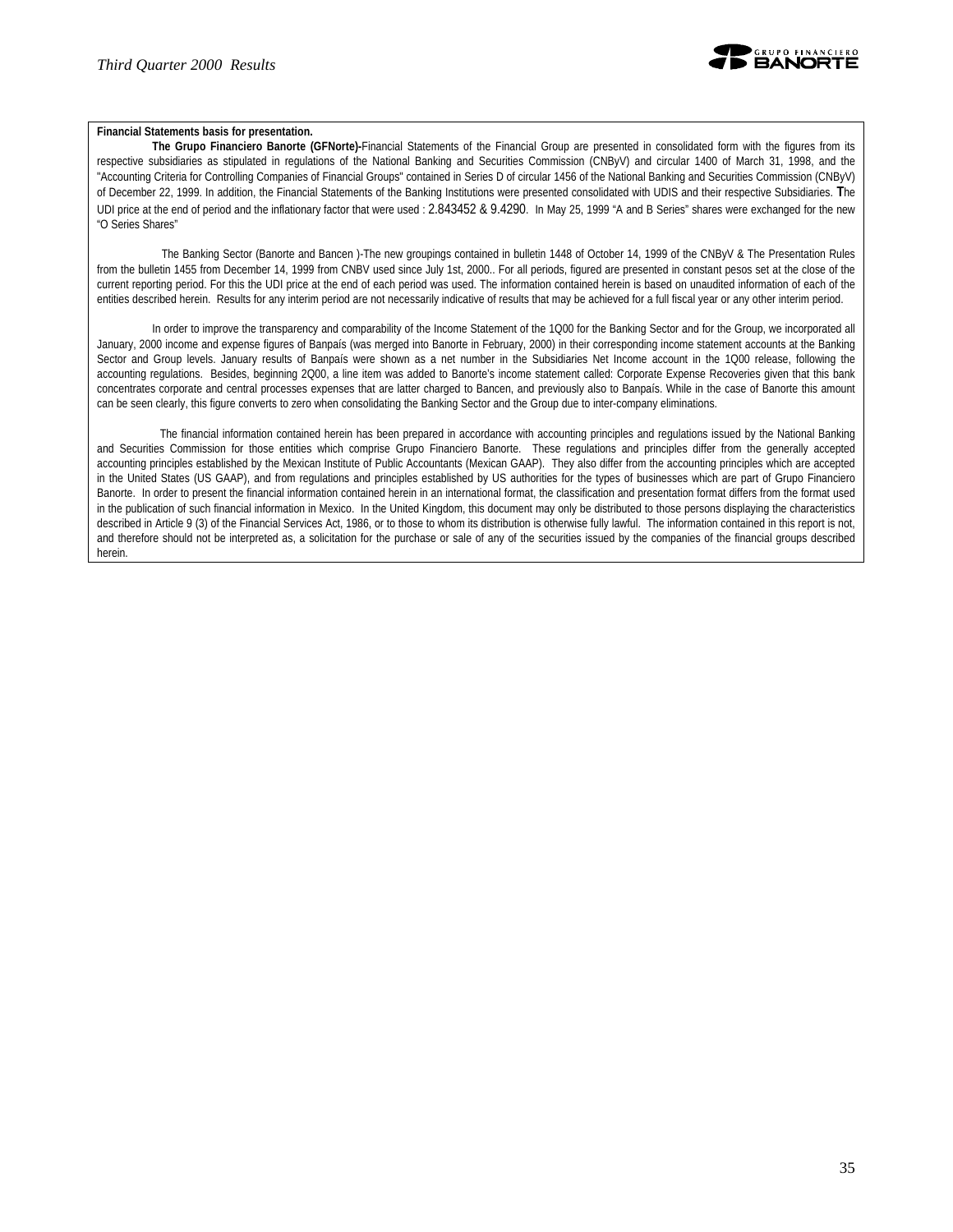**Financial Statements basis for presentation.**

**The Grupo Financiero Banorte (GFNorte)-**Financial Statements of the Financial Group are presented in consolidated form with the figures from its respective subsidiaries as stipulated in regulations of the National Banking and Securities Commission (CNByV) and circular 1400 of March 31, 1998, and the "Accounting Criteria for Controlling Companies of Financial Groups" contained in Series D of circular 1456 of the National Banking and Securities Commission (CNByV) of December 22, 1999. In addition, the Financial Statements of the Banking Institutions were presented consolidated with UDIS and their respective Subsidiaries. **T**he UDI price at the end of period and the inflationary factor that were used : 2.843452 & 9.4290. In May 25, 1999 "A and B Series" shares were exchanged for the new "O Series Shares"

The Banking Sector (Banorte and Bancen )-The new groupings contained in bulletin 1448 of October 14, 1999 of the CNByV & The Presentation Rules from the bulletin 1455 from December 14, 1999 from CNBV used since July 1st, 2000.. For all periods, figured are presented in constant pesos set at the close of the current reporting period. For this the UDI price at the end of each period was used. The information contained herein is based on unaudited information of each of the entities described herein. Results for any interim period are not necessarily indicative of results that may be achieved for a full fiscal year or any other interim period.

In order to improve the transparency and comparability of the Income Statement of the 1Q00 for the Banking Sector and for the Group, we incorporated all January, 2000 income and expense figures of Banpaís (was merged into Banorte in February, 2000) in their corresponding income statement accounts at the Banking Sector and Group levels. January results of Banpaís were shown as a net number in the Subsidiaries Net Income account in the 1Q00 release, following the accounting regulations. Besides, beginning 2Q00, a line item was added to Banorte's income statement called: Corporate Expense Recoveries given that this bank concentrates corporate and central processes expenses that are latter charged to Bancen, and previously also to Banpaís. While in the case of Banorte this amount can be seen clearly, this figure converts to zero when consolidating the Banking Sector and the Group due to inter-company eliminations.

The financial information contained herein has been prepared in accordance with accounting principles and regulations issued by the National Banking and Securities Commission for those entities which comprise Grupo Financiero Banorte. These regulations and principles differ from the generally accepted accounting principles established by the Mexican Institute of Public Accountants (Mexican GAAP). They also differ from the accounting principles which are accepted in the United States (US GAAP), and from regulations and principles established by US authorities for the types of businesses which are part of Grupo Financiero Banorte. In order to present the financial information contained herein in an international format, the classification and presentation format differs from the format used in the publication of such financial information in Mexico. In the United Kingdom, this document may only be distributed to those persons displaying the characteristics described in Article 9 (3) of the Financial Services Act, 1986, or to those to whom its distribution is otherwise fully lawful. The information contained in this report is not, and therefore should not be interpreted as, a solicitation for the purchase or sale of any of the securities issued by the companies of the financial groups described herein.